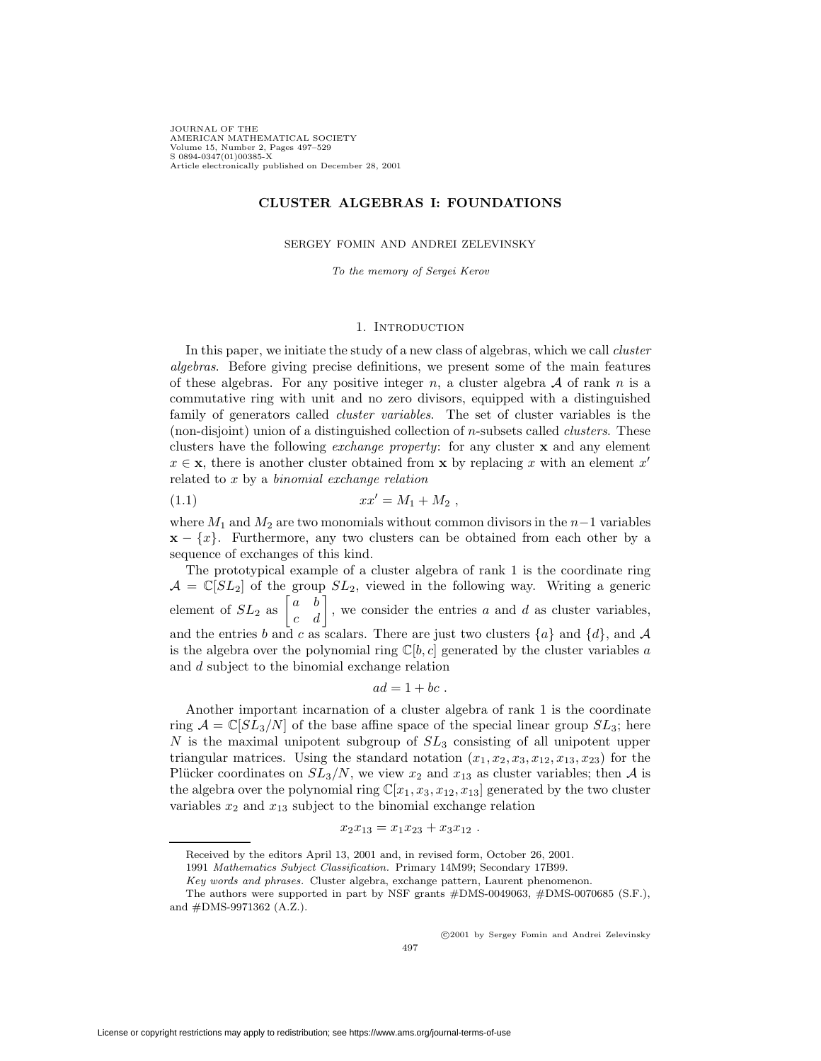# CLUSTER ALGEBRAS I: FOUNDATIONS

SERGEY FOMIN AND ANDREI ZELEVINSKY

*To the memory of Sergei Kerov*

## 1. Introduction

In this paper, we initiate the study of a new class of algebras, which we call *cluster algebras*. Before giving precise definitions, we present some of the main features of these algebras. For any positive integer $n$, a cluster algebra $\mathcal{A}$ of rank $n$ is a commutative ring with unit and no zero divisors, equipped with a distinguished family of generators called *cluster variables*. The set of cluster variables is the (non-disjoint) union of a distinguished collection of $n$-subsets called *clusters*. These clusters have the following *exchange property*: for any cluster $\mathbf{x}$ and any element $x \in \mathbf{x}$, there is another cluster obtained from $\mathbf{x}$ by replacing $x$ with an element $x'$ related to $x$ by a *binomial exchange relation*

$$xx' = M_1 + M_2 \ , \tag{1.1}$$

where $M_1$ and $M_2$ are two monomials without common divisors in the $n-1$ variables $\mathbf{x} - \{x\}$. Furthermore, any two clusters can be obtained from each other by a sequence of exchanges of this kind.

The prototypical example of a cluster algebra of rank 1 is the coordinate ring $\mathcal{A} = \mathbb{C}[SL_2]$ of the group $SL_2$, viewed in the following way. Writing a generic element of $SL_2$ as $\begin{bmatrix} a & b \\ c & d \end{bmatrix}$, we consider the entries $a$ and $d$ as cluster variables, and the entries $b$ and $c$ as scalars. There are just two clusters $\{a\}$ and $\{d\}$, and $\mathcal{A}$ is the algebra over the polynomial ring $\mathbb{C}[b, c]$ generated by the cluster variables $a$ and $d$ subject to the binomial exchange relation

$$ad = 1 + bc \ .$$

Another important incarnation of a cluster algebra of rank 1 is the coordinate ring $\mathcal{A} = \mathbb{C}[SL_3/N]$ of the base affine space of the special linear group $SL_3$; here $N$ is the maximal unipotent subgroup of $SL_3$ consisting of all unipotent upper triangular matrices. Using the standard notation $(x_1, x_2, x_3, x_{12}, x_{13}, x_{23})$ for the Plücker coordinates on $SL_3/N$, we view $x_2$ and $x_{13}$ as cluster variables; then $\mathcal{A}$ is the algebra over the polynomial ring $\mathbb{C}[x_1, x_3, x_{12}, x_{13}]$ generated by the two cluster variables $x_2$ and $x_{13}$ subject to the binomial exchange relation

$$x_2 x_{13} = x_1 x_{23} + x_3 x_{12} \ .$$

---

Received by the editors April 13, 2001 and, in revised form, October 26, 2001.

1991 *Mathematics Subject Classification.* Primary 14M99; Secondary 17B99.

*Key words and phrases.* Cluster algebra, exchange pattern, Laurent phenomenon.

The authors were supported in part by NSF grants #DMS-0049063, #DMS-0070685 (S.F.), and #DMS-9971362 (A.Z.).

©2001 by Sergey Fomin and Andrei Zelevinsky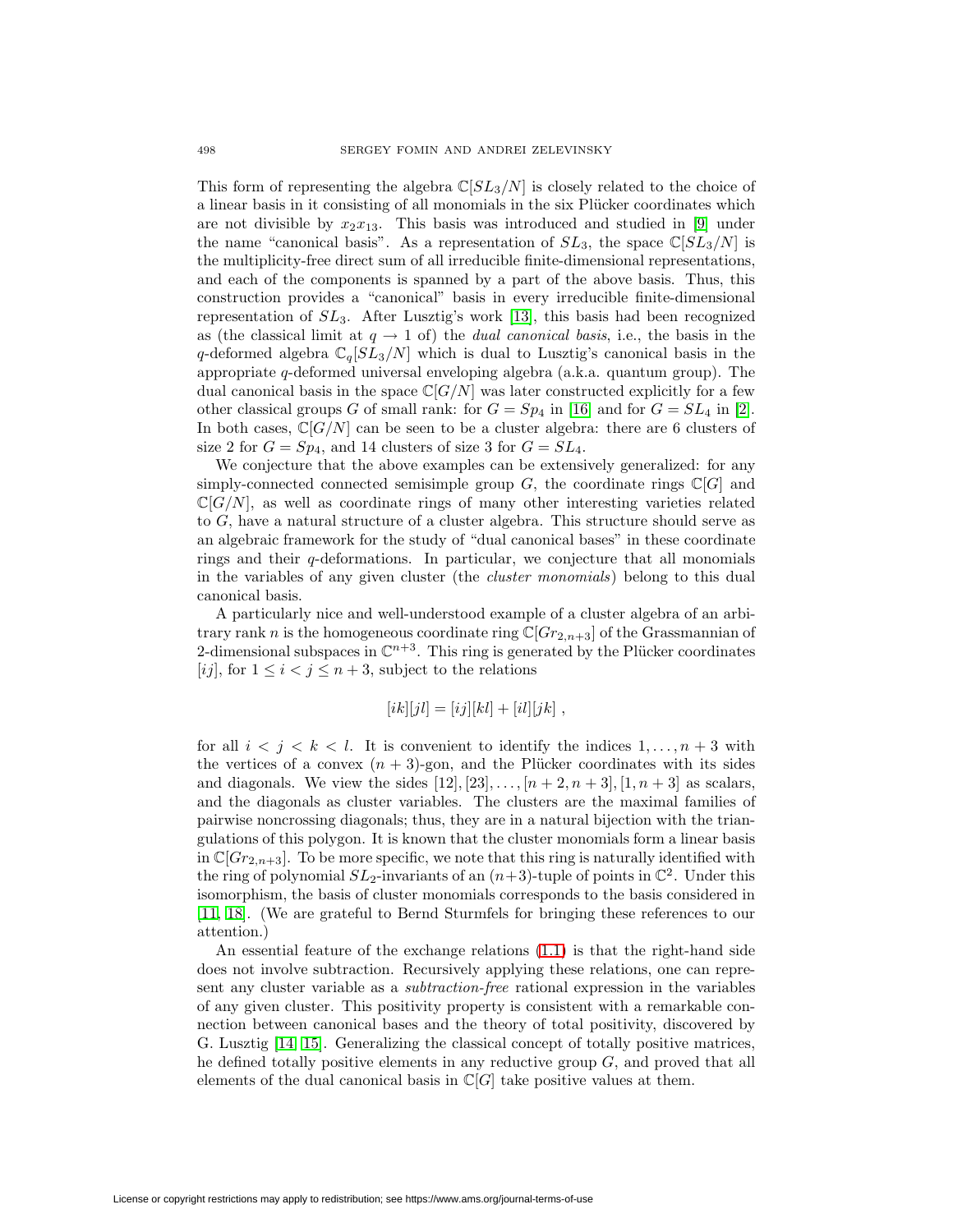This form of representing the algebra $\mathbb{C}[SL_3/N]$ is closely related to the choice of a linear basis in it consisting of all monomials in the six Plücker coordinates which are not divisible by $x_2 x_{13}$. This basis was introduced and studied in [9] under the name "canonical basis". As a representation of $SL_3$, the space $\mathbb{C}[SL_3/N]$ is the multiplicity-free direct sum of all irreducible finite-dimensional representations, and each of the components is spanned by a part of the above basis. Thus, this construction provides a "canonical" basis in every irreducible finite-dimensional representation of $SL_3$. After Lusztig's work [13], this basis had been recognized as (the classical limit at $q \to 1$ of) the *dual canonical basis*, i.e., the basis in the $q$-deformed algebra $\mathbb{C}_q[SL_3/N]$ which is dual to Lusztig's canonical basis in the appropriate $q$-deformed universal enveloping algebra (a.k.a. quantum group). The dual canonical basis in the space $\mathbb{C}[G/N]$ was later constructed explicitly for a few other classical groups $G$ of small rank: for $G = Sp_4$ in [16] and for $G = SL_4$ in [2]. In both cases, $\mathbb{C}[G/N]$ can be seen to be a cluster algebra: there are 6 clusters of size 2 for $G = Sp_4$, and 14 clusters of size 3 for $G = SL_4$.

We conjecture that the above examples can be extensively generalized: for any simply-connected connected semisimple group $G$, the coordinate rings $\mathbb{C}[G]$ and $\mathbb{C}[G/N]$, as well as coordinate rings of many other interesting varieties related to $G$, have a natural structure of a cluster algebra. This structure should serve as an algebraic framework for the study of "dual canonical bases" in these coordinate rings and their $q$-deformations. In particular, we conjecture that all monomials in the variables of any given cluster (the *cluster monomials*) belong to this dual canonical basis.

A particularly nice and well-understood example of a cluster algebra of an arbitrary rank $n$ is the homogeneous coordinate ring $\mathbb{C}[Gr_{2,n+3}]$ of the Grassmannian of 2-dimensional subspaces in $\mathbb{C}^{n+3}$. This ring is generated by the Plücker coordinates $[ij]$, for $1 \le i < j \le n+3$, subject to the relations

$$[ik][jl] = [ij][kl] + [il][jk] \ ,$$

for all $i < j < k < l$. It is convenient to identify the indices $1, \ldots, n+3$ with the vertices of a convex $(n+3)$-gon, and the Plücker coordinates with its sides and diagonals. We view the sides $[12], [23], \ldots, [n+2, n+3], [1, n+3]$ as scalars, and the diagonals as cluster variables. The clusters are the maximal families of pairwise noncrossing diagonals; thus, they are in a natural bijection with the triangulations of this polygon. It is known that the cluster monomials form a linear basis in $\mathbb{C}[Gr_{2,n+3}]$. To be more specific, we note that this ring is naturally identified with the ring of polynomial $SL_2$-invariants of an $(n+3)$-tuple of points in $\mathbb{C}^2$. Under this isomorphism, the basis of cluster monomials corresponds to the basis considered in [11, 18]. (We are grateful to Bernd Sturmfels for bringing these references to our attention.)

An essential feature of the exchange relations (1.1) is that the right-hand side does not involve subtraction. Recursively applying these relations, one can represent any cluster variable as a *subtraction-free* rational expression in the variables of any given cluster. This positivity property is consistent with a remarkable connection between canonical bases and the theory of total positivity, discovered by G. Lusztig [14, 15]. Generalizing the classical concept of totally positive matrices, he defined totally positive elements in any reductive group $G$, and proved that all elements of the dual canonical basis in $\mathbb{C}[G]$ take positive values at them.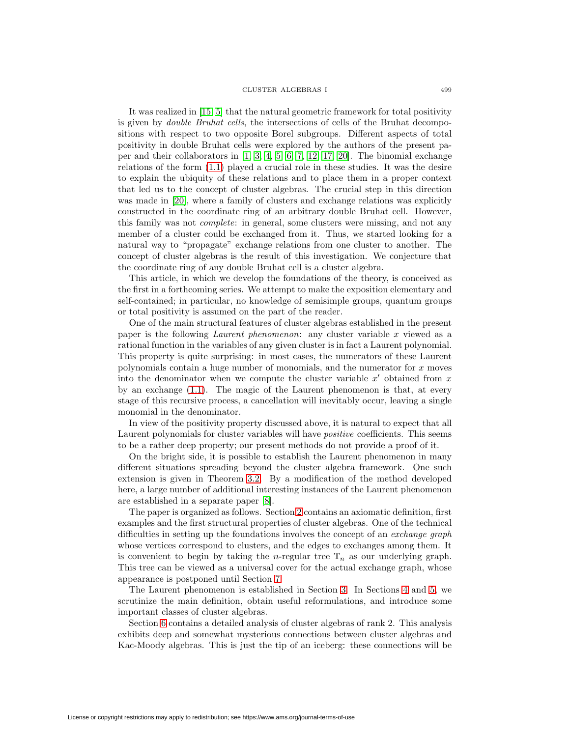It was realized in [15, 5] that the natural geometric framework for total positivity is given by *double Bruhat cells*, the intersections of cells of the Bruhat decompositions with respect to two opposite Borel subgroups. Different aspects of total positivity in double Bruhat cells were explored by the authors of the present paper and their collaborators in [1, 3, 4, 5, 6, 7, 12, 17, 20]. The binomial exchange relations of the form (1.1) played a crucial role in these studies. It was the desire to explain the ubiquity of these relations and to place them in a proper context that led us to the concept of cluster algebras. The crucial step in this direction was made in [20], where a family of clusters and exchange relations was explicitly constructed in the coordinate ring of an arbitrary double Bruhat cell. However, this family was not *complete*: in general, some clusters were missing, and not any member of a cluster could be exchanged from it. Thus, we started looking for a natural way to "propagate" exchange relations from one cluster to another. The concept of cluster algebras is the result of this investigation. We conjecture that the coordinate ring of any double Bruhat cell is a cluster algebra.

This article, in which we develop the foundations of the theory, is conceived as the first in a forthcoming series. We attempt to make the exposition elementary and self-contained; in particular, no knowledge of semisimple groups, quantum groups or total positivity is assumed on the part of the reader.

One of the main structural features of cluster algebras established in the present paper is the following *Laurent phenomenon*: any cluster variable $x$ viewed as a rational function in the variables of any given cluster is in fact a Laurent polynomial. This property is quite surprising: in most cases, the numerators of these Laurent polynomials contain a huge number of monomials, and the numerator for $x$ moves into the denominator when we compute the cluster variable $x'$ obtained from $x$ by an exchange (1.1). The magic of the Laurent phenomenon is that, at every stage of this recursive process, a cancellation will inevitably occur, leaving a single monomial in the denominator.

In view of the positivity property discussed above, it is natural to expect that all Laurent polynomials for cluster variables will have *positive* coefficients. This seems to be a rather deep property; our present methods do not provide a proof of it.

On the bright side, it is possible to establish the Laurent phenomenon in many different situations spreading beyond the cluster algebra framework. One such extension is given in Theorem 3.2. By a modification of the method developed here, a large number of additional interesting instances of the Laurent phenomenon are established in a separate paper [8].

The paper is organized as follows. Section 2 contains an axiomatic definition, first examples and the first structural properties of cluster algebras. One of the technical difficulties in setting up the foundations involves the concept of an *exchange graph* whose vertices correspond to clusters, and the edges to exchanges among them. It is convenient to begin by taking the $n$-regular tree $\mathbb{T}_n$ as our underlying graph. This tree can be viewed as a universal cover for the actual exchange graph, whose appearance is postponed until Section 7.

The Laurent phenomenon is established in Section 3. In Sections 4 and 5, we scrutinize the main definition, obtain useful reformulations, and introduce some important classes of cluster algebras.

Section 6 contains a detailed analysis of cluster algebras of rank 2. This analysis exhibits deep and somewhat mysterious connections between cluster algebras and Kac-Moody algebras. This is just the tip of an iceberg: these connections will be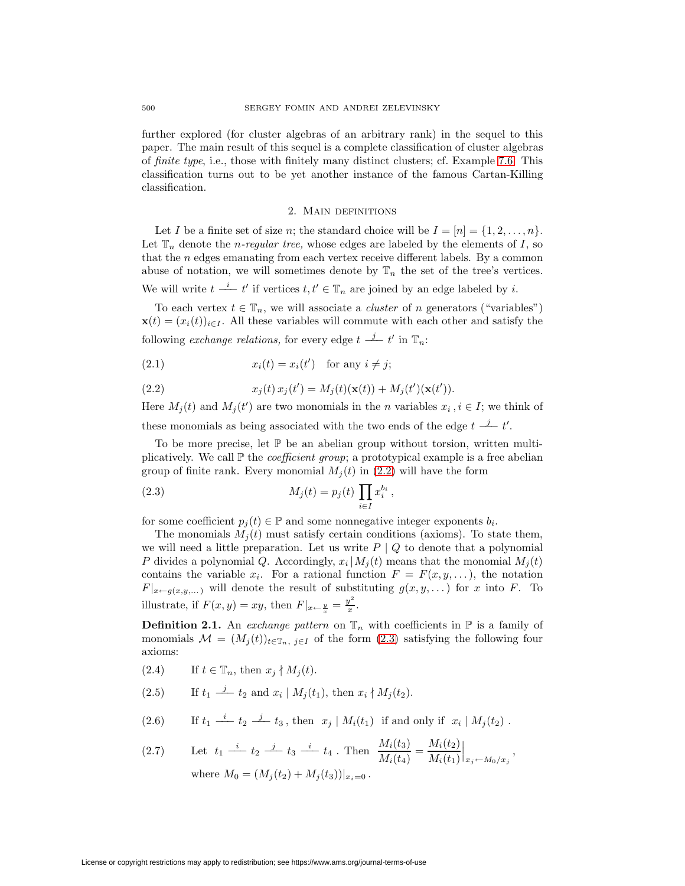further explored (for cluster algebras of an arbitrary rank) in the sequel to this paper. The main result of this sequel is a complete classification of cluster algebras of *finite type*, i.e., those with finitely many distinct clusters; cf. Example 7.6. This classification turns out to be yet another instance of the famous Cartan-Killing classification.

## 2. Main definitions

Let $I$ be a finite set of size $n$; the standard choice will be $I = [n] = \{1, 2, \ldots, n\}$. Let $\mathbb{T}_n$ denote the *n-regular tree,* whose edges are labeled by the elements of $I$, so that the $n$ edges emanating from each vertex receive different labels. By a common abuse of notation, we will sometimes denote by $\mathbb{T}_n$ the set of the tree's vertices. We will write $t \overset{i}{\text{———}} t'$ if vertices $t, t' \in \mathbb{T}_n$ are joined by an edge labeled by $i$.

To each vertex $t \in \mathbb{T}_n$, we will associate a *cluster* of $n$ generators ("variables") $\mathbf{x}(t) = (x_i(t))_{i \in I}$. All these variables will commute with each other and satisfy the following *exchange relations,* for every edge $t \overset{j}{\text{———}} t'$ in $\mathbb{T}_n$:

$$x_i(t) = x_i(t') \quad \text{for any } i \neq j; \tag{2.1}$$

$$x_j(t)\, x_j(t') = M_j(t)(\mathbf{x}(t)) + M_j(t')(\mathbf{x}(t')). \tag{2.2}$$

Here $M_j(t)$ and $M_j(t')$ are two monomials in the $n$ variables $x_i\,, i \in I$; we think of these monomials as being associated with the two ends of the edge $t \overset{j}{\text{———}} t'$.

To be more precise, let $\mathbb{P}$ be an abelian group without torsion, written multiplicatively. We call $\mathbb{P}$ the *coefficient group*; a prototypical example is a free abelian group of finite rank. Every monomial $M_j(t)$ in (2.2) will have the form

$$M_j(t) = p_j(t) \prod_{i \in I} x_i^{b_i}\,, \tag{2.3}$$

for some coefficient $p_j(t) \in \mathbb{P}$ and some nonnegative integer exponents $b_i$.

The monomials $M_j(t)$ must satisfy certain conditions (axioms). To state them, we will need a little preparation. Let us write $P \mid Q$ to denote that a polynomial $P$ divides a polynomial $Q$. Accordingly, $x_i \,|\, M_j(t)$ means that the monomial $M_j(t)$ contains the variable $x_i$. For a rational function $F = F(x, y, \ldots)$, the notation $F|_{x \leftarrow g(x,y,\ldots)}$ will denote the result of substituting $g(x, y, \ldots)$ for $x$ into $F$. To illustrate, if $F(x, y) = xy$, then $F|_{x \leftarrow \frac{y}{x}} = \frac{y^2}{x}$.

**Definition 2.1.** An *exchange pattern* on $\mathbb{T}_n$ with coefficients in $\mathbb{P}$ is a family of monomials $\mathcal{M} = (M_j(t))_{t \in \mathbb{T}_n,\, j \in I}$ of the form (2.3) satisfying the following four axioms:

(2.4) If $t \in \mathbb{T}_n$, then $x_j \nmid M_j(t)$.

(2.5) If $t_1 \overset{j}{\text{———}} t_2$ and $x_i \mid M_j(t_1)$, then $x_i \nmid M_j(t_2)$.

(2.6) If $t_1 \overset{i}{\text{———}} t_2 \overset{j}{\text{———}} t_3$, then $x_j \mid M_i(t_1)$ if and only if $x_i \mid M_j(t_2)$.

(2.7) Let $t_1 \overset{i}{\text{———}} t_2 \overset{j}{\text{———}} t_3 \overset{i}{\text{———}} t_4$. Then $\dfrac{M_i(t_3)}{M_i(t_4)} = \dfrac{M_i(t_2)}{M_i(t_1)}\Big|_{x_j \leftarrow M_0/x_j}$, where $M_0 = (M_j(t_2) + M_j(t_3))|_{x_i = 0}$.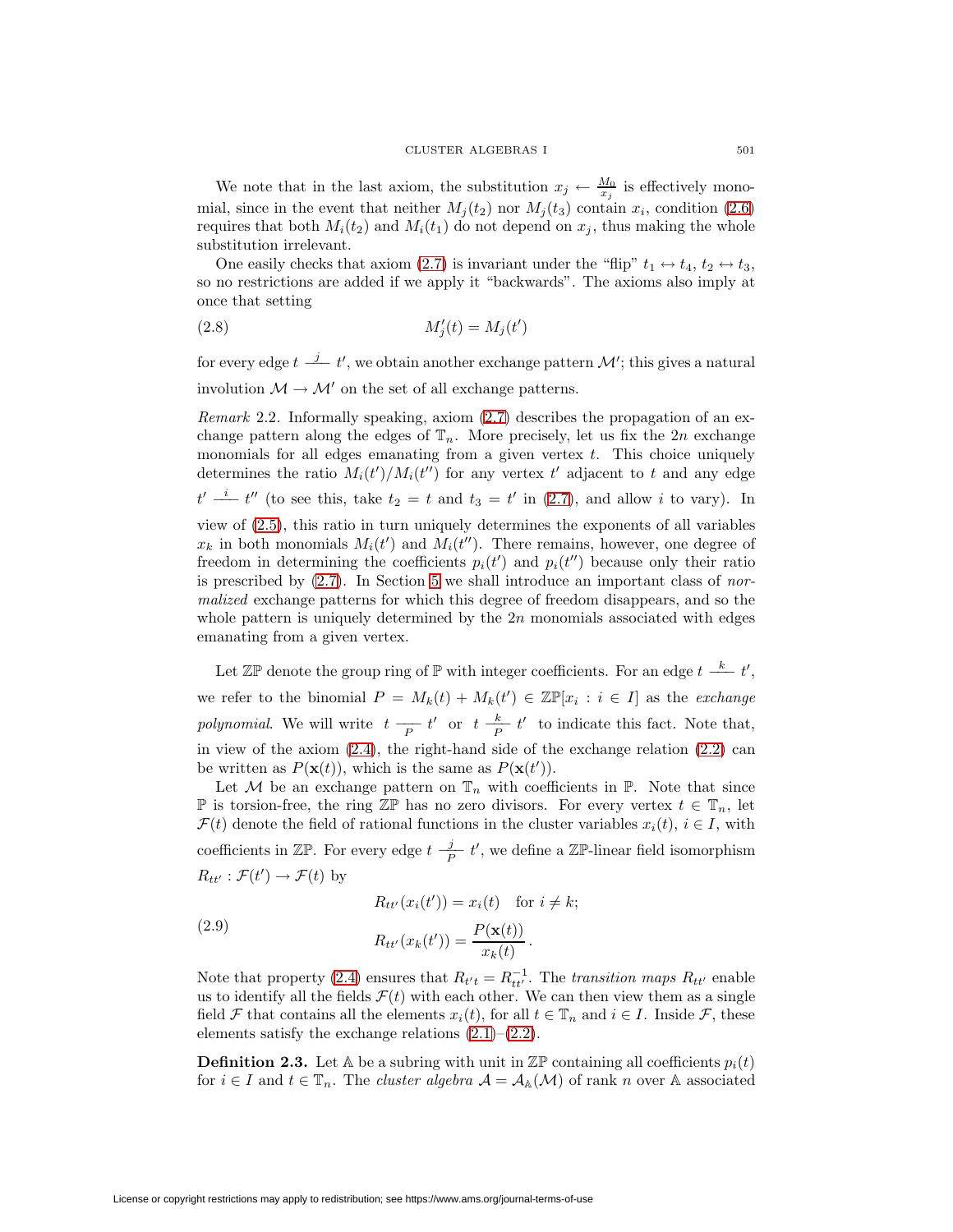We note that in the last axiom, the substitution $x_j \leftarrow \frac{M_0}{x_j}$ is effectively monomial, since in the event that neither $M_j(t_2)$ nor $M_j(t_3)$ contain $x_i$, condition (2.6) requires that both $M_i(t_2)$ and $M_i(t_1)$ do not depend on $x_j$, thus making the whole substitution irrelevant.

One easily checks that axiom (2.7) is invariant under the "flip" $t_1 \leftrightarrow t_4$, $t_2 \leftrightarrow t_3$, so no restrictions are added if we apply it "backwards". The axioms also imply at once that setting

$$M'_j(t) = M_j(t') \tag{2.8}$$

for every edge $t \overset{j}{\text{---}} t'$, we obtain another exchange pattern $\mathcal{M}'$; this gives a natural involution $\mathcal{M} \to \mathcal{M}'$ on the set of all exchange patterns.

*Remark* 2.2. Informally speaking, axiom (2.7) describes the propagation of an exchange pattern along the edges of $\mathbb{T}_n$. More precisely, let us fix the $2n$ exchange monomials for all edges emanating from a given vertex $t$. This choice uniquely determines the ratio $M_i(t')/M_i(t'')$ for any vertex $t'$ adjacent to $t$ and any edge $t' \overset{i}{\text{---}} t''$ (to see this, take $t_2 = t$ and $t_3 = t'$ in (2.7), and allow $i$ to vary). In view of (2.5), this ratio in turn uniquely determines the exponents of all variables $x_k$ in both monomials $M_i(t')$ and $M_i(t'')$. There remains, however, one degree of freedom in determining the coefficients $p_i(t')$ and $p_i(t'')$ because only their ratio is prescribed by (2.7). In Section 5 we shall introduce an important class of *normalized* exchange patterns for which this degree of freedom disappears, and so the whole pattern is uniquely determined by the $2n$ monomials associated with edges emanating from a given vertex.

Let $\mathbb{ZP}$ denote the group ring of $\mathbb{P}$ with integer coefficients. For an edge $t \overset{k}{\text{---}} t'$, we refer to the binomial $P = M_k(t) + M_k(t') \in \mathbb{ZP}[x_i : i \in I]$ as the *exchange polynomial*. We will write $t \underset{P}{\text{---}} t'$ or $t \underset{P}{\overset{k}{\text{---}}} t'$ to indicate this fact. Note that, in view of the axiom (2.4), the right-hand side of the exchange relation (2.2) can be written as $P(\mathbf{x}(t))$, which is the same as $P(\mathbf{x}(t'))$.

Let $\mathcal{M}$ be an exchange pattern on $\mathbb{T}_n$ with coefficients in $\mathbb{P}$. Note that since $\mathbb{P}$ is torsion-free, the ring $\mathbb{ZP}$ has no zero divisors. For every vertex $t \in \mathbb{T}_n$, let $\mathcal{F}(t)$ denote the field of rational functions in the cluster variables $x_i(t)$, $i \in I$, with coefficients in $\mathbb{ZP}$. For every edge $t \underset{P}{\overset{j}{\text{---}}} t'$, we define a $\mathbb{ZP}$-linear field isomorphism $R_{tt'} : \mathcal{F}(t') \to \mathcal{F}(t)$ by

$$\begin{aligned} R_{tt'}(x_i(t')) &= x_i(t) \quad \text{for } i \neq k; \\ R_{tt'}(x_k(t')) &= \frac{P(\mathbf{x}(t))}{x_k(t)}\,. \end{aligned} \tag{2.9}$$

Note that property (2.4) ensures that $R_{t't} = R_{tt'}^{-1}$. The *transition maps* $R_{tt'}$ enable us to identify all the fields $\mathcal{F}(t)$ with each other. We can then view them as a single field $\mathcal{F}$ that contains all the elements $x_i(t)$, for all $t \in \mathbb{T}_n$ and $i \in I$. Inside $\mathcal{F}$, these elements satisfy the exchange relations (2.1)–(2.2).

**Definition 2.3.** Let $\mathbb{A}$ be a subring with unit in $\mathbb{ZP}$ containing all coefficients $p_i(t)$ for $i \in I$ and $t \in \mathbb{T}_n$. The *cluster algebra* $\mathcal{A} = \mathcal{A}_{\mathbb{A}}(\mathcal{M})$ of rank $n$ over $\mathbb{A}$ associated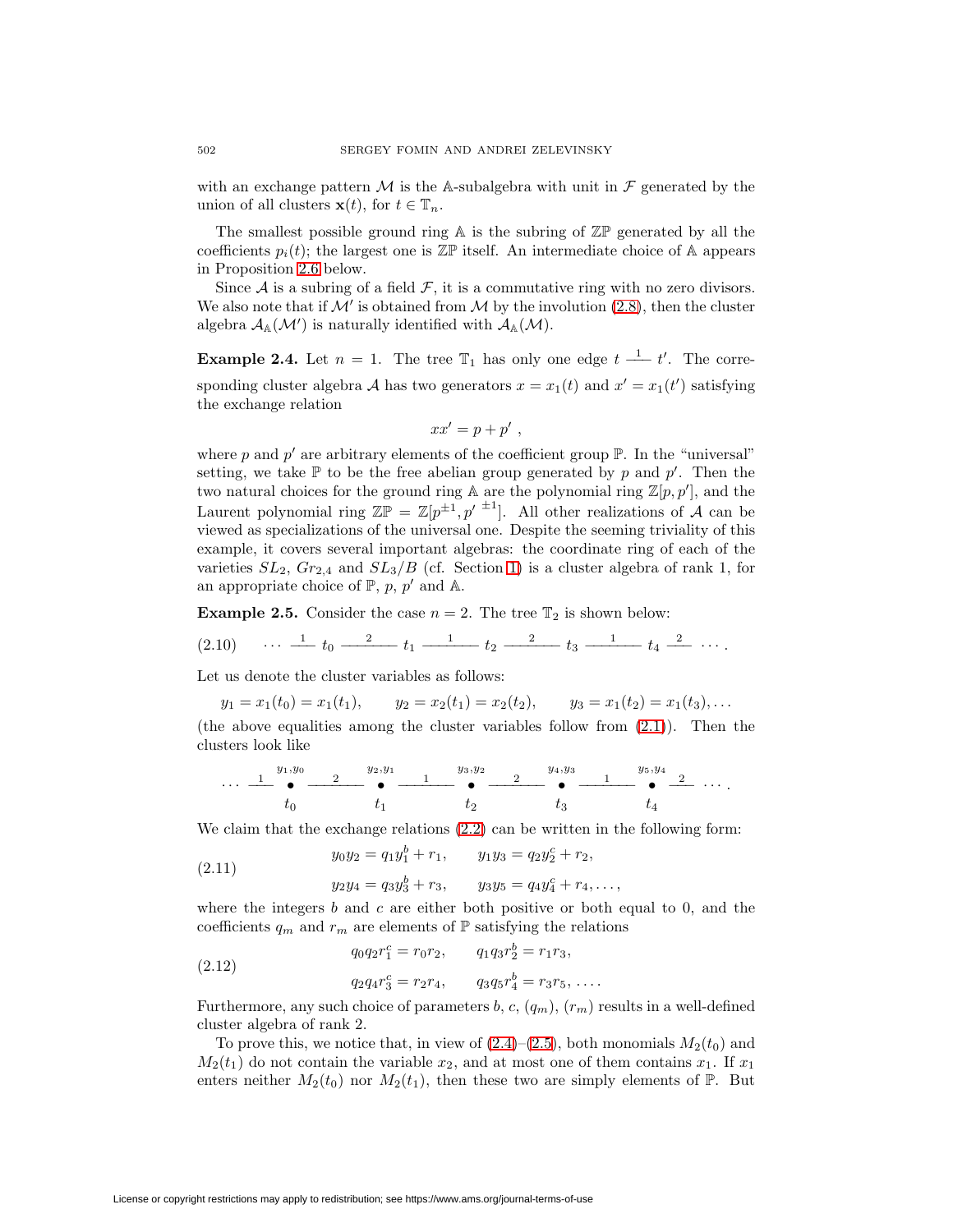with an exchange pattern $\mathcal{M}$ is the $\mathbb{A}$-subalgebra with unit in $\mathcal{F}$ generated by the union of all clusters $\mathbf{x}(t)$, for $t \in \mathbb{T}_n$.

The smallest possible ground ring $\mathbb{A}$ is the subring of $\mathbb{ZP}$ generated by all the coefficients $p_i(t)$; the largest one is $\mathbb{ZP}$ itself. An intermediate choice of $\mathbb{A}$ appears in Proposition 2.6 below.

Since $\mathcal{A}$ is a subring of a field $\mathcal{F}$, it is a commutative ring with no zero divisors. We also note that if $\mathcal{M}'$ is obtained from $\mathcal{M}$ by the involution (2.8), then the cluster algebra $\mathcal{A}_{\mathbb{A}}(\mathcal{M}')$ is naturally identified with $\mathcal{A}_{\mathbb{A}}(\mathcal{M})$.

**Example 2.4.** Let $n = 1$. The tree $\mathbb{T}_1$ has only one edge $t \overset{1}{\text{——}} t'$. The corresponding cluster algebra $\mathcal{A}$ has two generators $x = x_1(t)$ and $x' = x_1(t')$ satisfying the exchange relation

$$xx' = p + p' \ ,$$

where $p$ and $p'$ are arbitrary elements of the coefficient group $\mathbb{P}$. In the "universal" setting, we take $\mathbb{P}$ to be the free abelian group generated by $p$ and $p'$. Then the two natural choices for the ground ring $\mathbb{A}$ are the polynomial ring $\mathbb{Z}[p, p']$, and the Laurent polynomial ring $\mathbb{ZP} = \mathbb{Z}[p^{\pm 1}, p'^{\pm 1}]$. All other realizations of $\mathcal{A}$ can be viewed as specializations of the universal one. Despite the seeming triviality of this example, it covers several important algebras: the coordinate ring of each of the varieties $SL_2$, $Gr_{2,4}$ and $SL_3/B$ (cf. Section 1) is a cluster algebra of rank 1, for an appropriate choice of $\mathbb{P}$, $p$, $p'$ and $\mathbb{A}$.

**Example 2.5.** Consider the case $n = 2$. The tree $\mathbb{T}_2$ is shown below:

$$\cdots \overset{1}{\text{——}} t_0 \overset{2}{\text{———}} t_1 \overset{1}{\text{———}} t_2 \overset{2}{\text{———}} t_3 \overset{1}{\text{———}} t_4 \overset{2}{\text{——}} \cdots . \tag{2.10}$$

Let us denote the cluster variables as follows:

$$y_1 = x_1(t_0) = x_1(t_1), \qquad y_2 = x_2(t_1) = x_2(t_2), \qquad y_3 = x_1(t_2) = x_1(t_3), \ldots$$

(the above equalities among the cluster variables follow from (2.1)). Then the clusters look like

$$\cdots \overset{1}{\text{——}} \underset{t_0}{\overset{y_1, y_0}{\bullet}} \overset{2}{\text{———}} \underset{t_1}{\overset{y_2, y_1}{\bullet}} \overset{1}{\text{———}} \underset{t_2}{\overset{y_3, y_2}{\bullet}} \overset{2}{\text{———}} \underset{t_3}{\overset{y_4, y_3}{\bullet}} \overset{1}{\text{———}} \underset{t_4}{\overset{y_5, y_4}{\bullet}} \overset{2}{\text{——}} \cdots .$$

We claim that the exchange relations (2.2) can be written in the following form:

$$\begin{aligned} y_0 y_2 &= q_1 y_1^b + r_1, \qquad y_1 y_3 = q_2 y_2^c + r_2, \\ y_2 y_4 &= q_3 y_3^b + r_3, \qquad y_3 y_5 = q_4 y_4^c + r_4, \ldots, \end{aligned} \tag{2.11}$$

where the integers $b$ and $c$ are either both positive or both equal to 0, and the coefficients $q_m$ and $r_m$ are elements of $\mathbb{P}$ satisfying the relations

$$\begin{aligned} q_0 q_2 r_1^c &= r_0 r_2, \qquad q_1 q_3 r_2^b = r_1 r_3, \\ q_2 q_4 r_3^c &= r_2 r_4, \qquad q_3 q_5 r_4^b = r_3 r_5, \ \ldots . \end{aligned} \tag{2.12}$$

Furthermore, any such choice of parameters $b$, $c$, $(q_m)$, $(r_m)$ results in a well-defined cluster algebra of rank 2.

To prove this, we notice that, in view of (2.4)–(2.5), both monomials $M_2(t_0)$ and $M_2(t_1)$ do not contain the variable $x_2$, and at most one of them contains $x_1$. If $x_1$ enters neither $M_2(t_0)$ nor $M_2(t_1)$, then these two are simply elements of $\mathbb{P}$. But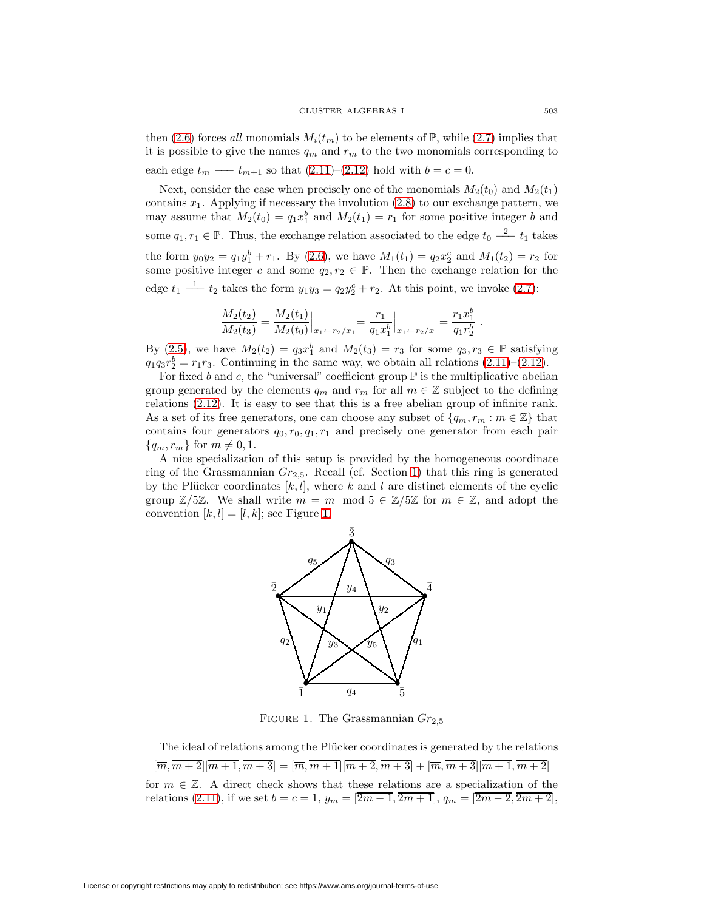then (2.6) forces *all* monomials $M_i(t_m)$ to be elements of $\mathbb{P}$, while (2.7) implies that it is possible to give the names $q_m$ and $r_m$ to the two monomials corresponding to each edge $t_m$ —— $t_{m+1}$ so that (2.11)–(2.12) hold with $b = c = 0$.

Next, consider the case when precisely one of the monomials $M_2(t_0)$ and $M_2(t_1)$ contains $x_1$. Applying if necessary the involution (2.8) to our exchange pattern, we may assume that $M_2(t_0) = q_1 x_1^b$ and $M_2(t_1) = r_1$ for some positive integer $b$ and some $q_1, r_1 \in \mathbb{P}$. Thus, the exchange relation associated to the edge $t_0 \overset{2}{\text{——}} t_1$ takes the form $y_0 y_2 = q_1 y_1^b + r_1$. By (2.6), we have $M_1(t_1) = q_2 x_2^c$ and $M_1(t_2) = r_2$ for some positive integer $c$ and some $q_2, r_2 \in \mathbb{P}$. Then the exchange relation for the edge $t_1 \overset{1}{\text{——}} t_2$ takes the form $y_1 y_3 = q_2 y_2^c + r_2$. At this point, we invoke (2.7):

$$\frac{M_2(t_2)}{M_2(t_3)} = \frac{M_2(t_1)}{M_2(t_0)}\Big|_{x_1 \leftarrow r_2/x_1} = \frac{r_1}{q_1 x_1^b}\Big|_{x_1 \leftarrow r_2/x_1} = \frac{r_1 x_1^b}{q_1 r_2^b} \ .$$

By (2.5), we have $M_2(t_2) = q_3 x_1^b$ and $M_2(t_3) = r_3$ for some $q_3, r_3 \in \mathbb{P}$ satisfying $q_1 q_3 r_2^b = r_1 r_3$. Continuing in the same way, we obtain all relations (2.11)–(2.12).

For fixed $b$ and $c$, the "universal" coefficient group $\mathbb{P}$ is the multiplicative abelian group generated by the elements $q_m$ and $r_m$ for all $m \in \mathbb{Z}$ subject to the defining relations (2.12). It is easy to see that this is a free abelian group of infinite rank. As a set of its free generators, one can choose any subset of $\{q_m, r_m : m \in \mathbb{Z}\}$ that contains four generators $q_0, r_0, q_1, r_1$ and precisely one generator from each pair $\{q_m, r_m\}$ for $m \neq 0, 1$.

A nice specialization of this setup is provided by the homogeneous coordinate ring of the Grassmannian $Gr_{2,5}$. Recall (cf. Section 1) that this ring is generated by the Plücker coordinates $[k, l]$, where $k$ and $l$ are distinct elements of the cyclic group $\mathbb{Z}/5\mathbb{Z}$. We shall write $\overline{m} = m \mod 5 \in \mathbb{Z}/5\mathbb{Z}$ for $m \in \mathbb{Z}$, and adopt the convention $[k, l] = [l, k]$; see Figure 1.

FIGURE 1. The Grassmannian $Gr_{2,5}$

The ideal of relations among the Plücker coordinates is generated by the relations

$$[\overline{m}, \overline{m+2}][\overline{m+1}, \overline{m+3}] = [\overline{m}, \overline{m+1}][\overline{m+2}, \overline{m+3}] + [\overline{m}, \overline{m+3}][\overline{m+1}, \overline{m+2}]$$

for $m \in \mathbb{Z}$. A direct check shows that these relations are a specialization of the relations (2.11), if we set $b = c = 1$, $y_m = [\overline{2m-1}, \overline{2m+1}]$, $q_m = [\overline{2m-2}, \overline{2m+2}]$,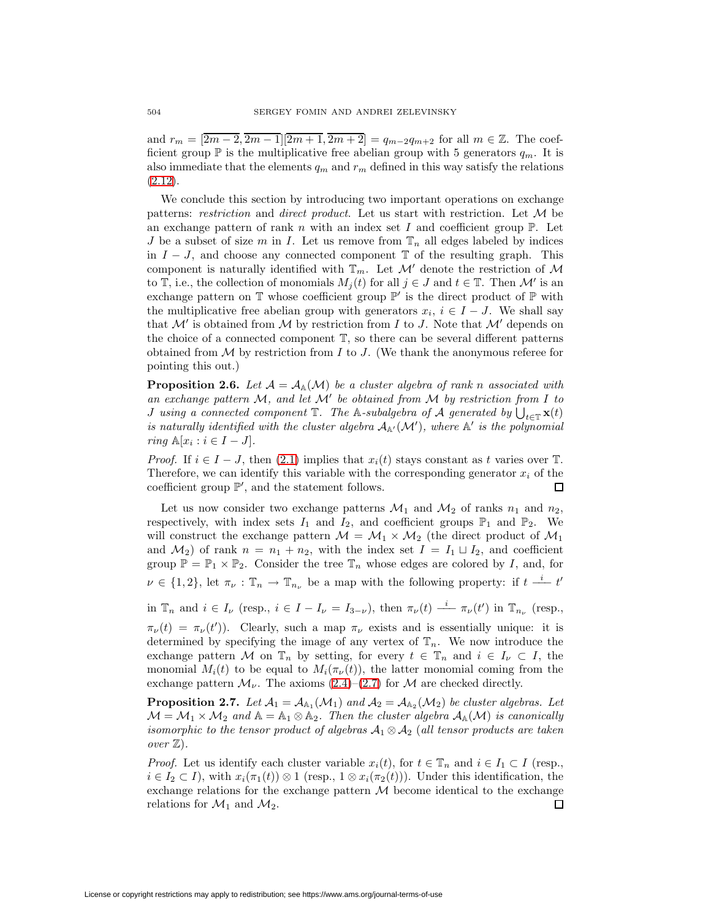and $r_m = [\overline{2m-2}, \overline{2m-1}][\overline{2m+1}, \overline{2m+2}] = q_{m-2}q_{m+2}$ for all $m \in \mathbb{Z}$. The coefficient group $\mathbb{P}$ is the multiplicative free abelian group with 5 generators $q_m$. It is also immediate that the elements $q_m$ and $r_m$ defined in this way satisfy the relations (2.12).

We conclude this section by introducing two important operations on exchange patterns: *restriction* and *direct product*. Let us start with restriction. Let $\mathcal{M}$ be an exchange pattern of rank $n$ with an index set $I$ and coefficient group $\mathbb{P}$. Let $J$ be a subset of size $m$ in $I$. Let us remove from $\mathbb{T}_n$ all edges labeled by indices in $I - J$, and choose any connected component $\mathbb{T}$ of the resulting graph. This component is naturally identified with $\mathbb{T}_m$. Let $\mathcal{M}'$ denote the restriction of $\mathcal{M}$ to $\mathbb{T}$, i.e., the collection of monomials $M_j(t)$ for all $j \in J$ and $t \in \mathbb{T}$. Then $\mathcal{M}'$ is an exchange pattern on $\mathbb{T}$ whose coefficient group $\mathbb{P}'$ is the direct product of $\mathbb{P}$ with the multiplicative free abelian group with generators $x_i$, $i \in I - J$. We shall say that $\mathcal{M}'$ is obtained from $\mathcal{M}$ by restriction from $I$ to $J$. Note that $\mathcal{M}'$ depends on the choice of a connected component $\mathbb{T}$, so there can be several different patterns obtained from $\mathcal{M}$ by restriction from $I$ to $J$. (We thank the anonymous referee for pointing this out.)

**Proposition 2.6.** *Let $\mathcal{A} = \mathcal{A}_{\mathbb{A}}(\mathcal{M})$ be a cluster algebra of rank $n$ associated with an exchange pattern $\mathcal{M}$, and let $\mathcal{M}'$ be obtained from $\mathcal{M}$ by restriction from $I$ to $J$ using a connected component $\mathbb{T}$. The $\mathbb{A}$-subalgebra of $\mathcal{A}$ generated by $\bigcup_{t \in \mathbb{T}} \mathbf{x}(t)$ is naturally identified with the cluster algebra $\mathcal{A}_{\mathbb{A}'}(\mathcal{M}')$, where $\mathbb{A}'$ is the polynomial ring $\mathbb{A}[x_i : i \in I - J]$.*

*Proof.* If $i \in I - J$, then (2.1) implies that $x_i(t)$ stays constant as $t$ varies over $\mathbb{T}$. Therefore, we can identify this variable with the corresponding generator $x_i$ of the coefficient group $\mathbb{P}'$, and the statement follows. $\square$

Let us now consider two exchange patterns $\mathcal{M}_1$ and $\mathcal{M}_2$ of ranks $n_1$ and $n_2$, respectively, with index sets $I_1$ and $I_2$, and coefficient groups $\mathbb{P}_1$ and $\mathbb{P}_2$. We will construct the exchange pattern $\mathcal{M} = \mathcal{M}_1 \times \mathcal{M}_2$ (the direct product of $\mathcal{M}_1$ and $\mathcal{M}_2$) of rank $n = n_1 + n_2$, with the index set $I = I_1 \sqcup I_2$, and coefficient group $\mathbb{P} = \mathbb{P}_1 \times \mathbb{P}_2$. Consider the tree $\mathbb{T}_n$ whose edges are colored by $I$, and, for $\nu \in \{1, 2\}$, let $\pi_\nu : \mathbb{T}_n \to \mathbb{T}_{n_\nu}$ be a map with the following property: if $t \overset{i}{\text{——}} t'$ in $\mathbb{T}_n$ and $i \in I_\nu$ (resp., $i \in I - I_\nu = I_{3-\nu}$), then $\pi_\nu(t) \overset{i}{\text{——}} \pi_\nu(t')$ in $\mathbb{T}_{n_\nu}$ (resp., $\pi_\nu(t) = \pi_\nu(t')$). Clearly, such a map $\pi_\nu$ exists and is essentially unique: it is determined by specifying the image of any vertex of $\mathbb{T}_n$. We now introduce the exchange pattern $\mathcal{M}$ on $\mathbb{T}_n$ by setting, for every $t \in \mathbb{T}_n$ and $i \in I_\nu \subset I$, the monomial $M_i(t)$ to be equal to $M_i(\pi_\nu(t))$, the latter monomial coming from the exchange pattern $\mathcal{M}_\nu$. The axioms (2.4)–(2.7) for $\mathcal{M}$ are checked directly.

**Proposition 2.7.** *Let $\mathcal{A}_1 = \mathcal{A}_{\mathbb{A}_1}(\mathcal{M}_1)$ and $\mathcal{A}_2 = \mathcal{A}_{\mathbb{A}_2}(\mathcal{M}_2)$ be cluster algebras. Let $\mathcal{M} = \mathcal{M}_1 \times \mathcal{M}_2$ and $\mathbb{A} = \mathbb{A}_1 \otimes \mathbb{A}_2$. Then the cluster algebra $\mathcal{A}_{\mathbb{A}}(\mathcal{M})$ is canonically isomorphic to the tensor product of algebras $\mathcal{A}_1 \otimes \mathcal{A}_2$ (all tensor products are taken over $\mathbb{Z}$).*

*Proof.* Let us identify each cluster variable $x_i(t)$, for $t \in \mathbb{T}_n$ and $i \in I_1 \subset I$ (resp., $i \in I_2 \subset I$), with $x_i(\pi_1(t)) \otimes 1$ (resp., $1 \otimes x_i(\pi_2(t))$). Under this identification, the exchange relations for the exchange pattern $\mathcal{M}$ become identical to the exchange relations for $\mathcal{M}_1$ and $\mathcal{M}_2$. $\square$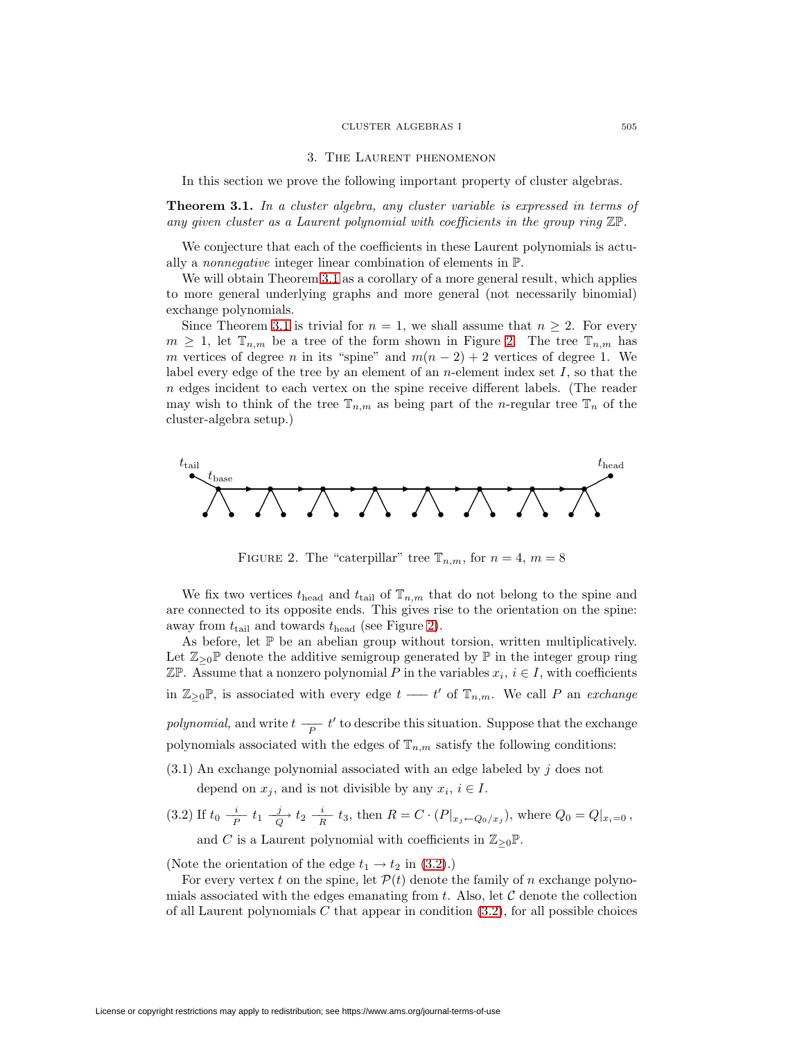## 3. The Laurent phenomenon

In this section we prove the following important property of cluster algebras.

**Theorem 3.1.** *In a cluster algebra, any cluster variable is expressed in terms of any given cluster as a Laurent polynomial with coefficients in the group ring* $\mathbb{ZP}$.

We conjecture that each of the coefficients in these Laurent polynomials is actually a *nonnegative* integer linear combination of elements in $\mathbb{P}$.

We will obtain Theorem 3.1 as a corollary of a more general result, which applies to more general underlying graphs and more general (not necessarily binomial) exchange polynomials.

Since Theorem 3.1 is trivial for $n = 1$, we shall assume that $n \geq 2$. For every $m \geq 1$, let $\mathbb{T}_{n,m}$ be a tree of the form shown in Figure 2. The tree $\mathbb{T}_{n,m}$ has $m$ vertices of degree $n$ in its "spine" and $m(n-2)+2$ vertices of degree 1. We label every edge of the tree by an element of an $n$-element index set $I$, so that the $n$ edges incident to each vertex on the spine receive different labels. (The reader may wish to think of the tree $\mathbb{T}_{n,m}$ as being part of the $n$-regular tree $\mathbb{T}_n$ of the cluster-algebra setup.)

Figure 2. The "caterpillar" tree $\mathbb{T}_{n,m}$, for $n = 4$, $m = 8$

We fix two vertices $t_{\text{head}}$ and $t_{\text{tail}}$ of $\mathbb{T}_{n,m}$ that do not belong to the spine and are connected to its opposite ends. This gives rise to the orientation on the spine: away from $t_{\text{tail}}$ and towards $t_{\text{head}}$ (see Figure 2).

As before, let $\mathbb{P}$ be an abelian group without torsion, written multiplicatively. Let $\mathbb{Z}_{\geq 0}\mathbb{P}$ denote the additive semigroup generated by $\mathbb{P}$ in the integer group ring $\mathbb{ZP}$. Assume that a nonzero polynomial $P$ in the variables $x_i$, $i \in I$, with coefficients in $\mathbb{Z}_{\geq 0}\mathbb{P}$, is associated with every edge $t \;\frac{\quad}{}\; t'$ of $\mathbb{T}_{n,m}$. We call $P$ an *exchange polynomial,* and write $t \;\frac{\quad}{P}\; t'$ to describe this situation. Suppose that the exchange polynomials associated with the edges of $\mathbb{T}_{n,m}$ satisfy the following conditions:

(3.1) An exchange polynomial associated with an edge labeled by $j$ does not depend on $x_j$, and is not divisible by any $x_i$, $i \in I$.

(3.2) If $t_0 \;\frac{i}{P}\; t_1 \;\xrightarrow[Q]{j}\; t_2 \;\frac{i}{R}\; t_3$, then $R = C \cdot (P|_{x_j \leftarrow Q_0/x_j})$, where $Q_0 = Q|_{x_i=0}$, and $C$ is a Laurent polynomial with coefficients in $\mathbb{Z}_{\geq 0}\mathbb{P}$.

(Note the orientation of the edge $t_1 \to t_2$ in (3.2).)

For every vertex $t$ on the spine, let $\mathcal{P}(t)$ denote the family of $n$ exchange polynomials associated with the edges emanating from $t$. Also, let $\mathcal{C}$ denote the collection of all Laurent polynomials $C$ that appear in condition (3.2), for all possible choices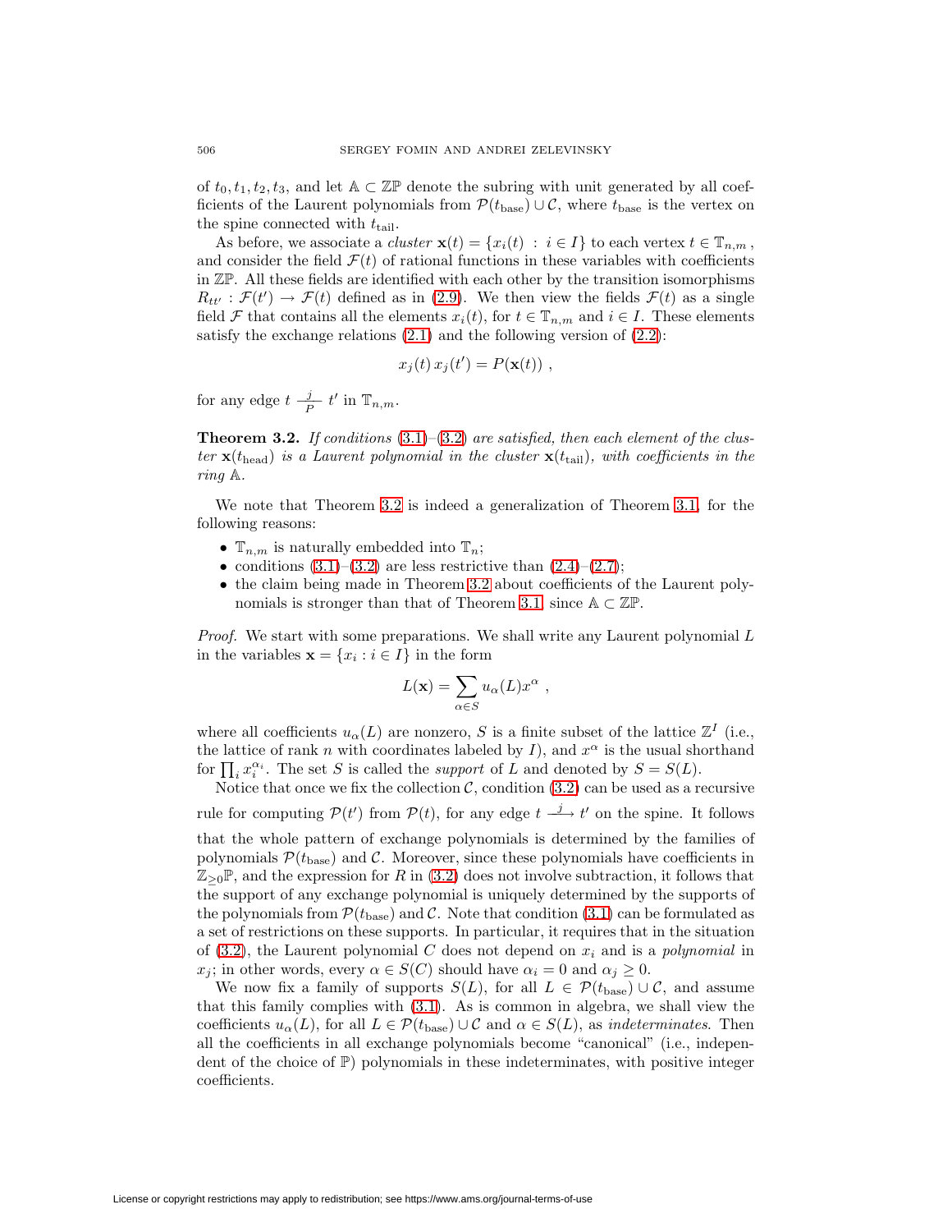of $t_0, t_1, t_2, t_3$, and let $\mathbb{A} \subset \mathbb{ZP}$ denote the subring with unit generated by all coefficients of the Laurent polynomials from $\mathcal{P}(t_{\text{base}}) \cup \mathcal{C}$, where $t_{\text{base}}$ is the vertex on the spine connected with $t_{\text{tail}}$.

As before, we associate a *cluster* $\mathbf{x}(t) = \{x_i(t) \, : \, i \in I\}$ to each vertex $t \in \mathbb{T}_{n,m}$, and consider the field $\mathcal{F}(t)$ of rational functions in these variables with coefficients in $\mathbb{ZP}$. All these fields are identified with each other by the transition isomorphisms $R_{tt'} : \mathcal{F}(t') \to \mathcal{F}(t)$ defined as in (2.9). We then view the fields $\mathcal{F}(t)$ as a single field $\mathcal{F}$ that contains all the elements $x_i(t)$, for $t \in \mathbb{T}_{n,m}$ and $i \in I$. These elements satisfy the exchange relations (2.1) and the following version of (2.2):

$$x_j(t)\, x_j(t') = P(\mathbf{x}(t)) \ ,$$

for any edge $t \overset{j}{\underset{P}{—}} t'$ in $\mathbb{T}_{n,m}$.

**Theorem 3.2.** *If conditions* (3.1)–(3.2) *are satisfied, then each element of the cluster* $\mathbf{x}(t_{\text{head}})$ *is a Laurent polynomial in the cluster* $\mathbf{x}(t_{\text{tail}})$*, with coefficients in the ring* $\mathbb{A}$.

We note that Theorem 3.2 is indeed a generalization of Theorem 3.1, for the following reasons:

- $\mathbb{T}_{n,m}$ is naturally embedded into $\mathbb{T}_n$;
- conditions (3.1)–(3.2) are less restrictive than (2.4)–(2.7);
- the claim being made in Theorem 3.2 about coefficients of the Laurent polynomials is stronger than that of Theorem 3.1, since $\mathbb{A} \subset \mathbb{ZP}$.

*Proof.* We start with some preparations. We shall write any Laurent polynomial $L$ in the variables $\mathbf{x} = \{x_i : i \in I\}$ in the form

$$L(\mathbf{x}) = \sum_{\alpha \in S} u_\alpha(L) x^\alpha \ ,$$

where all coefficients $u_\alpha(L)$ are nonzero, $S$ is a finite subset of the lattice $\mathbb{Z}^I$ (i.e., the lattice of rank $n$ with coordinates labeled by $I$), and $x^\alpha$ is the usual shorthand for $\prod_i x_i^{\alpha_i}$. The set $S$ is called the *support* of $L$ and denoted by $S = S(L)$.

Notice that once we fix the collection $\mathcal{C}$, condition (3.2) can be used as a recursive rule for computing $\mathcal{P}(t')$ from $\mathcal{P}(t)$, for any edge $t \xrightarrow{j} t'$ on the spine. It follows that the whole pattern of exchange polynomials is determined by the families of polynomials $\mathcal{P}(t_{\text{base}})$ and $\mathcal{C}$. Moreover, since these polynomials have coefficients in $\mathbb{Z}_{\geq 0}\mathbb{P}$, and the expression for $R$ in (3.2) does not involve subtraction, it follows that the support of any exchange polynomial is uniquely determined by the supports of the polynomials from $\mathcal{P}(t_{\text{base}})$ and $\mathcal{C}$. Note that condition (3.1) can be formulated as a set of restrictions on these supports. In particular, it requires that in the situation of (3.2), the Laurent polynomial $C$ does not depend on $x_i$ and is a *polynomial* in $x_j$; in other words, every $\alpha \in S(C)$ should have $\alpha_i = 0$ and $\alpha_j \geq 0$.

We now fix a family of supports $S(L)$, for all $L \in \mathcal{P}(t_{\text{base}}) \cup \mathcal{C}$, and assume that this family complies with (3.1). As is common in algebra, we shall view the coefficients $u_\alpha(L)$, for all $L \in \mathcal{P}(t_{\text{base}}) \cup \mathcal{C}$ and $\alpha \in S(L)$, as *indeterminates*. Then all the coefficients in all exchange polynomials become "canonical" (i.e., independent of the choice of $\mathbb{P}$) polynomials in these indeterminates, with positive integer coefficients.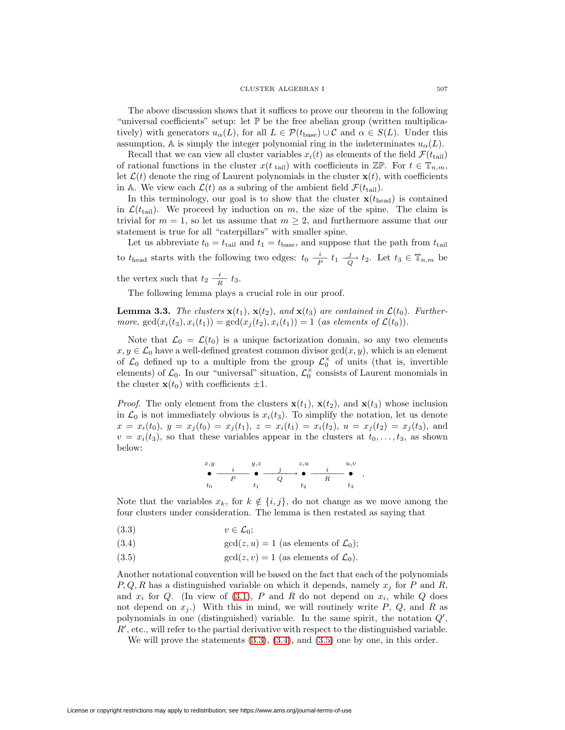The above discussion shows that it suffices to prove our theorem in the following "universal coefficients" setup: let $\mathbb{P}$ be the free abelian group (written multiplicatively) with generators $u_\alpha(L)$, for all $L \in \mathcal{P}(t_{\text{base}}) \cup \mathcal{C}$ and $\alpha \in S(L)$. Under this assumption, $\mathbb{A}$ is simply the integer polynomial ring in the indeterminates $u_\alpha(L)$.

Recall that we can view all cluster variables $x_i(t)$ as elements of the field $\mathcal{F}(t_{\text{tail}})$ of rational functions in the cluster $x(t_{\text{tail}})$ with coefficients in $\mathbb{ZP}$. For $t \in \mathbb{T}_{n,m}$, let $\mathcal{L}(t)$ denote the ring of Laurent polynomials in the cluster $\mathbf{x}(t)$, with coefficients in $\mathbb{A}$. We view each $\mathcal{L}(t)$ as a subring of the ambient field $\mathcal{F}(t_{\text{tail}})$.

In this terminology, our goal is to show that the cluster $\mathbf{x}(t_{\text{head}})$ is contained in $\mathcal{L}(t_{\text{tail}})$. We proceed by induction on $m$, the size of the spine. The claim is trivial for $m = 1$, so let us assume that $m \geq 2$, and furthermore assume that our statement is true for all "caterpillars" with smaller spine.

Let us abbreviate $t_0 = t_{\text{tail}}$ and $t_1 = t_{\text{base}}$, and suppose that the path from $t_{\text{tail}}$ to $t_{\text{head}}$ starts with the following two edges: $t_0 \frac{\ i\ }{P} t_1 \xrightarrow[Q]{j} t_2$. Let $t_3 \in \mathbb{T}_{n,m}$ be the vertex such that $t_2 \frac{\ i\ }{R} t_3$.

The following lemma plays a crucial role in our proof.

**Lemma 3.3.** *The clusters $\mathbf{x}(t_1)$, $\mathbf{x}(t_2)$, and $\mathbf{x}(t_3)$ are contained in $\mathcal{L}(t_0)$. Furthermore,* $\gcd(x_i(t_3), x_i(t_1)) = \gcd(x_j(t_2), x_i(t_1)) = 1$ *(as elements of $\mathcal{L}(t_0)$).*

Note that $\mathcal{L}_0 = \mathcal{L}(t_0)$ is a unique factorization domain, so any two elements $x, y \in \mathcal{L}_0$ have a well-defined greatest common divisor $\gcd(x, y)$, which is an element of $\mathcal{L}_0$ defined up to a multiple from the group $\mathcal{L}_0^\times$ of units (that is, invertible elements) of $\mathcal{L}_0$. In our "universal" situation, $\mathcal{L}_0^\times$ consists of Laurent monomials in the cluster $\mathbf{x}(t_0)$ with coefficients $\pm 1$.

*Proof.* The only element from the clusters $\mathbf{x}(t_1)$, $\mathbf{x}(t_2)$, and $\mathbf{x}(t_3)$ whose inclusion in $\mathcal{L}_0$ is not immediately obvious is $x_i(t_3)$. To simplify the notation, let us denote $x = x_i(t_0)$, $y = x_j(t_0) = x_j(t_1)$, $z = x_i(t_1) = x_i(t_2)$, $u = x_j(t_2) = x_j(t_3)$, and $v = x_i(t_3)$, so that these variables appear in the clusters at $t_0, \ldots, t_3$, as shown below:

$$\underset{t_0}{\overset{x,y}{\bullet}} \frac{\quad i \quad}{P} \underset{t_1}{\overset{y,z}{\bullet}} \xrightarrow[Q]{\quad j \quad} \underset{t_2}{\overset{z,u}{\bullet}} \frac{\quad i \quad}{R} \underset{t_3}{\overset{u,v}{\bullet}}\ .$$

Note that the variables $x_k$, for $k \notin \{i, j\}$, do not change as we move among the four clusters under consideration. The lemma is then restated as saying that

$$v \in \mathcal{L}_0; \tag{3.3}$$

$$\gcd(z, u) = 1 \text{ (as elements of } \mathcal{L}_0); \tag{3.4}$$

$$\gcd(z, v) = 1 \text{ (as elements of } \mathcal{L}_0). \tag{3.5}$$

Another notational convention will be based on the fact that each of the polynomials $P, Q, R$ has a distinguished variable on which it depends, namely $x_j$ for $P$ and $R$, and $x_i$ for $Q$. (In view of (3.1), $P$ and $R$ do not depend on $x_i$, while $Q$ does not depend on $x_j$.) With this in mind, we will routinely write $P$, $Q$, and $R$ as polynomials in one (distinguished) variable. In the same spirit, the notation $Q'$, $R'$, etc., will refer to the partial derivative with respect to the distinguished variable.

We will prove the statements (3.3), (3.4), and (3.5) one by one, in this order.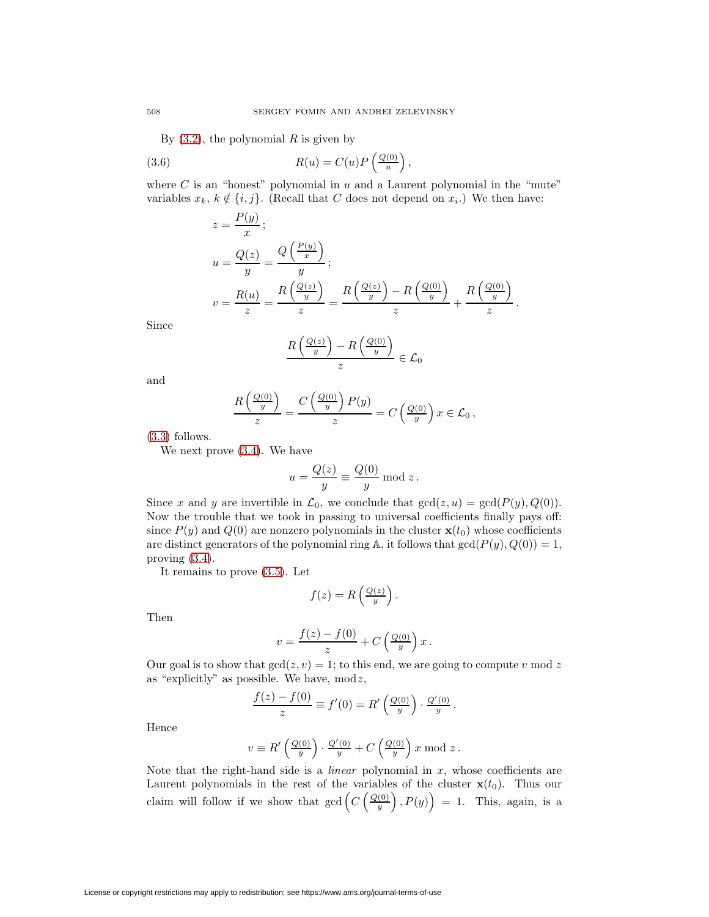By (3.2), the polynomial $R$ is given by

$$R(u) = C(u)P\left(\tfrac{Q(0)}{u}\right), \tag{3.6}$$

where $C$ is an "honest" polynomial in $u$ and a Laurent polynomial in the "mute" variables $x_k$, $k \notin \{i,j\}$. (Recall that $C$ does not depend on $x_i$.) We then have:

$$\begin{aligned}
z &= \frac{P(y)}{x}\,;\\
u &= \frac{Q(z)}{y} = \frac{Q\left(\frac{P(y)}{x}\right)}{y}\,;\\
v &= \frac{R(u)}{z} = \frac{R\left(\frac{Q(z)}{y}\right)}{z} = \frac{R\left(\frac{Q(z)}{y}\right) - R\left(\frac{Q(0)}{y}\right)}{z} + \frac{R\left(\frac{Q(0)}{y}\right)}{z}\,.
\end{aligned}$$

Since

$$\frac{R\left(\frac{Q(z)}{y}\right) - R\left(\frac{Q(0)}{y}\right)}{z} \in \mathcal{L}_0$$

and

$$\frac{R\left(\frac{Q(0)}{y}\right)}{z} = \frac{C\left(\frac{Q(0)}{y}\right)P(y)}{z} = C\left(\tfrac{Q(0)}{y}\right)x \in \mathcal{L}_0\,,$$

(3.3) follows.

We next prove (3.4). We have

$$u = \frac{Q(z)}{y} \equiv \frac{Q(0)}{y} \bmod z\,.$$

Since $x$ and $y$ are invertible in $\mathcal{L}_0$, we conclude that $\gcd(z,u) = \gcd(P(y), Q(0))$. Now the trouble that we took in passing to universal coefficients finally pays off: since $P(y)$ and $Q(0)$ are nonzero polynomials in the cluster $\mathbf{x}(t_0)$ whose coefficients are distinct generators of the polynomial ring $\mathbb{A}$, it follows that $\gcd(P(y), Q(0)) = 1$, proving (3.4).

It remains to prove (3.5). Let

$$f(z) = R\left(\tfrac{Q(z)}{y}\right).$$

Then

$$v = \frac{f(z) - f(0)}{z} + C\left(\tfrac{Q(0)}{y}\right)x\,.$$

Our goal is to show that $\gcd(z,v) = 1$; to this end, we are going to compute $v \bmod z$ as "explicitly" as possible. We have, $\bmod z$,

$$\frac{f(z) - f(0)}{z} \equiv f'(0) = R'\left(\tfrac{Q(0)}{y}\right) \cdot \tfrac{Q'(0)}{y}\,.$$

Hence

$$v \equiv R'\left(\tfrac{Q(0)}{y}\right) \cdot \tfrac{Q'(0)}{y} + C\left(\tfrac{Q(0)}{y}\right)x \bmod z\,.$$

Note that the right-hand side is a *linear* polynomial in $x$, whose coefficients are Laurent polynomials in the rest of the variables of the cluster $\mathbf{x}(t_0)$. Thus our claim will follow if we show that $\gcd\left(C\left(\tfrac{Q(0)}{y}\right), P(y)\right) = 1$. This, again, is a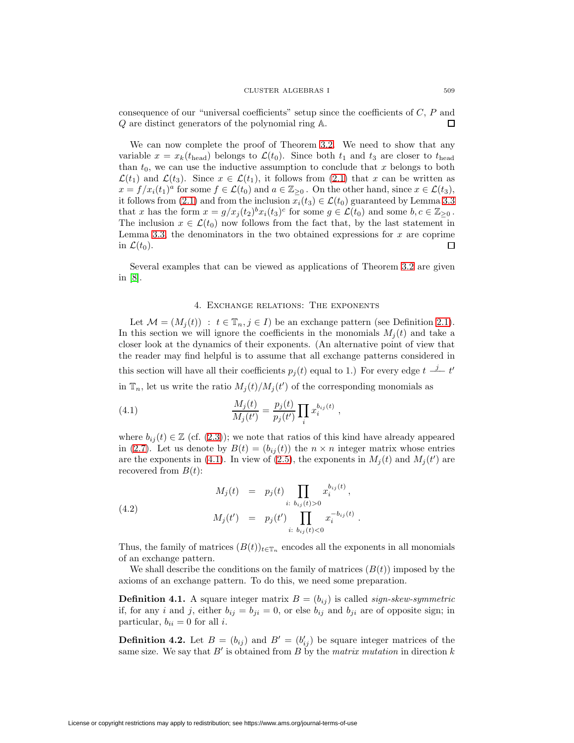consequence of our "universal coefficients" setup since the coefficients of $C$, $P$ and $Q$ are distinct generators of the polynomial ring $\mathbb{A}$. $\square$

We can now complete the proof of Theorem 3.2. We need to show that any variable $x = x_k(t_{\text{head}})$ belongs to $\mathcal{L}(t_0)$. Since both $t_1$ and $t_3$ are closer to $t_{\text{head}}$ than $t_0$, we can use the inductive assumption to conclude that $x$ belongs to both $\mathcal{L}(t_1)$ and $\mathcal{L}(t_3)$. Since $x \in \mathcal{L}(t_1)$, it follows from (2.1) that $x$ can be written as $x = f/x_i(t_1)^a$ for some $f \in \mathcal{L}(t_0)$ and $a \in \mathbb{Z}_{\geq 0}$. On the other hand, since $x \in \mathcal{L}(t_3)$, it follows from (2.1) and from the inclusion $x_i(t_3) \in \mathcal{L}(t_0)$ guaranteed by Lemma 3.3 that $x$ has the form $x = g/x_j(t_2)^b x_i(t_3)^c$ for some $g \in \mathcal{L}(t_0)$ and some $b, c \in \mathbb{Z}_{\geq 0}$. The inclusion $x \in \mathcal{L}(t_0)$ now follows from the fact that, by the last statement in Lemma 3.3, the denominators in the two obtained expressions for $x$ are coprime in $\mathcal{L}(t_0)$. $\square$

Several examples that can be viewed as applications of Theorem 3.2 are given in [8].

## 4. Exchange relations: The exponents

Let $\mathcal{M} = (M_j(t)) : t \in \mathbb{T}_n, j \in I)$ be an exchange pattern (see Definition 2.1). In this section we will ignore the coefficients in the monomials $M_j(t)$ and take a closer look at the dynamics of their exponents. (An alternative point of view that the reader may find helpful is to assume that all exchange patterns considered in this section will have all their coefficients $p_j(t)$ equal to 1.) For every edge $t \overset{j}{\text{——}} t'$ in $\mathbb{T}_n$, let us write the ratio $M_j(t)/M_j(t')$ of the corresponding monomials as

$$\frac{M_j(t)}{M_j(t')} = \frac{p_j(t)}{p_j(t')} \prod_i x_i^{b_{ij}(t)} , \tag{4.1}$$

where $b_{ij}(t) \in \mathbb{Z}$ (cf. (2.3)); we note that ratios of this kind have already appeared in (2.7). Let us denote by $B(t) = (b_{ij}(t))$ the $n \times n$ integer matrix whose entries are the exponents in (4.1). In view of (2.5), the exponents in $M_j(t)$ and $M_j(t')$ are recovered from $B(t)$:

$$\begin{aligned} M_j(t) &= p_j(t) \prod_{i:\ b_{ij}(t)>0} x_i^{b_{ij}(t)}, \\ M_j(t') &= p_j(t') \prod_{i:\ b_{ij}(t)<0} x_i^{-b_{ij}(t)} . \end{aligned} \tag{4.2}$$

Thus, the family of matrices $(B(t))_{t \in \mathbb{T}_n}$ encodes all the exponents in all monomials of an exchange pattern.

We shall describe the conditions on the family of matrices $(B(t))$ imposed by the axioms of an exchange pattern. To do this, we need some preparation.

**Definition 4.1.** A square integer matrix $B = (b_{ij})$ is called *sign-skew-symmetric* if, for any $i$ and $j$, either $b_{ij} = b_{ji} = 0$, or else $b_{ij}$ and $b_{ji}$ are of opposite sign; in particular, $b_{ii} = 0$ for all $i$.

**Definition 4.2.** Let $B = (b_{ij})$ and $B' = (b'_{ij})$ be square integer matrices of the same size. We say that $B'$ is obtained from $B$ by the *matrix mutation* in direction $k$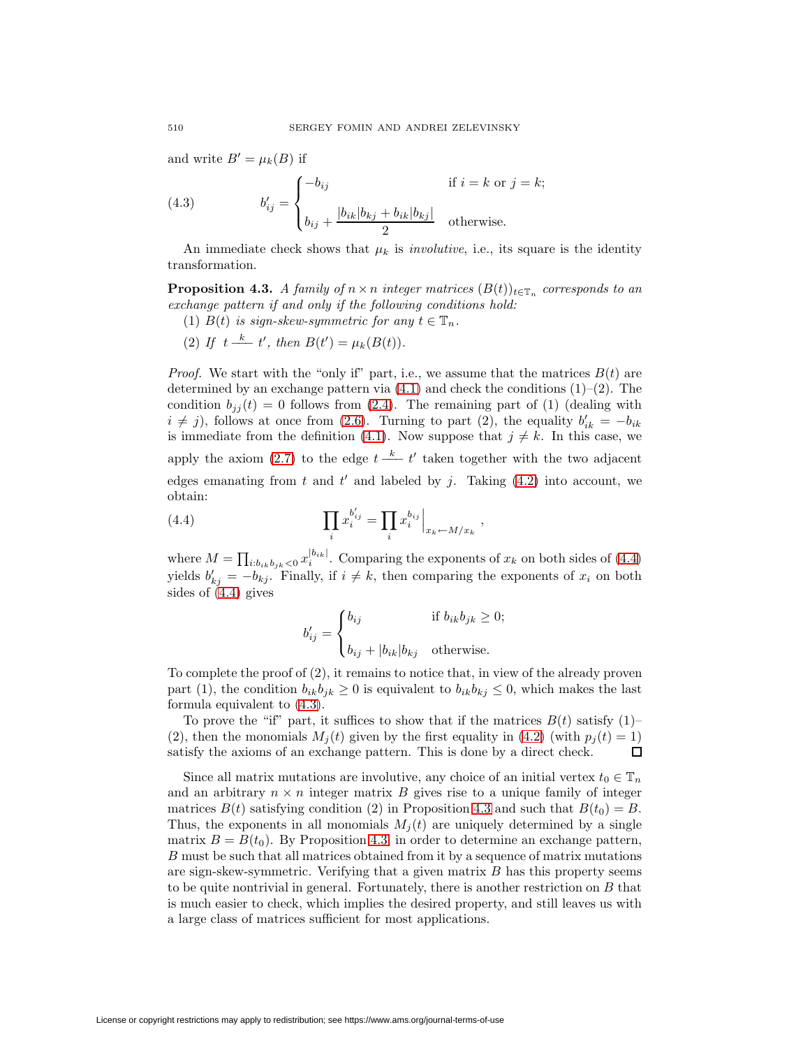and write $B' = \mu_k(B)$ if

$$
b'_{ij} = \begin{cases} -b_{ij} & \text{if } i = k \text{ or } j = k; \\[2ex] b_{ij} + \dfrac{|b_{ik}|b_{kj} + b_{ik}|b_{kj}|}{2} & \text{otherwise.} \end{cases} \tag{4.3}
$$

An immediate check shows that $\mu_k$ is *involutive*, i.e., its square is the identity transformation.

**Proposition 4.3.** *A family of $n \times n$ integer matrices $(B(t))_{t \in \mathbb{T}_n}$ corresponds to an exchange pattern if and only if the following conditions hold:*

(1) *$B(t)$ is sign-skew-symmetric for any $t \in \mathbb{T}_n$.*

(2) *If $t \overset{k}{\text{———}} t'$, then $B(t') = \mu_k(B(t))$.*

*Proof.* We start with the "only if" part, i.e., we assume that the matrices $B(t)$ are determined by an exchange pattern via (4.1) and check the conditions (1)–(2). The condition $b_{jj}(t) = 0$ follows from (2.4). The remaining part of (1) (dealing with $i \neq j$), follows at once from (2.6). Turning to part (2), the equality $b'_{ik} = -b_{ik}$ is immediate from the definition (4.1). Now suppose that $j \neq k$. In this case, we apply the axiom (2.7) to the edge $t \overset{k}{\text{———}} t'$ taken together with the two adjacent edges emanating from $t$ and $t'$ and labeled by $j$. Taking (4.2) into account, we obtain:

$$
\prod_i x_i^{b'_{ij}} = \prod_i x_i^{b_{ij}} \Big|_{x_k \leftarrow M/x_k}, \tag{4.4}
$$

where $M = \prod_{i: b_{ik} b_{jk} < 0} x_i^{|b_{ik}|}$. Comparing the exponents of $x_k$ on both sides of (4.4) yields $b'_{kj} = -b_{kj}$. Finally, if $i \neq k$, then comparing the exponents of $x_i$ on both sides of (4.4) gives

$$
b'_{ij} = \begin{cases} b_{ij} & \text{if } b_{ik} b_{jk} \geq 0; \\[2ex] b_{ij} + |b_{ik}| b_{kj} & \text{otherwise.} \end{cases}
$$

To complete the proof of (2), it remains to notice that, in view of the already proven part (1), the condition $b_{ik} b_{jk} \geq 0$ is equivalent to $b_{ik} b_{kj} \leq 0$, which makes the last formula equivalent to (4.3).

To prove the "if" part, it suffices to show that if the matrices $B(t)$ satisfy (1)–(2), then the monomials $M_j(t)$ given by the first equality in (4.2) (with $p_j(t) = 1$) satisfy the axioms of an exchange pattern. This is done by a direct check. ☐

Since all matrix mutations are involutive, any choice of an initial vertex $t_0 \in \mathbb{T}_n$ and an arbitrary $n \times n$ integer matrix $B$ gives rise to a unique family of integer matrices $B(t)$ satisfying condition (2) in Proposition 4.3 and such that $B(t_0) = B$. Thus, the exponents in all monomials $M_j(t)$ are uniquely determined by a single matrix $B = B(t_0)$. By Proposition 4.3, in order to determine an exchange pattern, $B$ must be such that all matrices obtained from it by a sequence of matrix mutations are sign-skew-symmetric. Verifying that a given matrix $B$ has this property seems to be quite nontrivial in general. Fortunately, there is another restriction on $B$ that is much easier to check, which implies the desired property, and still leaves us with a large class of matrices sufficient for most applications.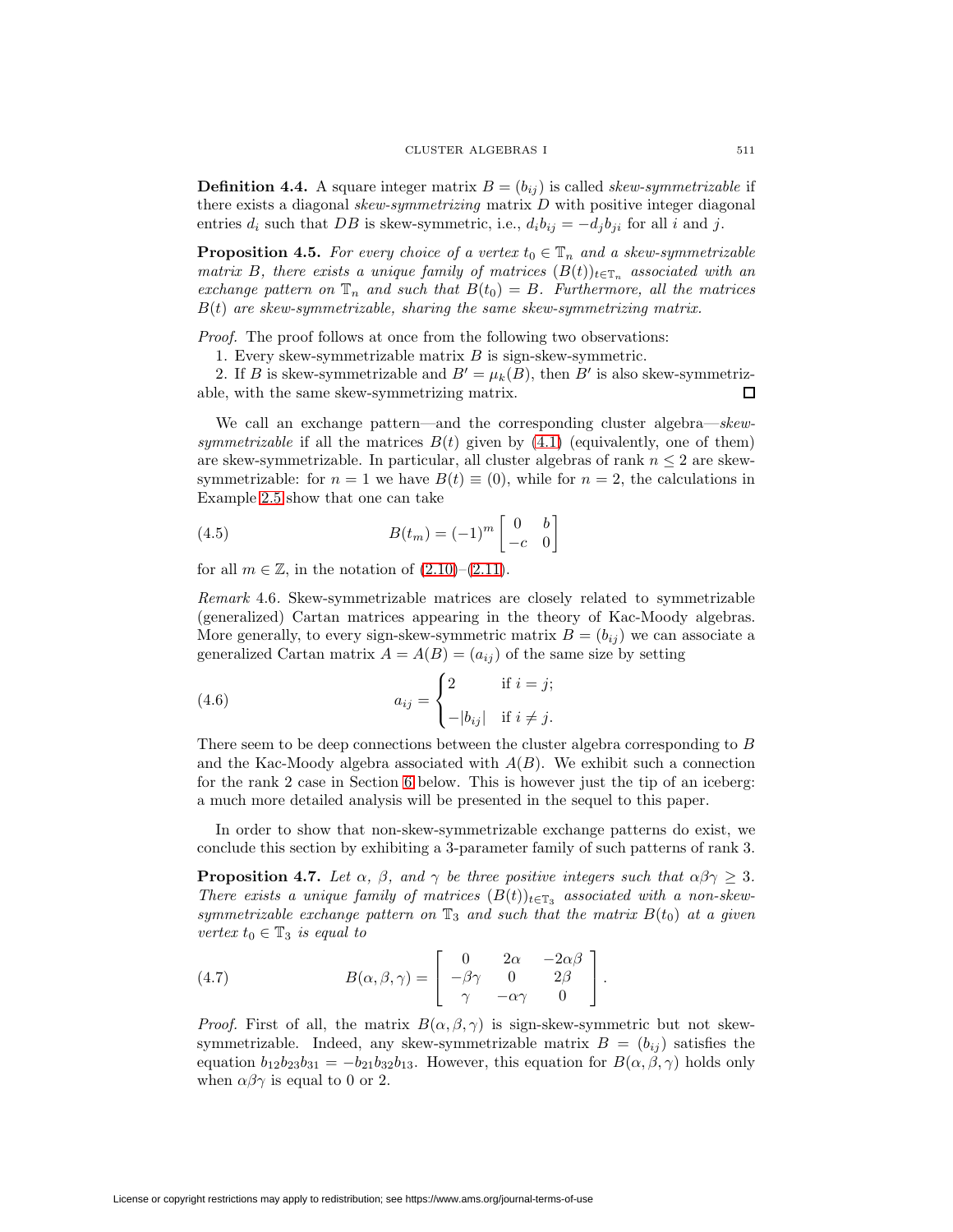**Definition 4.4.** A square integer matrix $B = (b_{ij})$ is called *skew-symmetrizable* if there exists a diagonal *skew-symmetrizing* matrix $D$ with positive integer diagonal entries $d_i$ such that $DB$ is skew-symmetric, i.e., $d_i b_{ij} = -d_j b_{ji}$ for all $i$ and $j$.

**Proposition 4.5.** *For every choice of a vertex $t_0 \in \mathbb{T}_n$ and a skew-symmetrizable matrix $B$, there exists a unique family of matrices $(B(t))_{t\in\mathbb{T}_n}$ associated with an exchange pattern on $\mathbb{T}_n$ and such that $B(t_0) = B$. Furthermore, all the matrices $B(t)$ are skew-symmetrizable, sharing the same skew-symmetrizing matrix.*

*Proof.* The proof follows at once from the following two observations:

1. Every skew-symmetrizable matrix $B$ is sign-skew-symmetric.

2. If $B$ is skew-symmetrizable and $B' = \mu_k(B)$, then $B'$ is also skew-symmetrizable, with the same skew-symmetrizing matrix. $\square$

We call an exchange pattern—and the corresponding cluster algebra—*skew-symmetrizable* if all the matrices $B(t)$ given by (4.1) (equivalently, one of them) are skew-symmetrizable. In particular, all cluster algebras of rank $n \le 2$ are skew-symmetrizable: for $n = 1$ we have $B(t) \equiv (0)$, while for $n = 2$, the calculations in Example 2.5 show that one can take

$$B(t_m) = (-1)^m \begin{bmatrix} 0 & b \\ -c & 0 \end{bmatrix} \tag{4.5}$$

for all $m \in \mathbb{Z}$, in the notation of (2.10)–(2.11).

*Remark* 4.6. Skew-symmetrizable matrices are closely related to symmetrizable (generalized) Cartan matrices appearing in the theory of Kac-Moody algebras. More generally, to every sign-skew-symmetric matrix $B = (b_{ij})$ we can associate a generalized Cartan matrix $A = A(B) = (a_{ij})$ of the same size by setting

$$a_{ij} = \begin{cases} 2 & \text{if } i = j; \\ -|b_{ij}| & \text{if } i \ne j. \end{cases} \tag{4.6}$$

There seem to be deep connections between the cluster algebra corresponding to $B$ and the Kac-Moody algebra associated with $A(B)$. We exhibit such a connection for the rank 2 case in Section 6 below. This is however just the tip of an iceberg: a much more detailed analysis will be presented in the sequel to this paper.

In order to show that non-skew-symmetrizable exchange patterns do exist, we conclude this section by exhibiting a 3-parameter family of such patterns of rank 3.

**Proposition 4.7.** *Let $\alpha$, $\beta$, and $\gamma$ be three positive integers such that $\alpha\beta\gamma \ge 3$. There exists a unique family of matrices $(B(t))_{t\in\mathbb{T}_3}$ associated with a non-skew-symmetrizable exchange pattern on $\mathbb{T}_3$ and such that the matrix $B(t_0)$ at a given vertex $t_0 \in \mathbb{T}_3$ is equal to*

$$B(\alpha, \beta, \gamma) = \begin{bmatrix} 0 & 2\alpha & -2\alpha\beta \\ -\beta\gamma & 0 & 2\beta \\ \gamma & -\alpha\gamma & 0 \end{bmatrix}. \tag{4.7}$$

*Proof.* First of all, the matrix $B(\alpha, \beta, \gamma)$ is sign-skew-symmetric but not skew-symmetrizable. Indeed, any skew-symmetrizable matrix $B = (b_{ij})$ satisfies the equation $b_{12}b_{23}b_{31} = -b_{21}b_{32}b_{13}$. However, this equation for $B(\alpha, \beta, \gamma)$ holds only when $\alpha\beta\gamma$ is equal to 0 or 2.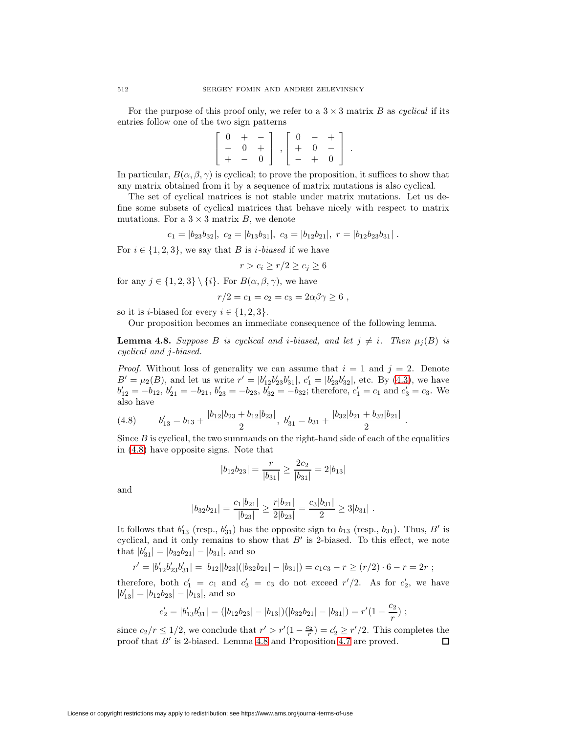For the purpose of this proof only, we refer to a $3 \times 3$ matrix $B$ as *cyclical* if its entries follow one of the two sign patterns

$$\begin{bmatrix} 0 & + & - \\ - & 0 & + \\ + & - & 0 \end{bmatrix}, \begin{bmatrix} 0 & - & + \\ + & 0 & - \\ - & + & 0 \end{bmatrix}.$$

In particular, $B(\alpha, \beta, \gamma)$ is cyclical; to prove the proposition, it suffices to show that any matrix obtained from it by a sequence of matrix mutations is also cyclical.

The set of cyclical matrices is not stable under matrix mutations. Let us define some subsets of cyclical matrices that behave nicely with respect to matrix mutations. For a $3 \times 3$ matrix $B$, we denote

$$c_1 = |b_{23}b_{32}|,\ c_2 = |b_{13}b_{31}|,\ c_3 = |b_{12}b_{21}|,\ r = |b_{12}b_{23}b_{31}|\ .$$

For $i \in \{1, 2, 3\}$, we say that $B$ is *$i$-biased* if we have

$$r > c_i \geq r/2 \geq c_j \geq 6$$

for any $j \in \{1, 2, 3\} \setminus \{i\}$. For $B(\alpha, \beta, \gamma)$, we have

$$r/2 = c_1 = c_2 = c_3 = 2\alpha\beta\gamma \geq 6\ ,$$

so it is $i$-biased for every $i \in \{1, 2, 3\}$.

Our proposition becomes an immediate consequence of the following lemma.

**Lemma 4.8.** *Suppose $B$ is cyclical and $i$-biased, and let $j \neq i$. Then $\mu_j(B)$ is cyclical and $j$-biased.*

*Proof.* Without loss of generality we can assume that $i = 1$ and $j = 2$. Denote $B' = \mu_2(B)$, and let us write $r' = |b'_{12}b'_{23}b'_{31}|$, $c'_1 = |b'_{23}b'_{32}|$, etc. By (4.3), we have $b'_{12} = -b_{12}$, $b'_{21} = -b_{21}$, $b'_{23} = -b_{23}$, $b'_{32} = -b_{32}$; therefore, $c'_1 = c_1$ and $c'_3 = c_3$. We also have

$$b'_{13} = b_{13} + \frac{|b_{12}|b_{23} + b_{12}|b_{23}|}{2},\ b'_{31} = b_{31} + \frac{|b_{32}|b_{21} + b_{32}|b_{21}|}{2}\ . \tag{4.8}$$

Since $B$ is cyclical, the two summands on the right-hand side of each of the equalities in (4.8) have opposite signs. Note that

$$|b_{12}b_{23}| = \frac{r}{|b_{31}|} \geq \frac{2c_2}{|b_{31}|} = 2|b_{13}|$$

and

$$|b_{32}b_{21}| = \frac{c_1|b_{21}|}{|b_{23}|} \geq \frac{r|b_{21}|}{2|b_{23}|} = \frac{c_3|b_{31}|}{2} \geq 3|b_{31}|\ .$$

It follows that $b'_{13}$ (resp., $b'_{31}$) has the opposite sign to $b_{13}$ (resp., $b_{31}$). Thus, $B'$ is cyclical, and it only remains to show that $B'$ is 2-biased. To this effect, we note that $|b'_{31}| = |b_{32}b_{21}| - |b_{31}|$, and so

$$r' = |b'_{12}b'_{23}b'_{31}| = |b_{12}||b_{23}|(|b_{32}b_{21}| - |b_{31}|) = c_1c_3 - r \geq (r/2) \cdot 6 - r = 2r\ ;$$

therefore, both $c'_1 = c_1$ and $c'_3 = c_3$ do not exceed $r'/2$. As for $c'_2$, we have $|b'_{13}| = |b_{12}b_{23}| - |b_{13}|$, and so

$$c'_2 = |b'_{13}b'_{31}| = (|b_{12}b_{23}| - |b_{13}|)(|b_{32}b_{21}| - |b_{31}|) = r'(1 - \frac{c_2}{r})\ ;$$

since $c_2/r \leq 1/2$, we conclude that $r' > r'(1 - \frac{c_2}{r}) = c'_2 \geq r'/2$. This completes the proof that $B'$ is 2-biased. Lemma 4.8 and Proposition 4.7 are proved. $\square$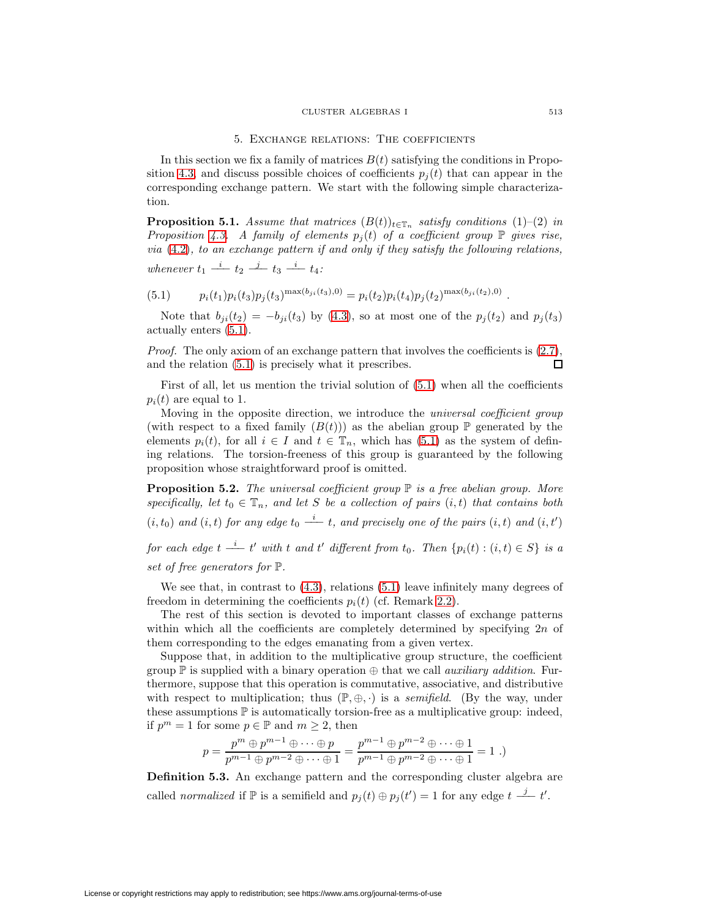## 5. Exchange relations: The coefficients

In this section we fix a family of matrices $B(t)$ satisfying the conditions in Proposition 4.3, and discuss possible choices of coefficients $p_j(t)$ that can appear in the corresponding exchange pattern. We start with the following simple characterization.

**Proposition 5.1.** *Assume that matrices $(B(t))_{t\in\mathbb{T}_n}$ satisfy conditions (1)–(2) in Proposition 4.3. A family of elements $p_j(t)$ of a coefficient group $\mathbb{P}$ gives rise, via (4.2), to an exchange pattern if and only if they satisfy the following relations, whenever $t_1 \overset{i}{\text{———}} t_2 \overset{j}{\text{———}} t_3 \overset{i}{\text{———}} t_4$:*

$$p_i(t_1)p_i(t_3)p_j(t_3)^{\max(b_{ji}(t_3),0)} = p_i(t_2)p_i(t_4)p_j(t_2)^{\max(b_{ji}(t_2),0)} . \tag{5.1}$$

Note that $b_{ji}(t_2) = -b_{ji}(t_3)$ by (4.3), so at most one of the $p_j(t_2)$ and $p_j(t_3)$ actually enters (5.1).

*Proof.* The only axiom of an exchange pattern that involves the coefficients is (2.7), and the relation (5.1) is precisely what it prescribes. □

First of all, let us mention the trivial solution of (5.1) when all the coefficients $p_i(t)$ are equal to 1.

Moving in the opposite direction, we introduce the *universal coefficient group* (with respect to a fixed family $(B(t))$) as the abelian group $\mathbb{P}$ generated by the elements $p_i(t)$, for all $i \in I$ and $t \in \mathbb{T}_n$, which has (5.1) as the system of defining relations. The torsion-freeness of this group is guaranteed by the following proposition whose straightforward proof is omitted.

**Proposition 5.2.** *The universal coefficient group $\mathbb{P}$ is a free abelian group. More specifically, let $t_0 \in \mathbb{T}_n$, and let $S$ be a collection of pairs $(i,t)$ that contains both $(i,t_0)$ and $(i,t)$ for any edge $t_0 \overset{i}{\text{———}} t$, and precisely one of the pairs $(i,t)$ and $(i,t')$ for each edge $t \overset{i}{\text{———}} t'$ with $t$ and $t'$ different from $t_0$. Then $\{p_i(t) : (i,t) \in S\}$ is a set of free generators for $\mathbb{P}$.*

We see that, in contrast to (4.3), relations (5.1) leave infinitely many degrees of freedom in determining the coefficients $p_i(t)$ (cf. Remark 2.2).

The rest of this section is devoted to important classes of exchange patterns within which all the coefficients are completely determined by specifying $2n$ of them corresponding to the edges emanating from a given vertex.

Suppose that, in addition to the multiplicative group structure, the coefficient group $\mathbb{P}$ is supplied with a binary operation $\oplus$ that we call *auxiliary addition*. Furthermore, suppose that this operation is commutative, associative, and distributive with respect to multiplication; thus $(\mathbb{P}, \oplus, \cdot)$ is a *semifield*. (By the way, under these assumptions $\mathbb{P}$ is automatically torsion-free as a multiplicative group: indeed, if $p^m = 1$ for some $p \in \mathbb{P}$ and $m \geq 2$, then

$$p = \frac{p^m \oplus p^{m-1} \oplus \cdots \oplus p}{p^{m-1} \oplus p^{m-2} \oplus \cdots \oplus 1} = \frac{p^{m-1} \oplus p^{m-2} \oplus \cdots \oplus 1}{p^{m-1} \oplus p^{m-2} \oplus \cdots \oplus 1} = 1 \text{ .)}$$

**Definition 5.3.** An exchange pattern and the corresponding cluster algebra are called *normalized* if $\mathbb{P}$ is a semifield and $p_j(t) \oplus p_j(t') = 1$ for any edge $t \overset{j}{\text{———}} t'$.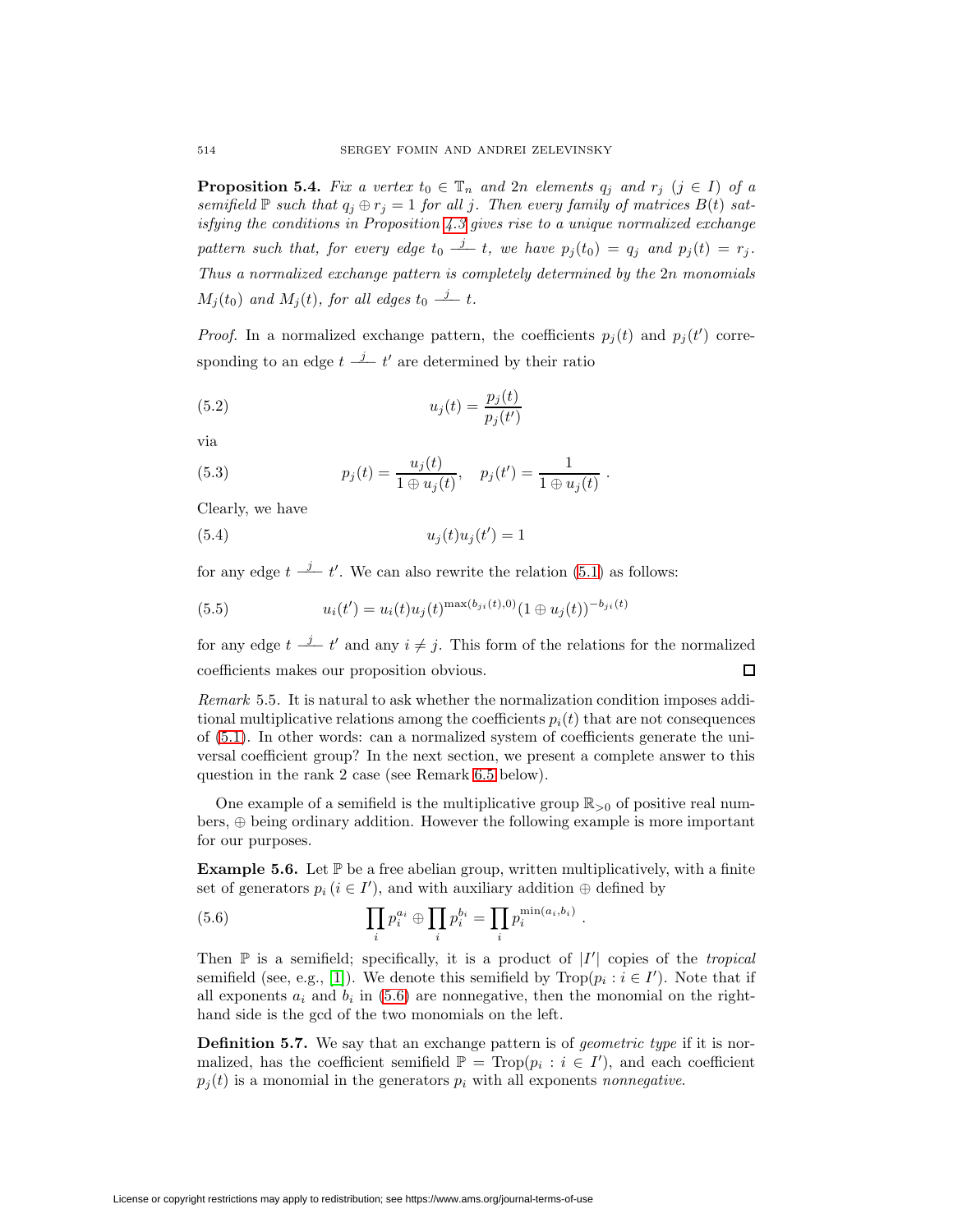**Proposition 5.4.** *Fix a vertex $t_0 \in \mathbb{T}_n$ and $2n$ elements $q_j$ and $r_j$ $(j \in I)$ of a semifield $\mathbb{P}$ such that $q_j \oplus r_j = 1$ for all $j$. Then every family of matrices $B(t)$ satisfying the conditions in Proposition 4.3 gives rise to a unique normalized exchange pattern such that, for every edge $t_0 \overset{j}{\text{———}} t$, we have $p_j(t_0) = q_j$ and $p_j(t) = r_j$. Thus a normalized exchange pattern is completely determined by the $2n$ monomials $M_j(t_0)$ and $M_j(t)$, for all edges $t_0 \overset{j}{\text{———}} t$.*

*Proof.* In a normalized exchange pattern, the coefficients $p_j(t)$ and $p_j(t')$ corresponding to an edge $t \overset{j}{\text{———}} t'$ are determined by their ratio

$$u_j(t) = \frac{p_j(t)}{p_j(t')} \tag{5.2}$$

via

$$p_j(t) = \frac{u_j(t)}{1 \oplus u_j(t)}, \quad p_j(t') = \frac{1}{1 \oplus u_j(t)} \ . \tag{5.3}$$

Clearly, we have

$$u_j(t)u_j(t') = 1 \tag{5.4}$$

for any edge $t \overset{j}{\text{———}} t'$. We can also rewrite the relation (5.1) as follows:

$$u_i(t') = u_i(t)u_j(t)^{\max(b_{ji}(t),0)}(1 \oplus u_j(t))^{-b_{ji}(t)} \tag{5.5}$$

for any edge $t \overset{j}{\text{———}} t'$ and any $i \neq j$. This form of the relations for the normalized coefficients makes our proposition obvious. □

*Remark* 5.5. It is natural to ask whether the normalization condition imposes additional multiplicative relations among the coefficients $p_i(t)$ that are not consequences of (5.1). In other words: can a normalized system of coefficients generate the universal coefficient group? In the next section, we present a complete answer to this question in the rank 2 case (see Remark 6.5 below).

One example of a semifield is the multiplicative group $\mathbb{R}_{>0}$ of positive real numbers, $\oplus$ being ordinary addition. However the following example is more important for our purposes.

**Example 5.6.** Let $\mathbb{P}$ be a free abelian group, written multiplicatively, with a finite set of generators $p_i$ $(i \in I')$, and with auxiliary addition $\oplus$ defined by

$$\prod_i p_i^{a_i} \oplus \prod_i p_i^{b_i} = \prod_i p_i^{\min(a_i,b_i)} \ . \tag{5.6}$$

Then $\mathbb{P}$ is a semifield; specifically, it is a product of $|I'|$ copies of the *tropical* semifield (see, e.g., [1]). We denote this semifield by $\mathrm{Trop}(p_i : i \in I')$. Note that if all exponents $a_i$ and $b_i$ in (5.6) are nonnegative, then the monomial on the right-hand side is the gcd of the two monomials on the left.

**Definition 5.7.** We say that an exchange pattern is of *geometric type* if it is normalized, has the coefficient semifield $\mathbb{P} = \mathrm{Trop}(p_i : i \in I')$, and each coefficient $p_j(t)$ is a monomial in the generators $p_i$ with all exponents *nonnegative*.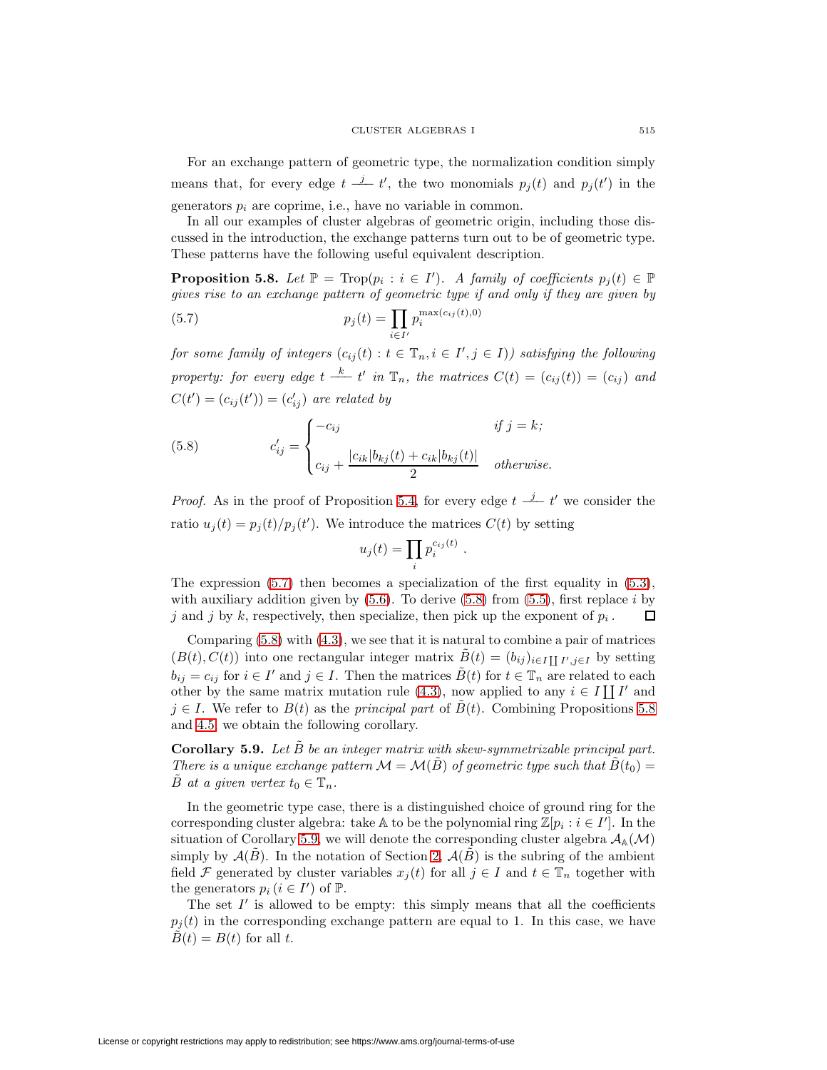For an exchange pattern of geometric type, the normalization condition simply means that, for every edge $t \overset{j}{\text{——}} t'$, the two monomials $p_j(t)$ and $p_j(t')$ in the generators $p_i$ are coprime, i.e., have no variable in common.

In all our examples of cluster algebras of geometric origin, including those discussed in the introduction, the exchange patterns turn out to be of geometric type. These patterns have the following useful equivalent description.

**Proposition 5.8.** *Let $\mathbb{P} = \mathrm{Trop}(p_i : i \in I')$. A family of coefficients $p_j(t) \in \mathbb{P}$ gives rise to an exchange pattern of geometric type if and only if they are given by*

$$p_j(t) = \prod_{i \in I'} p_i^{\max(c_{ij}(t),0)} \tag{5.7}$$

*for some family of integers $(c_{ij}(t) : t \in \mathbb{T}_n, i \in I', j \in I))$ satisfying the following property: for every edge $t \overset{k}{\text{——}} t'$ in $\mathbb{T}_n$, the matrices $C(t) = (c_{ij}(t)) = (c_{ij})$ and $C(t') = (c_{ij}(t')) = (c'_{ij})$ are related by*

$$c'_{ij} = \begin{cases} -c_{ij} & \text{if } j = k; \\[2ex] c_{ij} + \dfrac{|c_{ik}|b_{kj}(t) + c_{ik}|b_{kj}(t)|}{2} & \text{otherwise.} \end{cases} \tag{5.8}$$

*Proof.* As in the proof of Proposition 5.4, for every edge $t \overset{j}{\text{——}} t'$ we consider the ratio $u_j(t) = p_j(t)/p_j(t')$. We introduce the matrices $C(t)$ by setting

$$u_j(t) = \prod_i p_i^{c_{ij}(t)} \ .$$

The expression (5.7) then becomes a specialization of the first equality in (5.3), with auxiliary addition given by (5.6). To derive (5.8) from (5.5), first replace $i$ by $j$ and $j$ by $k$, respectively, then specialize, then pick up the exponent of $p_i$. $\square$

Comparing (5.8) with (4.3), we see that it is natural to combine a pair of matrices $(B(t), C(t))$ into one rectangular integer matrix $\tilde{B}(t) = (b_{ij})_{i \in I \coprod I', j \in I}$ by setting $b_{ij} = c_{ij}$ for $i \in I'$ and $j \in I$. Then the matrices $\tilde{B}(t)$ for $t \in \mathbb{T}_n$ are related to each other by the same matrix mutation rule (4.3), now applied to any $i \in I \coprod I'$ and $j \in I$. We refer to $B(t)$ as the *principal part* of $\tilde{B}(t)$. Combining Propositions 5.8 and 4.5, we obtain the following corollary.

**Corollary 5.9.** *Let $\tilde{B}$ be an integer matrix with skew-symmetrizable principal part. There is a unique exchange pattern $\mathcal{M} = \mathcal{M}(\tilde{B})$ of geometric type such that $\tilde{B}(t_0) = \tilde{B}$ at a given vertex $t_0 \in \mathbb{T}_n$.*

In the geometric type case, there is a distinguished choice of ground ring for the corresponding cluster algebra: take $\mathbb{A}$ to be the polynomial ring $\mathbb{Z}[p_i : i \in I']$. In the situation of Corollary 5.9, we will denote the corresponding cluster algebra $\mathcal{A}_{\mathbb{A}}(\mathcal{M})$ simply by $\mathcal{A}(\tilde{B})$. In the notation of Section 2, $\mathcal{A}(\tilde{B})$ is the subring of the ambient field $\mathcal{F}$ generated by cluster variables $x_j(t)$ for all $j \in I$ and $t \in \mathbb{T}_n$ together with the generators $p_i$ $(i \in I')$ of $\mathbb{P}$.

The set $I'$ is allowed to be empty: this simply means that all the coefficients $p_j(t)$ in the corresponding exchange pattern are equal to 1. In this case, we have $\tilde{B}(t) = B(t)$ for all $t$.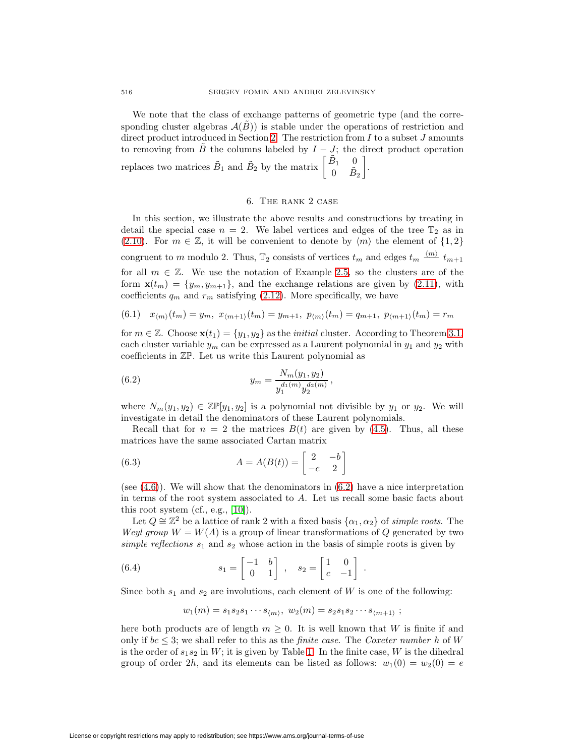We note that the class of exchange patterns of geometric type (and the corresponding cluster algebras $\mathcal{A}(\tilde{B})$) is stable under the operations of restriction and direct product introduced in Section 2. The restriction from $I$ to a subset $J$ amounts to removing from $\tilde{B}$ the columns labeled by $I - J$; the direct product operation replaces two matrices $\tilde{B}_1$ and $\tilde{B}_2$ by the matrix $\begin{bmatrix} \tilde{B}_1 & 0 \\ 0 & \tilde{B}_2 \end{bmatrix}$.

## 6. The rank 2 case

In this section, we illustrate the above results and constructions by treating in detail the special case $n = 2$. We label vertices and edges of the tree $\mathbb{T}_2$ as in (2.10). For $m \in \mathbb{Z}$, it will be convenient to denote by $\langle m \rangle$ the element of $\{1, 2\}$ congruent to $m$ modulo 2. Thus, $\mathbb{T}_2$ consists of vertices $t_m$ and edges $t_m \stackrel{\langle m \rangle}{\longrightarrow} t_{m+1}$ for all $m \in \mathbb{Z}$. We use the notation of Example 2.5, so the clusters are of the form $\mathbf{x}(t_m) = \{y_m, y_{m+1}\}$, and the exchange relations are given by (2.11), with coefficients $q_m$ and $r_m$ satisfying (2.12). More specifically, we have

$$(6.1) \quad x_{\langle m \rangle}(t_m) = y_m,\ x_{\langle m+1 \rangle}(t_m) = y_{m+1},\ p_{\langle m \rangle}(t_m) = q_{m+1},\ p_{\langle m+1 \rangle}(t_m) = r_m$$

for $m \in \mathbb{Z}$. Choose $\mathbf{x}(t_1) = \{y_1, y_2\}$ as the *initial* cluster. According to Theorem 3.1, each cluster variable $y_m$ can be expressed as a Laurent polynomial in $y_1$ and $y_2$ with coefficients in $\mathbb{ZP}$. Let us write this Laurent polynomial as

$$(6.2) \qquad y_m = \frac{N_m(y_1, y_2)}{y_1^{d_1(m)} y_2^{d_2(m)}}\,,$$

where $N_m(y_1, y_2) \in \mathbb{ZP}[y_1, y_2]$ is a polynomial not divisible by $y_1$ or $y_2$. We will investigate in detail the denominators of these Laurent polynomials.

Recall that for $n = 2$ the matrices $B(t)$ are given by (4.5). Thus, all these matrices have the same associated Cartan matrix

$$(6.3) \qquad A = A(B(t)) = \begin{bmatrix} 2 & -b \\ -c & 2 \end{bmatrix}$$

(see (4.6)). We will show that the denominators in (6.2) have a nice interpretation in terms of the root system associated to $A$. Let us recall some basic facts about this root system (cf., e.g., [10]).

Let $Q \cong \mathbb{Z}^2$ be a lattice of rank 2 with a fixed basis $\{\alpha_1, \alpha_2\}$ of *simple roots*. The *Weyl group* $W = W(A)$ is a group of linear transformations of $Q$ generated by two *simple reflections* $s_1$ and $s_2$ whose action in the basis of simple roots is given by

$$(6.4) \qquad s_1 = \begin{bmatrix} -1 & b \\ 0 & 1 \end{bmatrix}\ , \quad s_2 = \begin{bmatrix} 1 & 0 \\ c & -1 \end{bmatrix}\ .$$

Since both $s_1$ and $s_2$ are involutions, each element of $W$ is one of the following:

$$w_1(m) = s_1 s_2 s_1 \cdots s_{\langle m \rangle},\ w_2(m) = s_2 s_1 s_2 \cdots s_{\langle m+1 \rangle}\ ;$$

here both products are of length $m \geq 0$. It is well known that $W$ is finite if and only if $bc \leq 3$; we shall refer to this as the *finite case*. The *Coxeter number* $h$ of $W$ is the order of $s_1 s_2$ in $W$; it is given by Table 1. In the finite case, $W$ is the dihedral group of order $2h$, and its elements can be listed as follows: $w_1(0) = w_2(0) = e$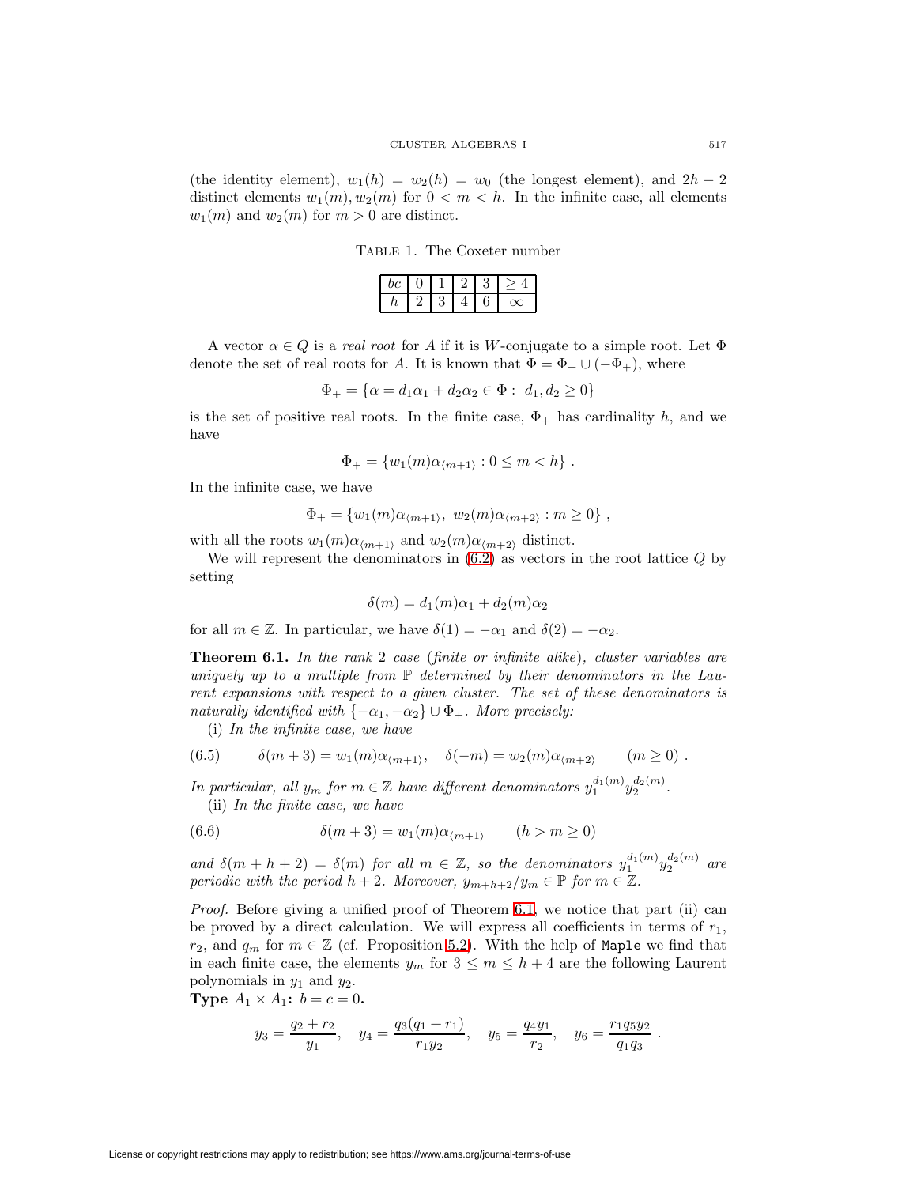(the identity element), $w_1(h) = w_2(h) = w_0$ (the longest element), and $2h-2$ distinct elements $w_1(m), w_2(m)$ for $0 < m < h$. In the infinite case, all elements $w_1(m)$ and $w_2(m)$ for $m > 0$ are distinct.

TABLE 1. The Coxeter number

| $bc$ | 0 | 1 | 2 | 3 | $\geq 4$ |
|---|---|---|---|---|---|
| $h$ | 2 | 3 | 4 | 6 | $\infty$ |

A vector $\alpha \in Q$ is a *real root* for $A$ if it is $W$-conjugate to a simple root. Let $\Phi$ denote the set of real roots for $A$. It is known that $\Phi = \Phi_+ \cup (-\Phi_+)$, where

$$\Phi_+ = \{\alpha = d_1\alpha_1 + d_2\alpha_2 \in \Phi : \ d_1, d_2 \geq 0\}$$

is the set of positive real roots. In the finite case, $\Phi_+$ has cardinality $h$, and we have

$$\Phi_+ = \{w_1(m)\alpha_{\langle m+1\rangle} : 0 \leq m < h\} \ .$$

In the infinite case, we have

$$\Phi_+ = \{w_1(m)\alpha_{\langle m+1\rangle}, \ w_2(m)\alpha_{\langle m+2\rangle} : m \geq 0\} \ ,$$

with all the roots $w_1(m)\alpha_{\langle m+1\rangle}$ and $w_2(m)\alpha_{\langle m+2\rangle}$ distinct.

We will represent the denominators in (6.2) as vectors in the root lattice $Q$ by setting

$$\delta(m) = d_1(m)\alpha_1 + d_2(m)\alpha_2$$

for all $m \in \mathbb{Z}$. In particular, we have $\delta(1) = -\alpha_1$ and $\delta(2) = -\alpha_2$.

**Theorem 6.1.** *In the rank 2 case (finite or infinite alike), cluster variables are uniquely up to a multiple from $\mathbb{P}$ determined by their denominators in the Laurent expansions with respect to a given cluster. The set of these denominators is naturally identified with $\{-\alpha_1, -\alpha_2\} \cup \Phi_+$. More precisely:*

(i) *In the infinite case, we have*

$$\delta(m+3) = w_1(m)\alpha_{\langle m+1\rangle}, \quad \delta(-m) = w_2(m)\alpha_{\langle m+2\rangle} \qquad (m \geq 0) \ . \tag{6.5}$$

*In particular, all $y_m$ for $m \in \mathbb{Z}$ have different denominators $y_1^{d_1(m)} y_2^{d_2(m)}$.*

(ii) *In the finite case, we have*

$$\delta(m+3) = w_1(m)\alpha_{\langle m+1\rangle} \qquad (h > m \geq 0) \tag{6.6}$$

*and $\delta(m+h+2) = \delta(m)$ for all $m \in \mathbb{Z}$, so the denominators $y_1^{d_1(m)} y_2^{d_2(m)}$ are periodic with the period $h+2$. Moreover, $y_{m+h+2}/y_m \in \mathbb{P}$ for $m \in \mathbb{Z}$.*

*Proof.* Before giving a unified proof of Theorem 6.1, we notice that part (ii) can be proved by a direct calculation. We will express all coefficients in terms of $r_1$, $r_2$, and $q_m$ for $m \in \mathbb{Z}$ (cf. Proposition 5.2). With the help of `Maple` we find that in each finite case, the elements $y_m$ for $3 \leq m \leq h+4$ are the following Laurent polynomials in $y_1$ and $y_2$.

**Type $A_1 \times A_1$: $b = c = 0$.**

$$y_3 = \frac{q_2 + r_2}{y_1}, \quad y_4 = \frac{q_3(q_1 + r_1)}{r_1 y_2}, \quad y_5 = \frac{q_4 y_1}{r_2}, \quad y_6 = \frac{r_1 q_5 y_2}{q_1 q_3} \ .$$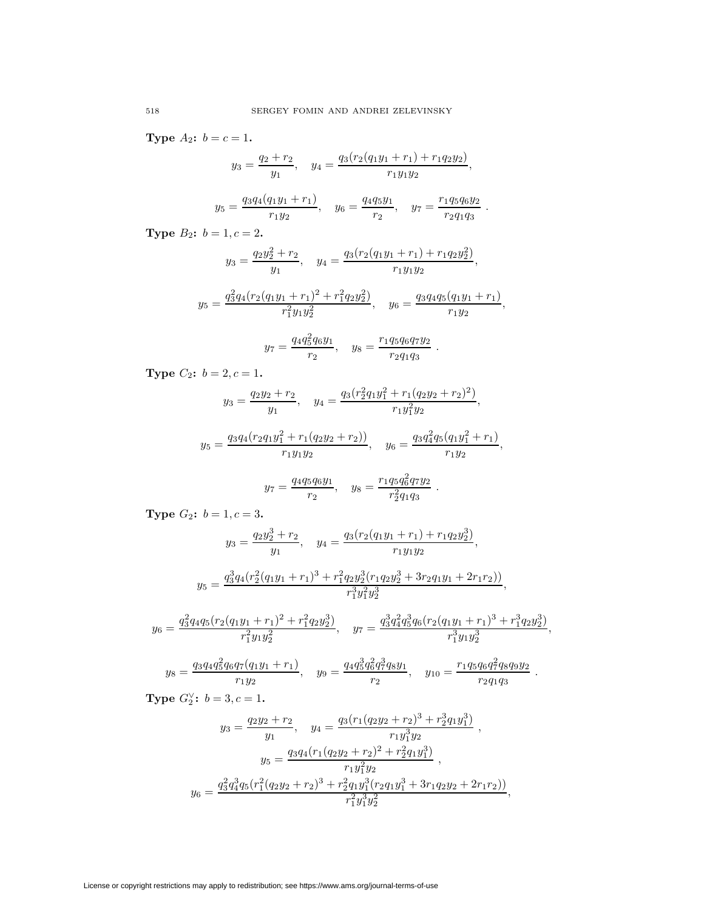**Type $A_2$: $b = c = 1$.**

$$y_3 = \frac{q_2 + r_2}{y_1}, \quad y_4 = \frac{q_3(r_2(q_1y_1 + r_1) + r_1q_2y_2)}{r_1y_1y_2},$$

$$y_5 = \frac{q_3q_4(q_1y_1 + r_1)}{r_1y_2}, \quad y_6 = \frac{q_4q_5y_1}{r_2}, \quad y_7 = \frac{r_1q_5q_6y_2}{r_2q_1q_3} \ .$$

**Type $B_2$: $b = 1, c = 2$.**

$$y_3 = \frac{q_2y_2^2 + r_2}{y_1}, \quad y_4 = \frac{q_3(r_2(q_1y_1 + r_1) + r_1q_2y_2^2)}{r_1y_1y_2},$$

$$y_5 = \frac{q_3^2q_4(r_2(q_1y_1 + r_1)^2 + r_1^2q_2y_2^2)}{r_1^2y_1y_2^2}, \quad y_6 = \frac{q_3q_4q_5(q_1y_1 + r_1)}{r_1y_2},$$

$$y_7 = \frac{q_4q_5^2q_6y_1}{r_2}, \quad y_8 = \frac{r_1q_5q_6q_7y_2}{r_2q_1q_3} \ .$$

**Type $C_2$: $b = 2, c = 1$.**

$$y_3 = \frac{q_2y_2 + r_2}{y_1}, \quad y_4 = \frac{q_3(r_2^2q_1y_1^2 + r_1(q_2y_2 + r_2)^2)}{r_1y_1^2y_2},$$

$$y_5 = \frac{q_3q_4(r_2q_1y_1^2 + r_1(q_2y_2 + r_2))}{r_1y_1y_2}, \quad y_6 = \frac{q_3q_4^2q_5(q_1y_1^2 + r_1)}{r_1y_2},$$

$$y_7 = \frac{q_4q_5q_6y_1}{r_2}, \quad y_8 = \frac{r_1q_5q_6^2q_7y_2}{r_2^2q_1q_3} \ .$$

**Type $G_2$: $b = 1, c = 3$.**

$$y_3 = \frac{q_2y_2^3 + r_2}{y_1}, \quad y_4 = \frac{q_3(r_2(q_1y_1 + r_1) + r_1q_2y_2^3)}{r_1y_1y_2},$$

$$y_5 = \frac{q_3^3q_4(r_2^2(q_1y_1 + r_1)^3 + r_1^2q_2y_2^3(r_1q_2y_2^3 + 3r_2q_1y_1 + 2r_1r_2))}{r_1^3y_1^2y_2^3},$$

$$y_6 = \frac{q_3^2q_4q_5(r_2(q_1y_1 + r_1)^2 + r_1^2q_2y_2^3)}{r_1^2y_1y_2^2}, \quad y_7 = \frac{q_3^3q_4^2q_5^3q_6(r_2(q_1y_1 + r_1)^3 + r_1^3q_2y_2^3)}{r_1^3y_1y_2^3},$$

$$y_8 = \frac{q_3q_4q_5^2q_6q_7(q_1y_1 + r_1)}{r_1y_2}, \quad y_9 = \frac{q_4q_5^3q_6^2q_7^3q_8y_1}{r_2}, \quad y_{10} = \frac{r_1q_5q_6q_7^2q_8q_9y_2}{r_2q_1q_3} \ .$$

**Type $G_2^\vee$: $b = 3, c = 1$.**

$$y_3 = \frac{q_2y_2 + r_2}{y_1}, \quad y_4 = \frac{q_3(r_1(q_2y_2 + r_2)^3 + r_2^3q_1y_1^3)}{r_1y_1^3y_2} \ ,$$

$$y_5 = \frac{q_3q_4(r_1(q_2y_2 + r_2)^2 + r_2^2q_1y_1^3)}{r_1y_1^2y_2} \ ,$$

$$y_6 = \frac{q_3^2q_4^3q_5(r_1^2(q_2y_2 + r_2)^3 + r_2^2q_1y_1^3(r_2q_1y_1^3 + 3r_1q_2y_2 + 2r_1r_2))}{r_1^2y_1^3y_2^2},$$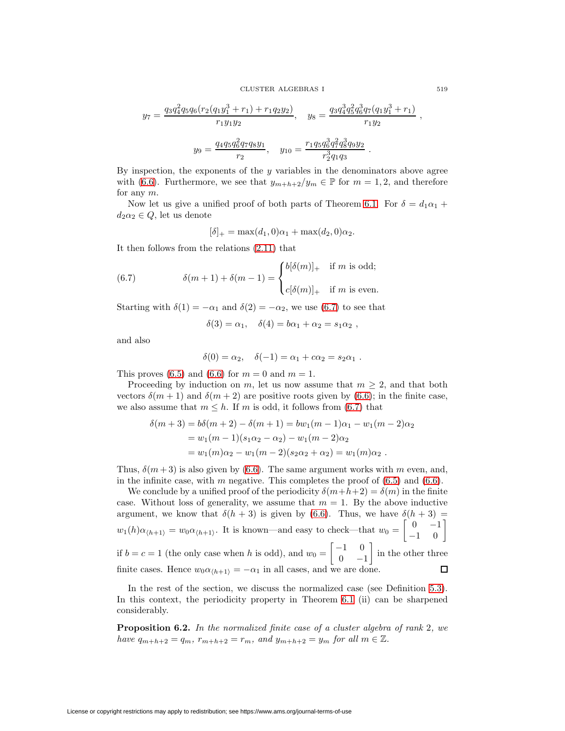$$y_7 = \frac{q_3 q_4^2 q_5 q_6 (r_2(q_1 y_1^3 + r_1) + r_1 q_2 y_2)}{r_1 y_1 y_2}, \quad y_8 = \frac{q_3 q_4^3 q_5^2 q_6^3 q_7 (q_1 y_1^3 + r_1)}{r_1 y_2} ,$$

$$y_9 = \frac{q_4 q_5 q_6^2 q_7 q_8 y_1}{r_2}, \quad y_{10} = \frac{r_1 q_5 q_6^3 q_7^2 q_8^3 q_9 y_2}{r_2^3 q_1 q_3} .$$

By inspection, the exponents of the $y$ variables in the denominators above agree with (6.6). Furthermore, we see that $y_{m+h+2}/y_m \in \mathbb{P}$ for $m = 1, 2$, and therefore for any $m$.

Now let us give a unified proof of both parts of Theorem 6.1. For $\delta = d_1\alpha_1 + d_2\alpha_2 \in Q$, let us denote

$$[\delta]_+ = \max(d_1, 0)\alpha_1 + \max(d_2, 0)\alpha_2.$$

It then follows from the relations (2.11) that

$$\delta(m+1) + \delta(m-1) = \begin{cases} b[\delta(m)]_+ & \text{if } m \text{ is odd;} \\ c[\delta(m)]_+ & \text{if } m \text{ is even.} \end{cases} \tag{6.7}$$

Starting with $\delta(1) = -\alpha_1$ and $\delta(2) = -\alpha_2$, we use (6.7) to see that

$$\delta(3) = \alpha_1, \quad \delta(4) = b\alpha_1 + \alpha_2 = s_1\alpha_2 ,$$

and also

$$\delta(0) = \alpha_2, \quad \delta(-1) = \alpha_1 + c\alpha_2 = s_2\alpha_1 .$$

This proves (6.5) and (6.6) for $m = 0$ and $m = 1$.

Proceeding by induction on $m$, let us now assume that $m \geq 2$, and that both vectors $\delta(m+1)$ and $\delta(m+2)$ are positive roots given by (6.6); in the finite case, we also assume that $m \leq h$. If $m$ is odd, it follows from (6.7) that

$$\begin{aligned} \delta(m+3) &= b\delta(m+2) - \delta(m+1) = bw_1(m-1)\alpha_1 - w_1(m-2)\alpha_2 \\ &= w_1(m-1)(s_1\alpha_2 - \alpha_2) - w_1(m-2)\alpha_2 \\ &= w_1(m)\alpha_2 - w_1(m-2)(s_2\alpha_2 + \alpha_2) = w_1(m)\alpha_2 . \end{aligned}$$

Thus, $\delta(m+3)$ is also given by (6.6). The same argument works with $m$ even, and, in the infinite case, with $m$ negative. This completes the proof of (6.5) and (6.6).

We conclude by a unified proof of the periodicity $\delta(m+h+2) = \delta(m)$ in the finite case. Without loss of generality, we assume that $m = 1$. By the above inductive argument, we know that $\delta(h+3)$ is given by (6.6). Thus, we have $\delta(h+3) = w_1(h)\alpha_{\langle h+1\rangle} = w_0\alpha_{\langle h+1\rangle}$. It is known—and easy to check—that $w_0 = \begin{bmatrix} 0 & -1 \\ -1 & 0 \end{bmatrix}$ if $b = c = 1$ (the only case when $h$ is odd), and $w_0 = \begin{bmatrix} -1 & 0 \\ 0 & -1 \end{bmatrix}$ in the other three finite cases. Hence $w_0\alpha_{\langle h+1\rangle} = -\alpha_1$ in all cases, and we are done. ∎

In the rest of the section, we discuss the normalized case (see Definition 5.3). In this context, the periodicity property in Theorem 6.1 (ii) can be sharpened considerably.

**Proposition 6.2.** *In the normalized finite case of a cluster algebra of rank* 2*, we have* $q_{m+h+2} = q_m$, $r_{m+h+2} = r_m$, *and* $y_{m+h+2} = y_m$ *for all* $m \in \mathbb{Z}$.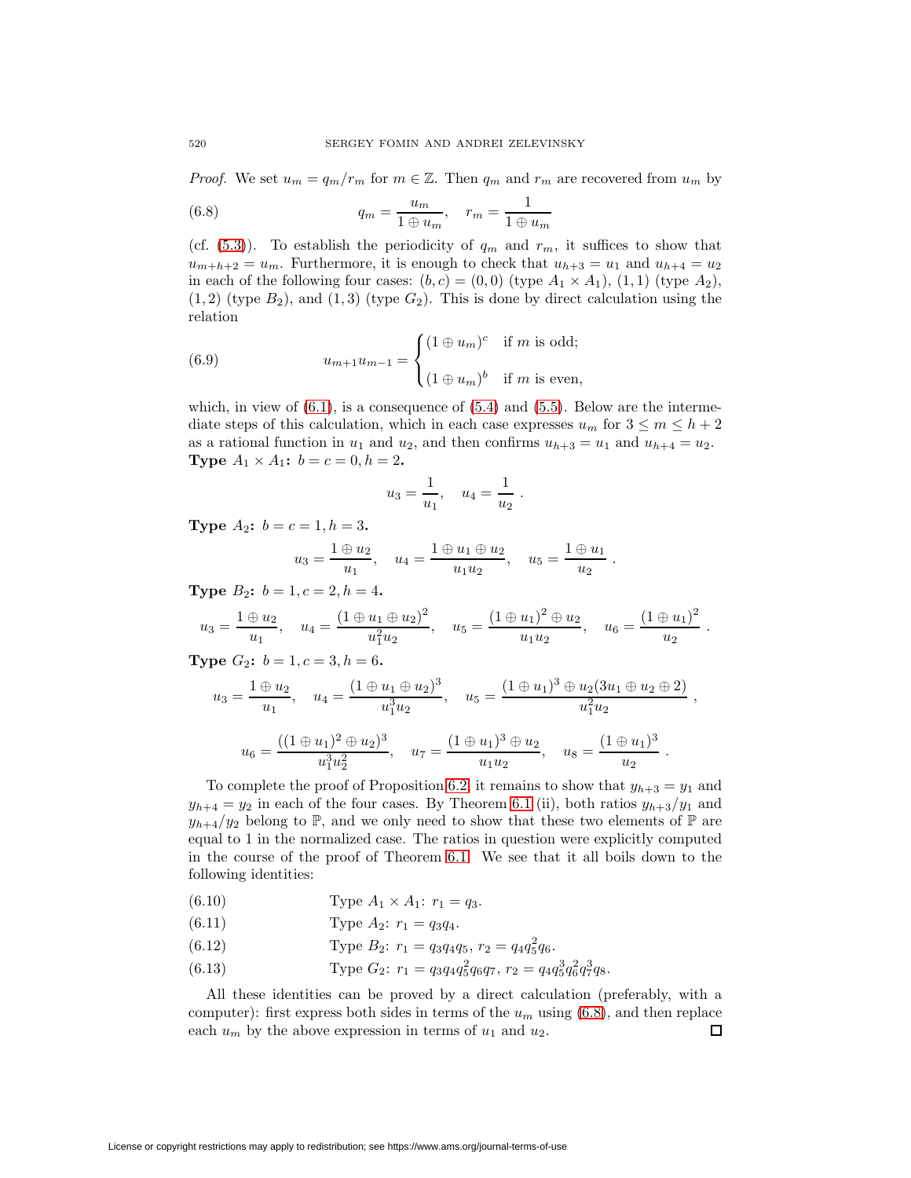*Proof.* We set $u_m = q_m/r_m$ for $m \in \mathbb{Z}$. Then $q_m$ and $r_m$ are recovered from $u_m$ by

$$q_m = \frac{u_m}{1 \oplus u_m}, \quad r_m = \frac{1}{1 \oplus u_m} \tag{6.8}$$

(cf. (5.3)). To establish the periodicity of $q_m$ and $r_m$, it suffices to show that $u_{m+h+2} = u_m$. Furthermore, it is enough to check that $u_{h+3} = u_1$ and $u_{h+4} = u_2$ in each of the following four cases: $(b,c) = (0,0)$ (type $A_1 \times A_1$), $(1,1)$ (type $A_2$), $(1,2)$ (type $B_2$), and $(1,3)$ (type $G_2$). This is done by direct calculation using the relation

$$u_{m+1}u_{m-1} = \begin{cases} (1 \oplus u_m)^c & \text{if } m \text{ is odd;} \\ (1 \oplus u_m)^b & \text{if } m \text{ is even,} \end{cases} \tag{6.9}$$

which, in view of (6.1), is a consequence of (5.4) and (5.5). Below are the intermediate steps of this calculation, which in each case expresses $u_m$ for $3 \le m \le h+2$ as a rational function in $u_1$ and $u_2$, and then confirms $u_{h+3} = u_1$ and $u_{h+4} = u_2$.

**Type $A_1 \times A_1$: $b = c = 0, h = 2$.**

$$u_3 = \frac{1}{u_1}, \quad u_4 = \frac{1}{u_2}\ .$$

**Type $A_2$: $b = c = 1, h = 3$.**

$$u_3 = \frac{1 \oplus u_2}{u_1}, \quad u_4 = \frac{1 \oplus u_1 \oplus u_2}{u_1 u_2}, \quad u_5 = \frac{1 \oplus u_1}{u_2}\ .$$

**Type $B_2$: $b = 1, c = 2, h = 4$.**

$$u_3 = \frac{1 \oplus u_2}{u_1}, \quad u_4 = \frac{(1 \oplus u_1 \oplus u_2)^2}{u_1^2 u_2}, \quad u_5 = \frac{(1 \oplus u_1)^2 \oplus u_2}{u_1 u_2}, \quad u_6 = \frac{(1 \oplus u_1)^2}{u_2}\ .$$

**Type $G_2$: $b = 1, c = 3, h = 6$.**

$$u_3 = \frac{1 \oplus u_2}{u_1}, \quad u_4 = \frac{(1 \oplus u_1 \oplus u_2)^3}{u_1^3 u_2}, \quad u_5 = \frac{(1 \oplus u_1)^3 \oplus u_2(3u_1 \oplus u_2 \oplus 2)}{u_1^2 u_2}\ ,$$

$$u_6 = \frac{((1 \oplus u_1)^2 \oplus u_2)^3}{u_1^3 u_2^2}, \quad u_7 = \frac{(1 \oplus u_1)^3 \oplus u_2}{u_1 u_2}, \quad u_8 = \frac{(1 \oplus u_1)^3}{u_2}\ .$$

To complete the proof of Proposition 6.2, it remains to show that $y_{h+3} = y_1$ and $y_{h+4} = y_2$ in each of the four cases. By Theorem 6.1 (ii), both ratios $y_{h+3}/y_1$ and $y_{h+4}/y_2$ belong to $\mathbb{P}$, and we only need to show that these two elements of $\mathbb{P}$ are equal to 1 in the normalized case. The ratios in question were explicitly computed in the course of the proof of Theorem 6.1. We see that it all boils down to the following identities:

$$\text{Type } A_1 \times A_1\text{: } r_1 = q_3. \tag{6.10}$$

$$\text{Type } A_2\text{: } r_1 = q_3 q_4. \tag{6.11}$$

$$\text{Type } B_2\text{: } r_1 = q_3 q_4 q_5,\ r_2 = q_4 q_5^2 q_6. \tag{6.12}$$

$$\text{Type } G_2\text{: } r_1 = q_3 q_4 q_5^2 q_6 q_7,\ r_2 = q_4 q_5^3 q_6^2 q_7^3 q_8. \tag{6.13}$$

All these identities can be proved by a direct calculation (preferably, with a computer): first express both sides in terms of the $u_m$ using (6.8), and then replace each $u_m$ by the above expression in terms of $u_1$ and $u_2$. $\square$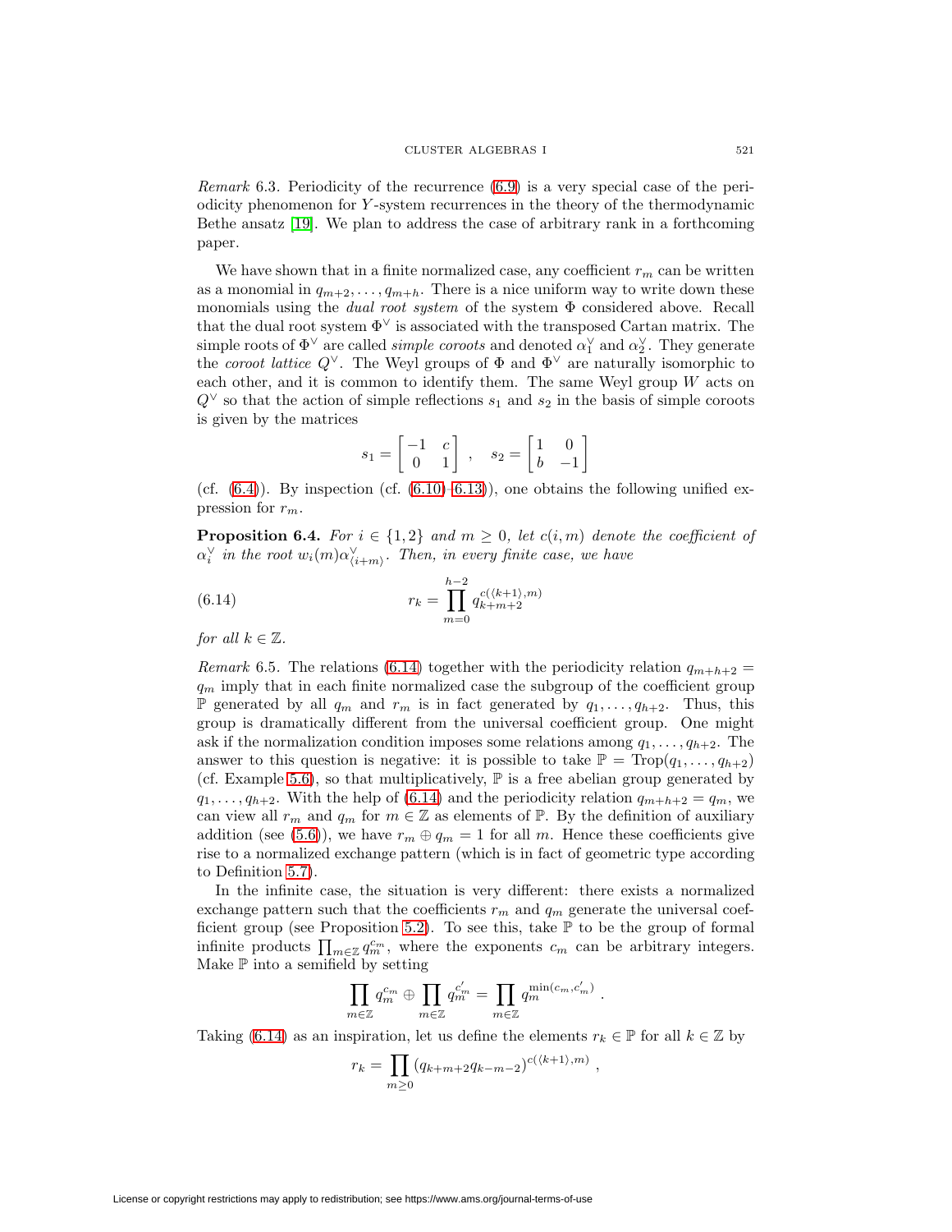*Remark* 6.3. Periodicity of the recurrence (6.9) is a very special case of the periodicity phenomenon for $Y$-system recurrences in the theory of the thermodynamic Bethe ansatz [19]. We plan to address the case of arbitrary rank in a forthcoming paper.

We have shown that in a finite normalized case, any coefficient $r_m$ can be written as a monomial in $q_{m+2}, \ldots, q_{m+h}$. There is a nice uniform way to write down these monomials using the *dual root system* of the system $\Phi$ considered above. Recall that the dual root system $\Phi^\vee$ is associated with the transposed Cartan matrix. The simple roots of $\Phi^\vee$ are called *simple coroots* and denoted $\alpha_1^\vee$ and $\alpha_2^\vee$. They generate the *coroot lattice* $Q^\vee$. The Weyl groups of $\Phi$ and $\Phi^\vee$ are naturally isomorphic to each other, and it is common to identify them. The same Weyl group $W$ acts on $Q^\vee$ so that the action of simple reflections $s_1$ and $s_2$ in the basis of simple coroots is given by the matrices

$$s_1 = \begin{bmatrix} -1 & c \\ 0 & 1 \end{bmatrix}, \quad s_2 = \begin{bmatrix} 1 & 0 \\ b & -1 \end{bmatrix}$$

(cf. (6.4)). By inspection (cf. (6.10)–(6.13)), one obtains the following unified expression for $r_m$.

**Proposition 6.4.** *For $i \in \{1, 2\}$ and $m \geq 0$, let $c(i, m)$ denote the coefficient of $\alpha_i^\vee$ in the root $w_i(m)\alpha_{\langle i+m \rangle}^\vee$. Then, in every finite case, we have*

$$r_k = \prod_{m=0}^{h-2} q_{k+m+2}^{c(\langle k+1 \rangle, m)} \tag{6.14}$$

*for all $k \in \mathbb{Z}$.*

*Remark* 6.5. The relations (6.14) together with the periodicity relation $q_{m+h+2} = q_m$ imply that in each finite normalized case the subgroup of the coefficient group $\mathbb{P}$ generated by all $q_m$ and $r_m$ is in fact generated by $q_1, \ldots, q_{h+2}$. Thus, this group is dramatically different from the universal coefficient group. One might ask if the normalization condition imposes some relations among $q_1, \ldots, q_{h+2}$. The answer to this question is negative: it is possible to take $\mathbb{P} = \mathrm{Trop}(q_1, \ldots, q_{h+2})$ (cf. Example 5.6), so that multiplicatively, $\mathbb{P}$ is a free abelian group generated by $q_1, \ldots, q_{h+2}$. With the help of (6.14) and the periodicity relation $q_{m+h+2} = q_m$, we can view all $r_m$ and $q_m$ for $m \in \mathbb{Z}$ as elements of $\mathbb{P}$. By the definition of auxiliary addition (see (5.6)), we have $r_m \oplus q_m = 1$ for all $m$. Hence these coefficients give rise to a normalized exchange pattern (which is in fact of geometric type according to Definition 5.7).

In the infinite case, the situation is very different: there exists a normalized exchange pattern such that the coefficients $r_m$ and $q_m$ generate the universal coefficient group (see Proposition 5.2). To see this, take $\mathbb{P}$ to be the group of formal infinite products $\prod_{m \in \mathbb{Z}} q_m^{c_m}$, where the exponents $c_m$ can be arbitrary integers. Make $\mathbb{P}$ into a semifield by setting

$$\prod_{m \in \mathbb{Z}} q_m^{c_m} \oplus \prod_{m \in \mathbb{Z}} q_m^{c'_m} = \prod_{m \in \mathbb{Z}} q_m^{\min(c_m, c'_m)}.$$

Taking (6.14) as an inspiration, let us define the elements $r_k \in \mathbb{P}$ for all $k \in \mathbb{Z}$ by

$$r_k = \prod_{m \geq 0} (q_{k+m+2} q_{k-m-2})^{c(\langle k+1 \rangle, m)},$$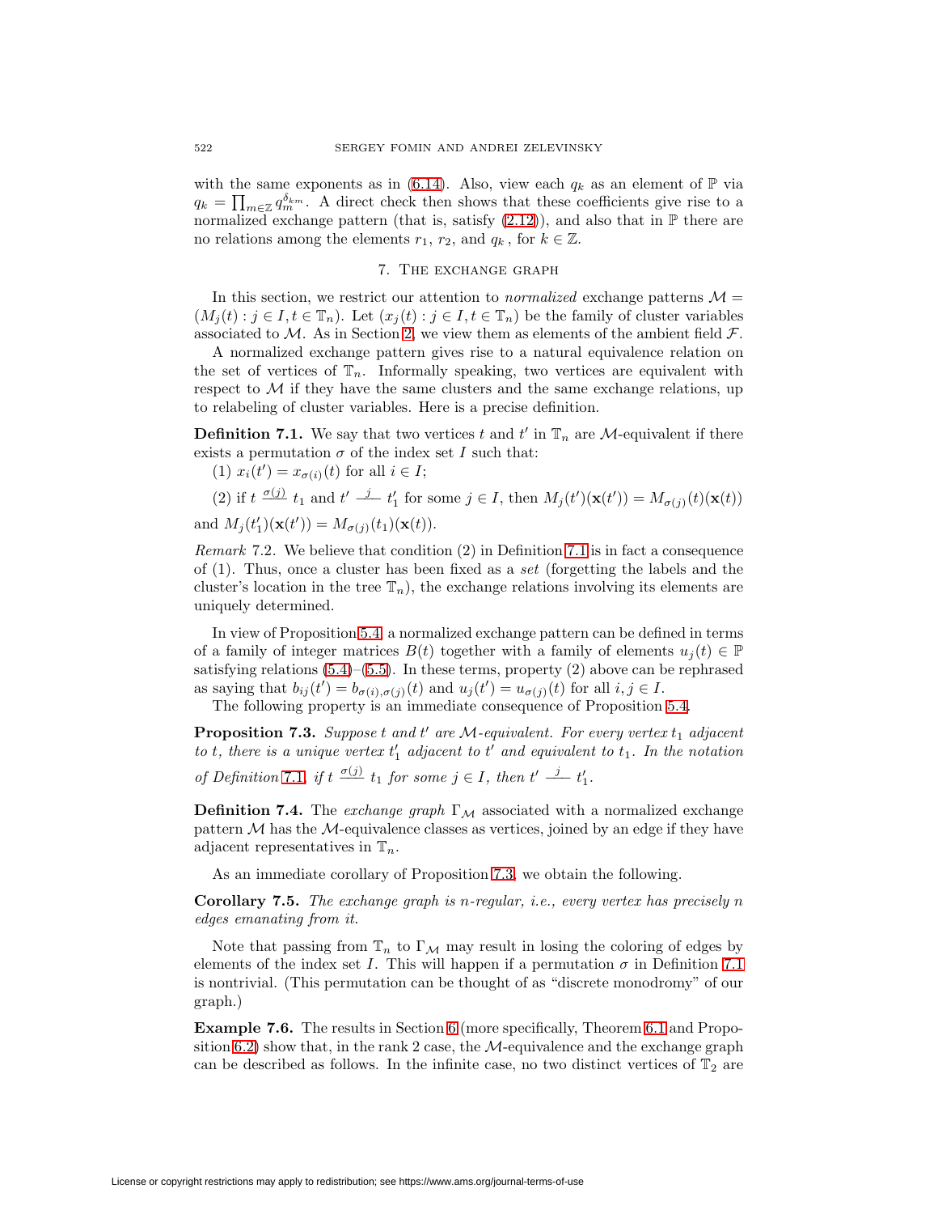with the same exponents as in (6.14). Also, view each $q_k$ as an element of $\mathbb{P}$ via $q_k = \prod_{m\in\mathbb{Z}} q_m^{\delta_{km}}$. A direct check then shows that these coefficients give rise to a normalized exchange pattern (that is, satisfy (2.12)), and also that in $\mathbb{P}$ there are no relations among the elements $r_1$, $r_2$, and $q_k$, for $k \in \mathbb{Z}$.

## 7. The exchange graph

In this section, we restrict our attention to *normalized* exchange patterns $\mathcal{M} = (M_j(t) : j \in I, t \in \mathbb{T}_n)$. Let $(x_j(t) : j \in I, t \in \mathbb{T}_n)$ be the family of cluster variables associated to $\mathcal{M}$. As in Section 2, we view them as elements of the ambient field $\mathcal{F}$.

A normalized exchange pattern gives rise to a natural equivalence relation on the set of vertices of $\mathbb{T}_n$. Informally speaking, two vertices are equivalent with respect to $\mathcal{M}$ if they have the same clusters and the same exchange relations, up to relabeling of cluster variables. Here is a precise definition.

**Definition 7.1.** We say that two vertices $t$ and $t'$ in $\mathbb{T}_n$ are $\mathcal{M}$-equivalent if there exists a permutation $\sigma$ of the index set $I$ such that:

(1) $x_i(t') = x_{\sigma(i)}(t)$ for all $i \in I$;

(2) if $t \overset{\sigma(j)}{\text{———}} t_1$ and $t' \overset{j}{\text{———}} t_1'$ for some $j \in I$, then $M_j(t')(\mathbf{x}(t')) = M_{\sigma(j)}(t)(\mathbf{x}(t))$ and $M_j(t_1')(\mathbf{x}(t')) = M_{\sigma(j)}(t_1)(\mathbf{x}(t))$.

*Remark* 7.2. We believe that condition (2) in Definition 7.1 is in fact a consequence of (1). Thus, once a cluster has been fixed as a *set* (forgetting the labels and the cluster's location in the tree $\mathbb{T}_n$), the exchange relations involving its elements are uniquely determined.

In view of Proposition 5.4, a normalized exchange pattern can be defined in terms of a family of integer matrices $B(t)$ together with a family of elements $u_j(t) \in \mathbb{P}$ satisfying relations (5.4)–(5.5). In these terms, property (2) above can be rephrased as saying that $b_{ij}(t') = b_{\sigma(i),\sigma(j)}(t)$ and $u_j(t') = u_{\sigma(j)}(t)$ for all $i, j \in I$.

The following property is an immediate consequence of Proposition 5.4.

**Proposition 7.3.** *Suppose $t$ and $t'$ are $\mathcal{M}$-equivalent. For every vertex $t_1$ adjacent to $t$, there is a unique vertex $t_1'$ adjacent to $t'$ and equivalent to $t_1$. In the notation of Definition 7.1, if $t \overset{\sigma(j)}{\text{———}} t_1$ for some $j \in I$, then $t' \overset{j}{\text{———}} t_1'$.*

**Definition 7.4.** The *exchange graph* $\Gamma_{\mathcal{M}}$ associated with a normalized exchange pattern $\mathcal{M}$ has the $\mathcal{M}$-equivalence classes as vertices, joined by an edge if they have adjacent representatives in $\mathbb{T}_n$.

As an immediate corollary of Proposition 7.3, we obtain the following.

**Corollary 7.5.** *The exchange graph is $n$-regular, i.e., every vertex has precisely $n$ edges emanating from it.*

Note that passing from $\mathbb{T}_n$ to $\Gamma_{\mathcal{M}}$ may result in losing the coloring of edges by elements of the index set $I$. This will happen if a permutation $\sigma$ in Definition 7.1 is nontrivial. (This permutation can be thought of as "discrete monodromy" of our graph.)

**Example 7.6.** The results in Section 6 (more specifically, Theorem 6.1 and Proposition 6.2) show that, in the rank 2 case, the $\mathcal{M}$-equivalence and the exchange graph can be described as follows. In the infinite case, no two distinct vertices of $\mathbb{T}_2$ are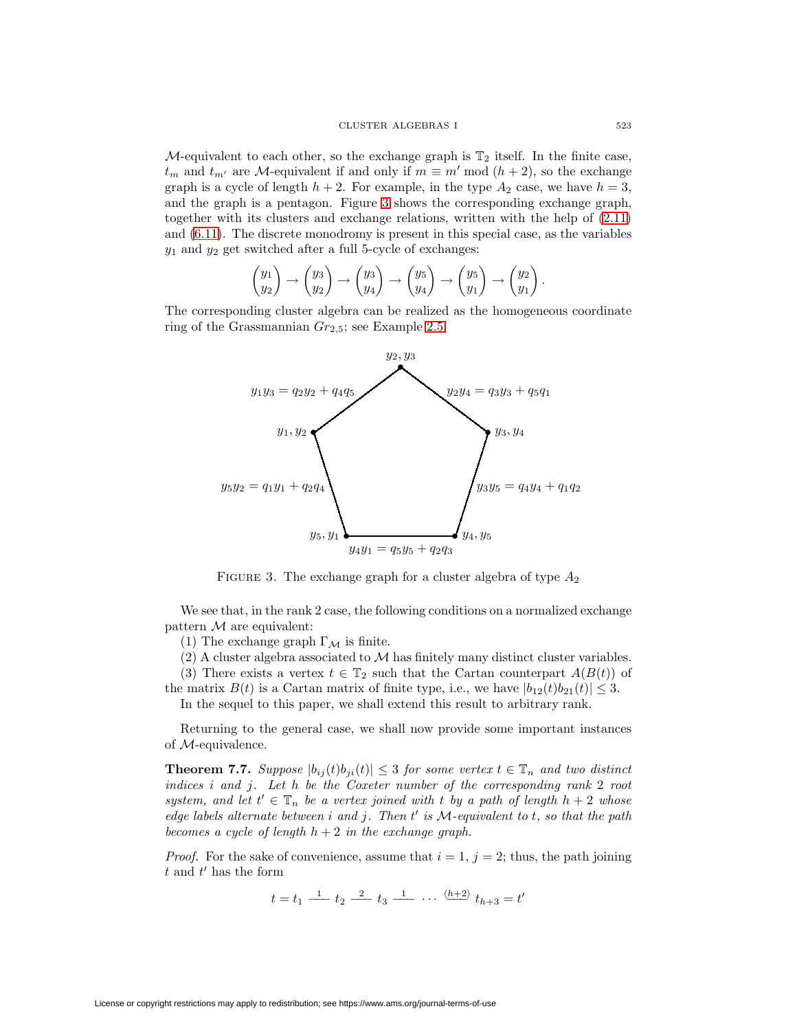$\mathcal{M}$-equivalent to each other, so the exchange graph is $\mathbb{T}_2$ itself. In the finite case, $t_m$ and $t_{m'}$ are $\mathcal{M}$-equivalent if and only if $m \equiv m' \bmod (h+2)$, so the exchange graph is a cycle of length $h+2$. For example, in the type $A_2$ case, we have $h = 3$, and the graph is a pentagon. Figure 3 shows the corresponding exchange graph, together with its clusters and exchange relations, written with the help of (2.11) and (6.11). The discrete monodromy is present in this special case, as the variables $y_1$ and $y_2$ get switched after a full 5-cycle of exchanges:

$$\begin{pmatrix} y_1 \\ y_2 \end{pmatrix} \to \begin{pmatrix} y_3 \\ y_2 \end{pmatrix} \to \begin{pmatrix} y_3 \\ y_4 \end{pmatrix} \to \begin{pmatrix} y_5 \\ y_4 \end{pmatrix} \to \begin{pmatrix} y_5 \\ y_1 \end{pmatrix} \to \begin{pmatrix} y_2 \\ y_1 \end{pmatrix}.$$

The corresponding cluster algebra can be realized as the homogeneous coordinate ring of the Grassmannian $Gr_{2,5}$; see Example 2.5.

Vertices: $y_2, y_3$; $y_3, y_4$; $y_4, y_5$; $y_5, y_1$; $y_1, y_2$.

Edges: $y_1 y_3 = q_2 y_2 + q_4 q_5$; $y_2 y_4 = q_3 y_3 + q_5 q_1$; $y_3 y_5 = q_4 y_4 + q_1 q_2$; $y_4 y_1 = q_5 y_5 + q_2 q_3$; $y_5 y_2 = q_1 y_1 + q_2 q_4$.

FIGURE 3. The exchange graph for a cluster algebra of type $A_2$

We see that, in the rank 2 case, the following conditions on a normalized exchange pattern $\mathcal{M}$ are equivalent:

(1) The exchange graph $\Gamma_{\mathcal{M}}$ is finite.

(2) A cluster algebra associated to $\mathcal{M}$ has finitely many distinct cluster variables.

(3) There exists a vertex $t \in \mathbb{T}_2$ such that the Cartan counterpart $A(B(t))$ of the matrix $B(t)$ is a Cartan matrix of finite type, i.e., we have $|b_{12}(t) b_{21}(t)| \le 3$.

In the sequel to this paper, we shall extend this result to arbitrary rank.

Returning to the general case, we shall now provide some important instances of $\mathcal{M}$-equivalence.

**Theorem 7.7.** *Suppose $|b_{ij}(t) b_{ji}(t)| \le 3$ for some vertex $t \in \mathbb{T}_n$ and two distinct indices $i$ and $j$. Let $h$ be the Coxeter number of the corresponding rank 2 root system, and let $t' \in \mathbb{T}_n$ be a vertex joined with $t$ by a path of length $h+2$ whose edge labels alternate between $i$ and $j$. Then $t'$ is $\mathcal{M}$-equivalent to $t$, so that the path becomes a cycle of length $h+2$ in the exchange graph.*

*Proof.* For the sake of convenience, assume that $i = 1$, $j = 2$; thus, the path joining $t$ and $t'$ has the form

$$t = t_1 \overset{1}{\text{———}} t_2 \overset{2}{\text{———}} t_3 \overset{1}{\text{———}} \cdots \overset{\langle h+2 \rangle}{\text{———}} t_{h+3} = t'$$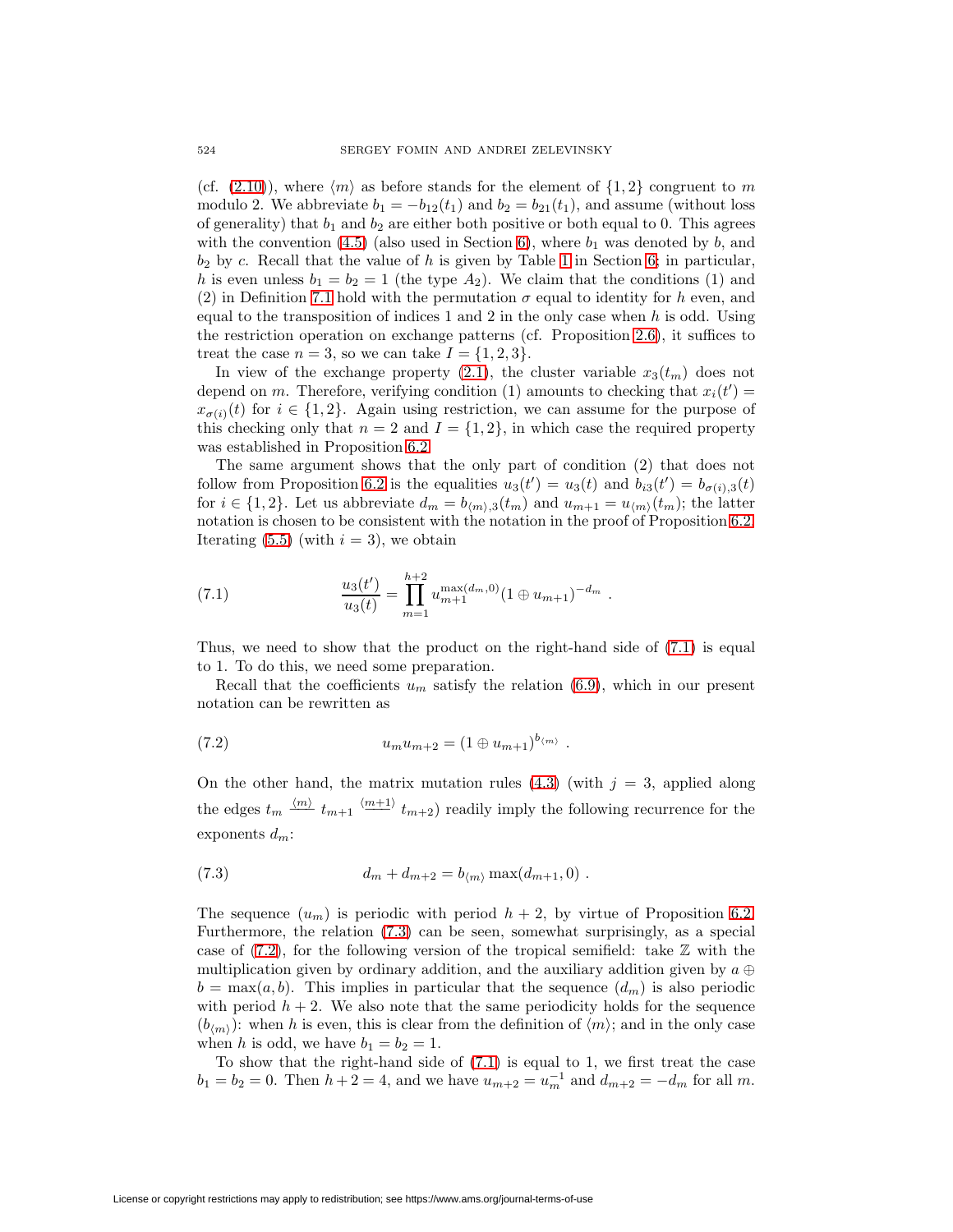(cf. (2.10)), where $\langle m\rangle$ as before stands for the element of $\{1,2\}$ congruent to $m$ modulo 2. We abbreviate $b_1 = -b_{12}(t_1)$ and $b_2 = b_{21}(t_1)$, and assume (without loss of generality) that $b_1$ and $b_2$ are either both positive or both equal to 0. This agrees with the convention (4.5) (also used in Section 6), where $b_1$ was denoted by $b$, and $b_2$ by $c$. Recall that the value of $h$ is given by Table 1 in Section 6; in particular, $h$ is even unless $b_1 = b_2 = 1$ (the type $A_2$). We claim that the conditions (1) and (2) in Definition 7.1 hold with the permutation $\sigma$ equal to identity for $h$ even, and equal to the transposition of indices 1 and 2 in the only case when $h$ is odd. Using the restriction operation on exchange patterns (cf. Proposition 2.6), it suffices to treat the case $n = 3$, so we can take $I = \{1,2,3\}$.

In view of the exchange property (2.1), the cluster variable $x_3(t_m)$ does not depend on $m$. Therefore, verifying condition (1) amounts to checking that $x_i(t') = x_{\sigma(i)}(t)$ for $i \in \{1,2\}$. Again using restriction, we can assume for the purpose of this checking only that $n = 2$ and $I = \{1,2\}$, in which case the required property was established in Proposition 6.2.

The same argument shows that the only part of condition (2) that does not follow from Proposition 6.2 is the equalities $u_3(t') = u_3(t)$ and $b_{i3}(t') = b_{\sigma(i),3}(t)$ for $i \in \{1,2\}$. Let us abbreviate $d_m = b_{\langle m\rangle,3}(t_m)$ and $u_{m+1} = u_{\langle m\rangle}(t_m)$; the latter notation is chosen to be consistent with the notation in the proof of Proposition 6.2. Iterating (5.5) (with $i = 3$), we obtain

$$\frac{u_3(t')}{u_3(t)} = \prod_{m=1}^{h+2} u_{m+1}^{\max(d_m,0)} (1 \oplus u_{m+1})^{-d_m} \ . \tag{7.1}$$

Thus, we need to show that the product on the right-hand side of (7.1) is equal to 1. To do this, we need some preparation.

Recall that the coefficients $u_m$ satisfy the relation (6.9), which in our present notation can be rewritten as

$$u_m u_{m+2} = (1 \oplus u_{m+1})^{b_{\langle m\rangle}} \ . \tag{7.2}$$

On the other hand, the matrix mutation rules (4.3) (with $j = 3$, applied along the edges $t_m \overset{\langle m\rangle}{-\!\!-} t_{m+1} \overset{\langle m+1\rangle}{-\!\!-} t_{m+2}$) readily imply the following recurrence for the exponents $d_m$:

$$d_m + d_{m+2} = b_{\langle m\rangle} \max(d_{m+1}, 0) \ . \tag{7.3}$$

The sequence $(u_m)$ is periodic with period $h+2$, by virtue of Proposition 6.2. Furthermore, the relation (7.3) can be seen, somewhat surprisingly, as a special case of (7.2), for the following version of the tropical semifield: take $\mathbb{Z}$ with the multiplication given by ordinary addition, and the auxiliary addition given by $a \oplus b = \max(a,b)$. This implies in particular that the sequence $(d_m)$ is also periodic with period $h+2$. We also note that the same periodicity holds for the sequence $(b_{\langle m\rangle})$: when $h$ is even, this is clear from the definition of $\langle m\rangle$; and in the only case when $h$ is odd, we have $b_1 = b_2 = 1$.

To show that the right-hand side of (7.1) is equal to 1, we first treat the case $b_1 = b_2 = 0$. Then $h+2 = 4$, and we have $u_{m+2} = u_m^{-1}$ and $d_{m+2} = -d_m$ for all $m$.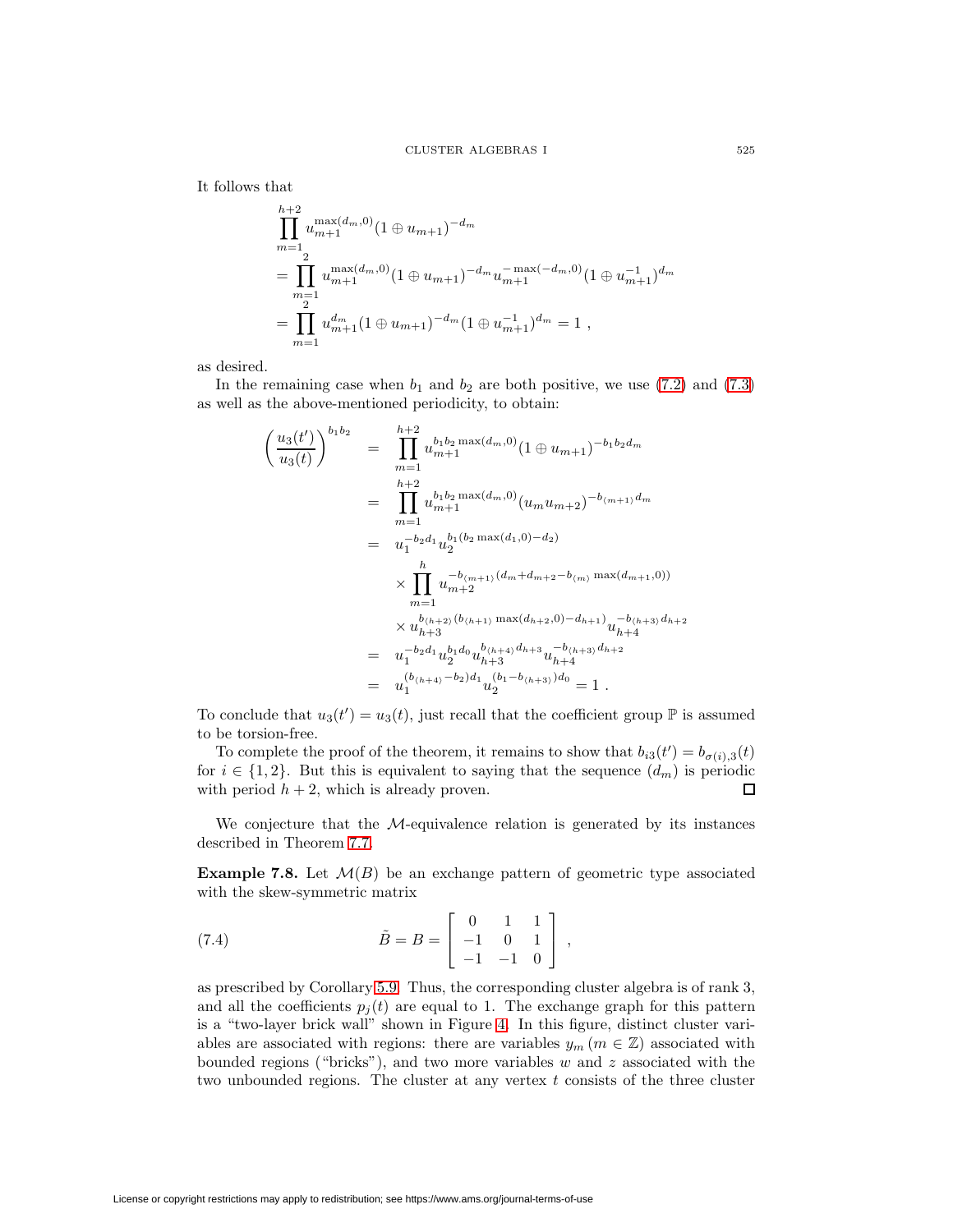It follows that

$$
\begin{aligned}
&\prod_{m=1}^{h+2} u_{m+1}^{\max(d_m,0)}(1 \oplus u_{m+1})^{-d_m} \\
&= \prod_{m=1}^{2} u_{m+1}^{\max(d_m,0)}(1 \oplus u_{m+1})^{-d_m} u_{m+1}^{-\max(-d_m,0)}(1 \oplus u_{m+1}^{-1})^{d_m} \\
&= \prod_{m=1}^{2} u_{m+1}^{d_m}(1 \oplus u_{m+1})^{-d_m}(1 \oplus u_{m+1}^{-1})^{d_m} = 1 \ ,
\end{aligned}
$$

as desired.

In the remaining case when $b_1$ and $b_2$ are both positive, we use (7.2) and (7.3) as well as the above-mentioned periodicity, to obtain:

$$
\begin{aligned}
\left(\frac{u_3(t')}{u_3(t)}\right)^{b_1 b_2} &= \prod_{m=1}^{h+2} u_{m+1}^{b_1 b_2 \max(d_m,0)}(1 \oplus u_{m+1})^{-b_1 b_2 d_m} \\
&= \prod_{m=1}^{h+2} u_{m+1}^{b_1 b_2 \max(d_m,0)}(u_m u_{m+2})^{-b_{\langle m+1\rangle} d_m} \\
&= u_1^{-b_2 d_1} u_2^{b_1(b_2 \max(d_1,0) - d_2)} \\
&\quad \times \prod_{m=1}^{h} u_{m+2}^{-b_{\langle m+1\rangle}(d_m + d_{m+2} - b_{\langle m\rangle} \max(d_{m+1},0))} \\
&\quad \times u_{h+3}^{b_{\langle h+2\rangle}(b_{\langle h+1\rangle} \max(d_{h+2},0) - d_{h+1})} u_{h+4}^{-b_{\langle h+3\rangle} d_{h+2}} \\
&= u_1^{-b_2 d_1} u_2^{b_1 d_0} u_{h+3}^{b_{\langle h+4\rangle} d_{h+3}} u_{h+4}^{-b_{\langle h+3\rangle} d_{h+2}} \\
&= u_1^{(b_{\langle h+4\rangle} - b_2) d_1} u_2^{(b_1 - b_{\langle h+3\rangle}) d_0} = 1 \ .
\end{aligned}
$$

To conclude that $u_3(t') = u_3(t)$, just recall that the coefficient group $\mathbb{P}$ is assumed to be torsion-free.

To complete the proof of the theorem, it remains to show that $b_{i3}(t') = b_{\sigma(i),3}(t)$ for $i \in \{1, 2\}$. But this is equivalent to saying that the sequence $(d_m)$ is periodic with period $h + 2$, which is already proven. ☐

We conjecture that the $\mathcal{M}$-equivalence relation is generated by its instances described in Theorem 7.7.

**Example 7.8.** Let $\mathcal{M}(B)$ be an exchange pattern of geometric type associated with the skew-symmetric matrix

$$
\tilde{B} = B = \begin{bmatrix} 0 & 1 & 1 \\ -1 & 0 & 1 \\ -1 & -1 & 0 \end{bmatrix} , \tag{7.4}
$$

as prescribed by Corollary 5.9. Thus, the corresponding cluster algebra is of rank 3, and all the coefficients $p_j(t)$ are equal to 1. The exchange graph for this pattern is a "two-layer brick wall" shown in Figure 4. In this figure, distinct cluster variables are associated with regions: there are variables $y_m$ ($m \in \mathbb{Z}$) associated with bounded regions ("bricks"), and two more variables $w$ and $z$ associated with the two unbounded regions. The cluster at any vertex $t$ consists of the three cluster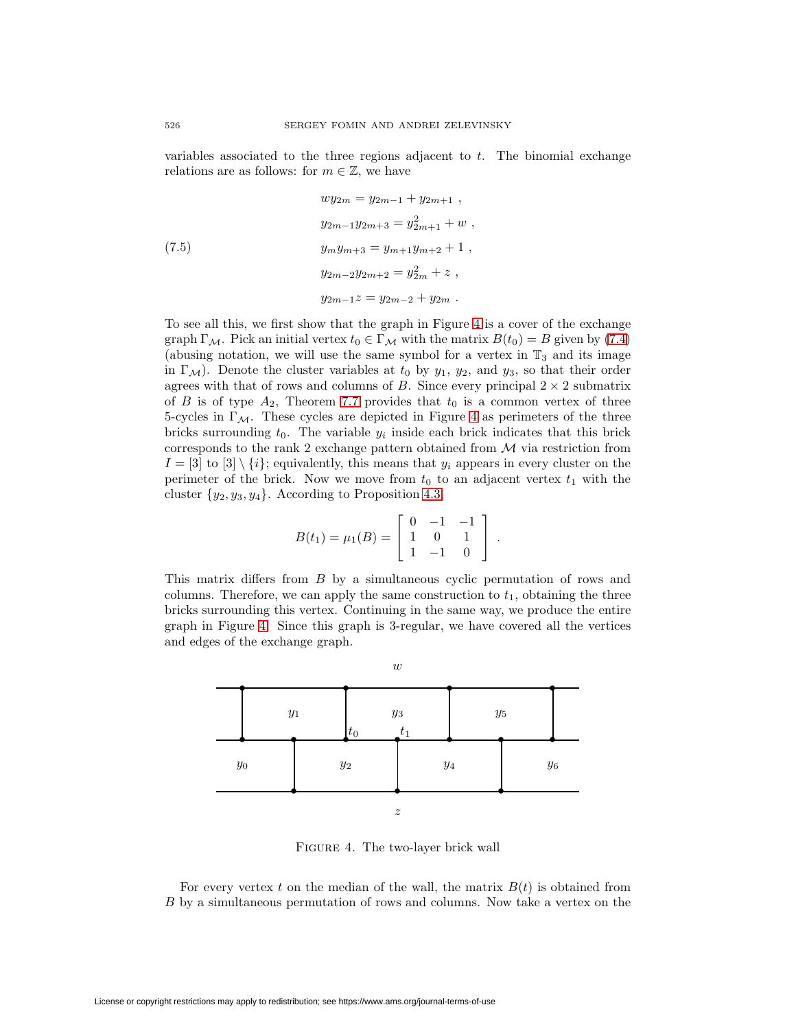variables associated to the three regions adjacent to $t$. The binomial exchange relations are as follows: for $m \in \mathbb{Z}$, we have

$$
\begin{aligned}
& w y_{2m} = y_{2m-1} + y_{2m+1} \ , \\
& y_{2m-1} y_{2m+3} = y_{2m+1}^2 + w \ , \\
& y_m y_{m+3} = y_{m+1} y_{m+2} + 1 \ , \\
& y_{2m-2} y_{2m+2} = y_{2m}^2 + z \ , \\
& y_{2m-1} z = y_{2m-2} + y_{2m} \ .
\end{aligned}
\tag{7.5}
$$

To see all this, we first show that the graph in Figure 4 is a cover of the exchange graph $\Gamma_{\mathcal{M}}$. Pick an initial vertex $t_0 \in \Gamma_{\mathcal{M}}$ with the matrix $B(t_0) = B$ given by (7.4) (abusing notation, we will use the same symbol for a vertex in $\mathbb{T}_3$ and its image in $\Gamma_{\mathcal{M}}$). Denote the cluster variables at $t_0$ by $y_1$, $y_2$, and $y_3$, so that their order agrees with that of rows and columns of $B$. Since every principal $2 \times 2$ submatrix of $B$ is of type $A_2$, Theorem 7.7 provides that $t_0$ is a common vertex of three 5-cycles in $\Gamma_{\mathcal{M}}$. These cycles are depicted in Figure 4 as perimeters of the three bricks surrounding $t_0$. The variable $y_i$ inside each brick indicates that this brick corresponds to the rank 2 exchange pattern obtained from $\mathcal{M}$ via restriction from $I = [3]$ to $[3] \setminus \{i\}$; equivalently, this means that $y_i$ appears in every cluster on the perimeter of the brick. Now we move from $t_0$ to an adjacent vertex $t_1$ with the cluster $\{y_2, y_3, y_4\}$. According to Proposition 4.3,

$$
B(t_1) = \mu_1(B) = \begin{bmatrix} 0 & -1 & -1 \\ 1 & 0 & 1 \\ 1 & -1 & 0 \end{bmatrix} .
$$

This matrix differs from $B$ by a simultaneous cyclic permutation of rows and columns. Therefore, we can apply the same construction to $t_1$, obtaining the three bricks surrounding this vertex. Continuing in the same way, we produce the entire graph in Figure 4. Since this graph is 3-regular, we have covered all the vertices and edges of the exchange graph.

Figure 4. The two-layer brick wall

For every vertex $t$ on the median of the wall, the matrix $B(t)$ is obtained from $B$ by a simultaneous permutation of rows and columns. Now take a vertex on the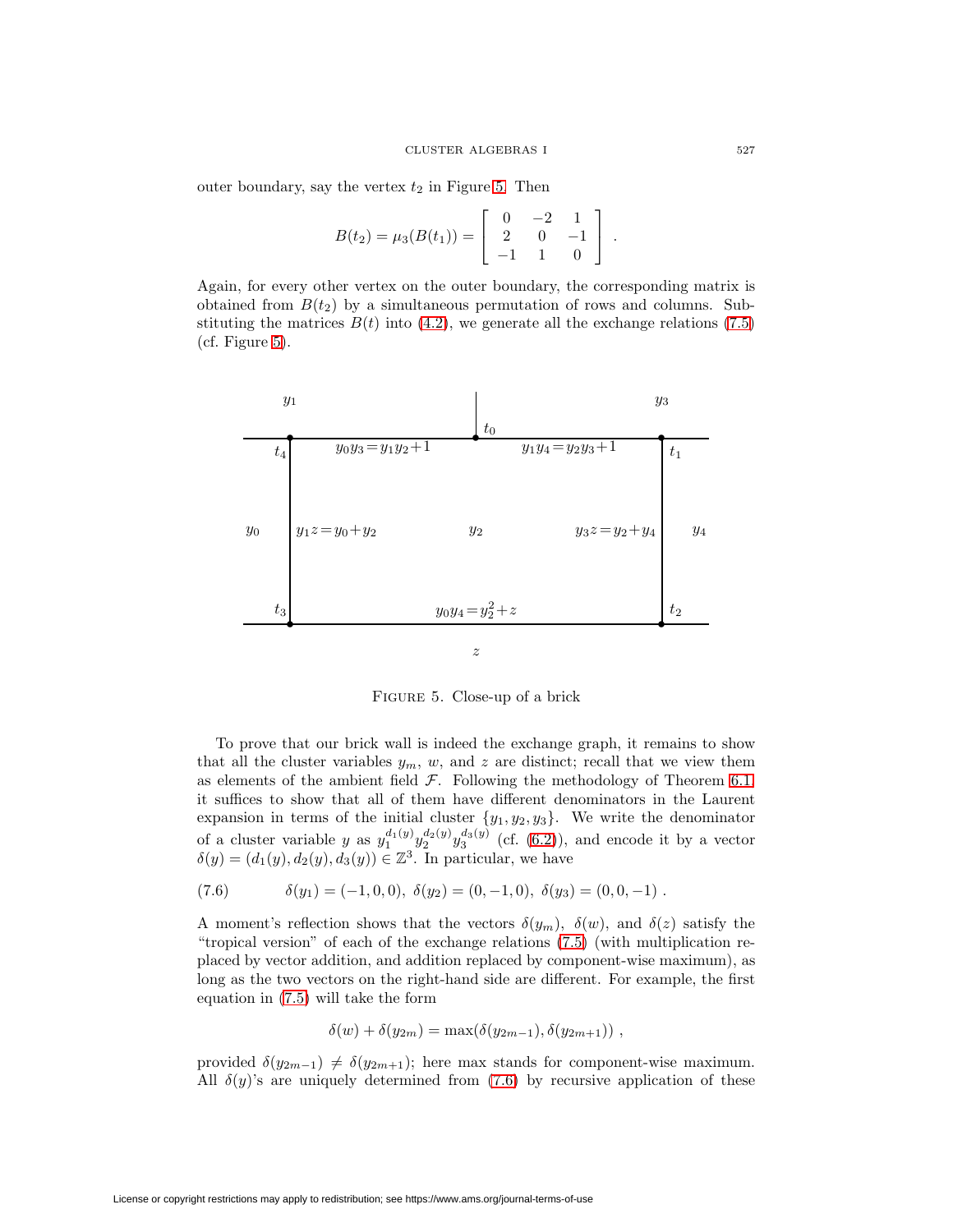outer boundary, say the vertex $t_2$ in Figure 5. Then

$$B(t_2) = \mu_3(B(t_1)) = \begin{bmatrix} 0 & -2 & 1 \\ 2 & 0 & -1 \\ -1 & 1 & 0 \end{bmatrix} .$$

Again, for every other vertex on the outer boundary, the corresponding matrix is obtained from $B(t_2)$ by a simultaneous permutation of rows and columns. Substituting the matrices $B(t)$ into (4.2), we generate all the exchange relations (7.5) (cf. Figure 5).

FIGURE 5. Close-up of a brick

To prove that our brick wall is indeed the exchange graph, it remains to show that all the cluster variables $y_m$, $w$, and $z$ are distinct; recall that we view them as elements of the ambient field $\mathcal{F}$. Following the methodology of Theorem 6.1, it suffices to show that all of them have different denominators in the Laurent expansion in terms of the initial cluster $\{y_1, y_2, y_3\}$. We write the denominator of a cluster variable $y$ as $y_1^{d_1(y)} y_2^{d_2(y)} y_3^{d_3(y)}$ (cf. (6.2)), and encode it by a vector $\delta(y) = (d_1(y), d_2(y), d_3(y)) \in \mathbb{Z}^3$. In particular, we have

$$\delta(y_1) = (-1, 0, 0),\ \delta(y_2) = (0, -1, 0),\ \delta(y_3) = (0, 0, -1) \ . \tag{7.6}$$

A moment's reflection shows that the vectors $\delta(y_m)$, $\delta(w)$, and $\delta(z)$ satisfy the "tropical version" of each of the exchange relations (7.5) (with multiplication replaced by vector addition, and addition replaced by component-wise maximum), as long as the two vectors on the right-hand side are different. For example, the first equation in (7.5) will take the form

$$\delta(w) + \delta(y_{2m}) = \max(\delta(y_{2m-1}), \delta(y_{2m+1})) \ ,$$

provided $\delta(y_{2m-1}) \neq \delta(y_{2m+1})$; here max stands for component-wise maximum. All $\delta(y)$'s are uniquely determined from (7.6) by recursive application of these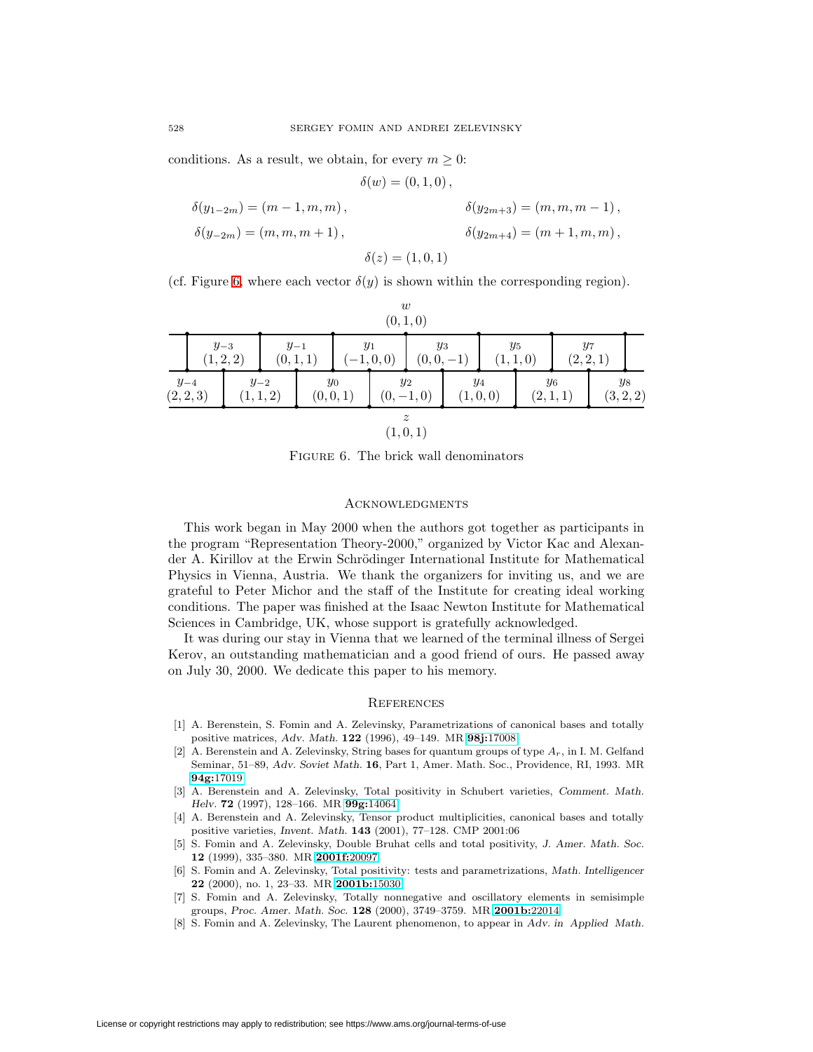conditions. As a result, we obtain, for every $m \ge 0$:

$$\delta(w) = (0,1,0)\,,$$

$$\delta(y_{1-2m}) = (m-1,m,m)\,, \qquad \delta(y_{2m+3}) = (m,m,m-1)\,,$$

$$\delta(y_{-2m}) = (m,m,m+1)\,, \qquad \delta(y_{2m+4}) = (m+1,m,m)\,,$$

$$\delta(z) = (1,0,1)$$

(cf. Figure 6, where each vector $\delta(y)$ is shown within the corresponding region).

$w$
$(0,1,0)$

| $y_{-3}$ $(1,2,2)$ | $y_{-1}$ $(0,1,1)$ | $y_1$ $(-1,0,0)$ | $y_3$ $(0,0,-1)$ | $y_5$ $(1,1,0)$ | $y_7$ $(2,2,1)$ | |
|---|---|---|---|---|---|---|
| $y_{-4}$ $(2,2,3)$ | $y_{-2}$ $(1,1,2)$ | $y_0$ $(0,0,1)$ | $y_2$ $(0,-1,0)$ | $y_4$ $(1,0,0)$ | $y_6$ $(2,1,1)$ | $y_8$ $(3,2,2)$ |

$z$
$(1,0,1)$

Figure 6. The brick wall denominators

## Acknowledgments

This work began in May 2000 when the authors got together as participants in the program "Representation Theory-2000," organized by Victor Kac and Alexander A. Kirillov at the Erwin Schrödinger International Institute for Mathematical Physics in Vienna, Austria. We thank the organizers for inviting us, and we are grateful to Peter Michor and the staff of the Institute for creating ideal working conditions. The paper was finished at the Isaac Newton Institute for Mathematical Sciences in Cambridge, UK, whose support is gratefully acknowledged.

It was during our stay in Vienna that we learned of the terminal illness of Sergei Kerov, an outstanding mathematician and a good friend of ours. He passed away on July 30, 2000. We dedicate this paper to his memory.

## References

[1] A. Berenstein, S. Fomin and A. Zelevinsky, Parametrizations of canonical bases and totally positive matrices, *Adv. Math.* **122** (1996), 49–149. MR **98j:**17008

[2] A. Berenstein and A. Zelevinsky, String bases for quantum groups of type $A_r$, in I. M. Gelfand Seminar, 51–89, *Adv. Soviet Math.* **16**, Part 1, Amer. Math. Soc., Providence, RI, 1993. MR **94g:**17019

[3] A. Berenstein and A. Zelevinsky, Total positivity in Schubert varieties, *Comment. Math. Helv.* **72** (1997), 128–166. MR **99g:**14064

[4] A. Berenstein and A. Zelevinsky, Tensor product multiplicities, canonical bases and totally positive varieties, *Invent. Math.* **143** (2001), 77–128. CMP 2001:06

[5] S. Fomin and A. Zelevinsky, Double Bruhat cells and total positivity, *J. Amer. Math. Soc.* **12** (1999), 335–380. MR **2001f:**20097

[6] S. Fomin and A. Zelevinsky, Total positivity: tests and parametrizations, *Math. Intelligencer* **22** (2000), no. 1, 23–33. MR **2001b:**15030

[7] S. Fomin and A. Zelevinsky, Totally nonnegative and oscillatory elements in semisimple groups, *Proc. Amer. Math. Soc.* **128** (2000), 3749–3759. MR **2001b:**22014

[8] S. Fomin and A. Zelevinsky, The Laurent phenomenon, to appear in *Adv. in Applied Math.*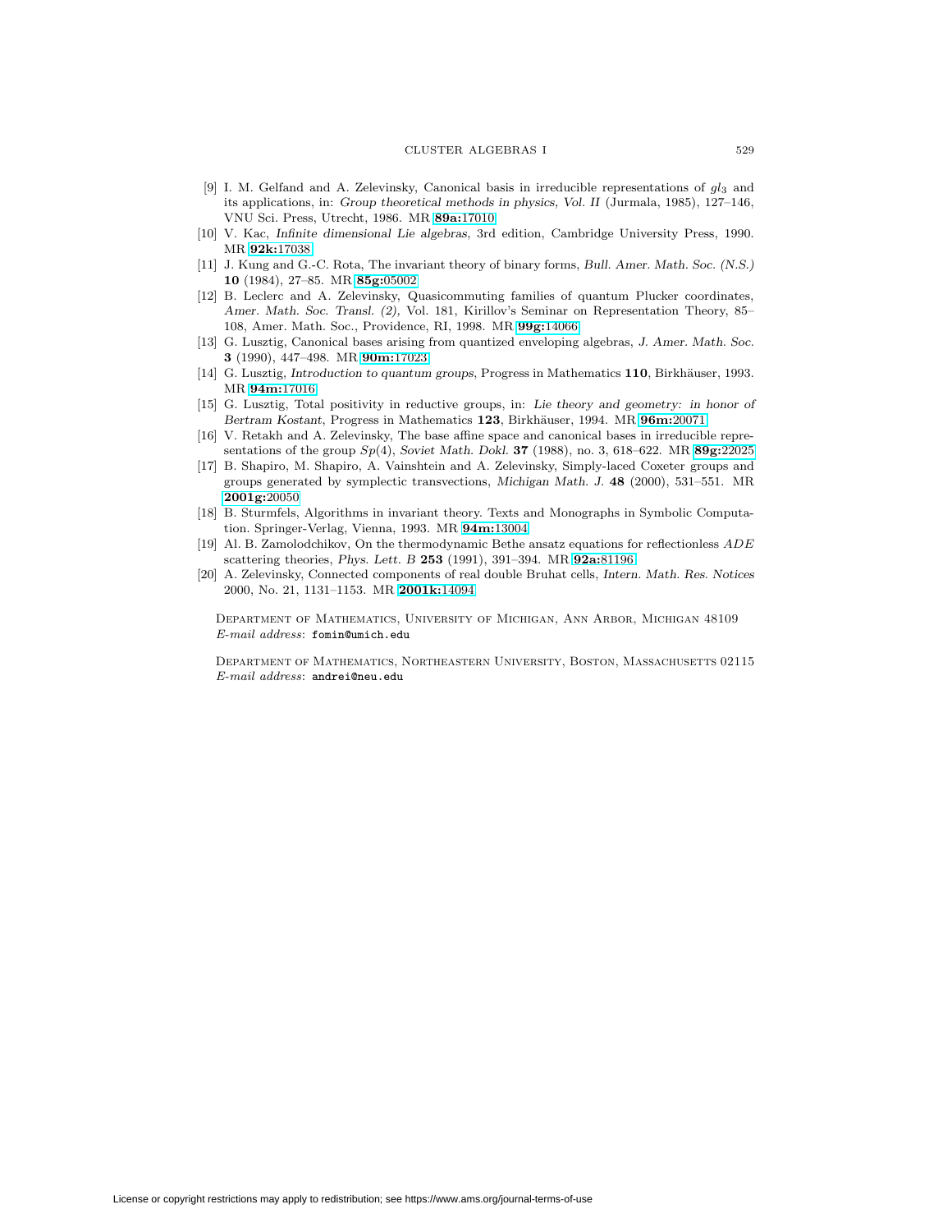[9] I. M. Gelfand and A. Zelevinsky, Canonical basis in irreducible representations of $gl_3$ and its applications, in: *Group theoretical methods in physics, Vol. II* (Jurmala, 1985), 127–146, VNU Sci. Press, Utrecht, 1986. MR **89a:**17010

[10] V. Kac, *Infinite dimensional Lie algebras*, 3rd edition, Cambridge University Press, 1990. MR **92k:**17038

[11] J. Kung and G.-C. Rota, The invariant theory of binary forms, *Bull. Amer. Math. Soc. (N.S.)* **10** (1984), 27–85. MR **85g:**05002

[12] B. Leclerc and A. Zelevinsky, Quasicommuting families of quantum Plucker coordinates, *Amer. Math. Soc. Transl. (2)*, Vol. 181, Kirillov's Seminar on Representation Theory, 85–108, Amer. Math. Soc., Providence, RI, 1998. MR **99g:**14066

[13] G. Lusztig, Canonical bases arising from quantized enveloping algebras, *J. Amer. Math. Soc.* **3** (1990), 447–498. MR **90m:**17023

[14] G. Lusztig, *Introduction to quantum groups*, Progress in Mathematics **110**, Birkhäuser, 1993. MR **94m:**17016

[15] G. Lusztig, Total positivity in reductive groups, in: *Lie theory and geometry: in honor of Bertram Kostant*, Progress in Mathematics **123**, Birkhäuser, 1994. MR **96m:**20071

[16] V. Retakh and A. Zelevinsky, The base affine space and canonical bases in irreducible representations of the group $Sp(4)$, *Soviet Math. Dokl.* **37** (1988), no. 3, 618–622. MR **89g:**22025

[17] B. Shapiro, M. Shapiro, A. Vainshtein and A. Zelevinsky, Simply-laced Coxeter groups and groups generated by symplectic transvections, *Michigan Math. J.* **48** (2000), 531–551. MR **2001g:**20050

[18] B. Sturmfels, Algorithms in invariant theory. Texts and Monographs in Symbolic Computation. Springer-Verlag, Vienna, 1993. MR **94m:**13004

[19] Al. B. Zamolodchikov, On the thermodynamic Bethe ansatz equations for reflectionless $ADE$ scattering theories, *Phys. Lett. B* **253** (1991), 391–394. MR **92a:**81196

[20] A. Zelevinsky, Connected components of real double Bruhat cells, *Intern. Math. Res. Notices* 2000, No. 21, 1131–1153. MR **2001k:**14094

Department of Mathematics, University of Michigan, Ann Arbor, Michigan 48109
*E-mail address*: fomin@umich.edu

Department of Mathematics, Northeastern University, Boston, Massachusetts 02115
*E-mail address*: andrei@neu.edu

License or copyright restrictions may apply to redistribution; see https://www.ams.org/journal-terms-of-use